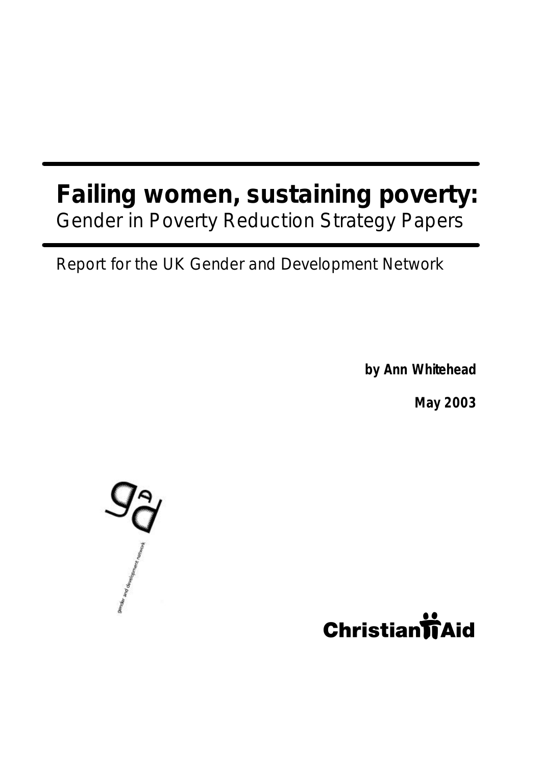# Failing women, sustaining poverty:

Gender in Poverty Reduction Strategy Papers

Report for the UK Gender and Development Network

**by Ann Whitehead**

**May 2003**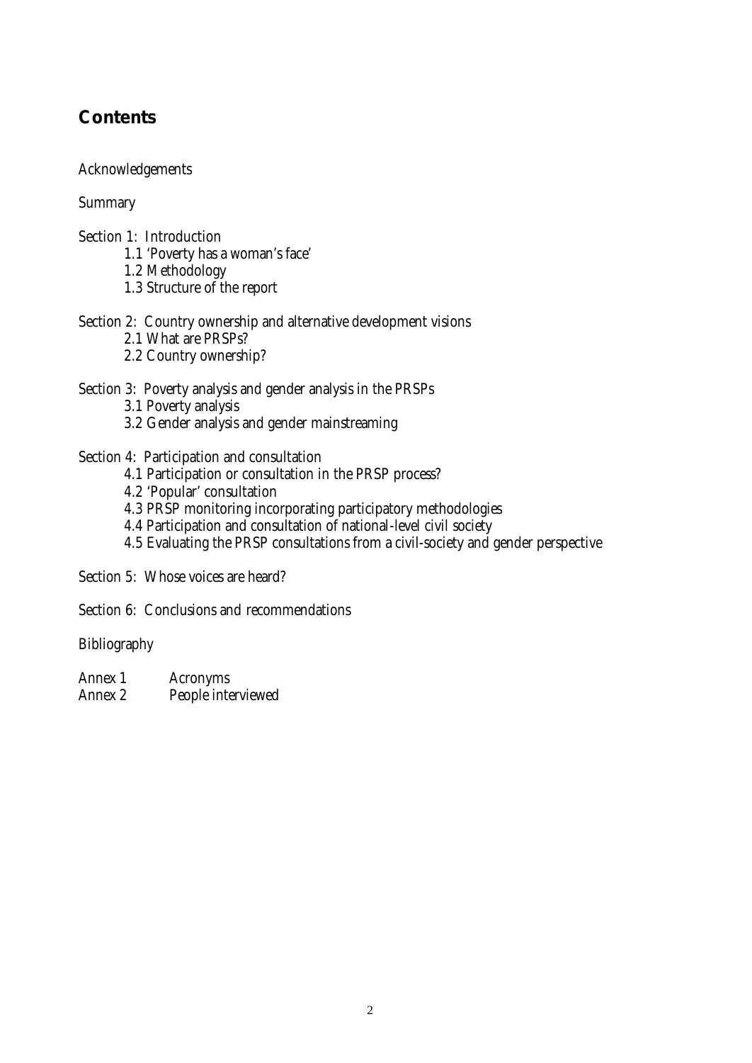## Contents

Acknowledgements

Summary

Section 1: Introduction
- 1.1 'Poverty has a woman's face'
- 1.2 Methodology
- 1.3 Structure of the report

Section 2: Country ownership and alternative development visions
- 2.1 What are PRSPs?
- 2.2 Country ownership?

Section 3: Poverty analysis and gender analysis in the PRSPs
- 3.1 Poverty analysis
- 3.2 Gender analysis and gender mainstreaming

Section 4: Participation and consultation
- 4.1 Participation or consultation in the PRSP process?
- 4.2 'Popular' consultation
- 4.3 PRSP monitoring incorporating participatory methodologies
- 4.4 Participation and consultation of national-level civil society
- 4.5 Evaluating the PRSP consultations from a civil-society and gender perspective

Section 5: Whose voices are heard?

Section 6: Conclusions and recommendations

Bibliography

Annex 1 Acronyms
Annex 2 People interviewed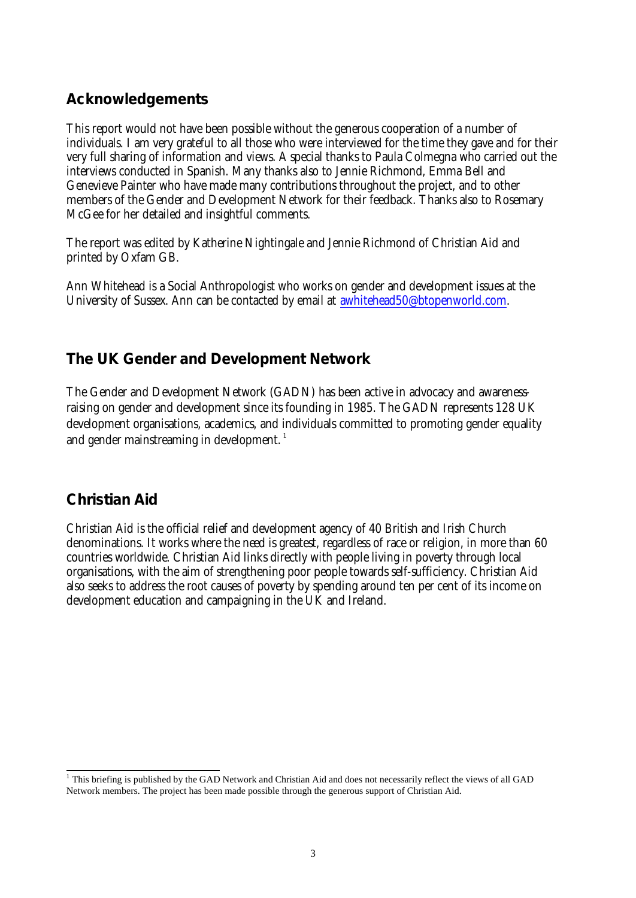## Acknowledgements

This report would not have been possible without the generous cooperation of a number of individuals. I am very grateful to all those who were interviewed for the time they gave and for their very full sharing of information and views. A special thanks to Paula Colmegna who carried out the interviews conducted in Spanish. Many thanks also to Jennie Richmond, Emma Bell and Genevieve Painter who have made many contributions throughout the project, and to other members of the Gender and Development Network for their feedback. Thanks also to Rosemary McGee for her detailed and insightful comments.

The report was edited by Katherine Nightingale and Jennie Richmond of Christian Aid and printed by Oxfam GB.

Ann Whitehead is a Social Anthropologist who works on gender and development issues at the University of Sussex. Ann can be contacted by email at awhitehead50@btopenworld.com.

## The UK Gender and Development Network

The Gender and Development Network (GADN) has been active in advocacy and awareness-raising on gender and development since its founding in 1985. The GADN represents 128 UK development organisations, academics, and individuals committed to promoting gender equality and gender mainstreaming in development. [1]

## Christian Aid

Christian Aid is the official relief and development agency of 40 British and Irish Church denominations. It works where the need is greatest, regardless of race or religion, in more than 60 countries worldwide. Christian Aid links directly with people living in poverty through local organisations, with the aim of strengthening poor people towards self-sufficiency. Christian Aid also seeks to address the root causes of poverty by spending around ten per cent of its income on development education and campaigning in the UK and Ireland.

---

[1] This briefing is published by the GAD Network and Christian Aid and does not necessarily reflect the views of all GAD Network members. The project has been made possible through the generous support of Christian Aid.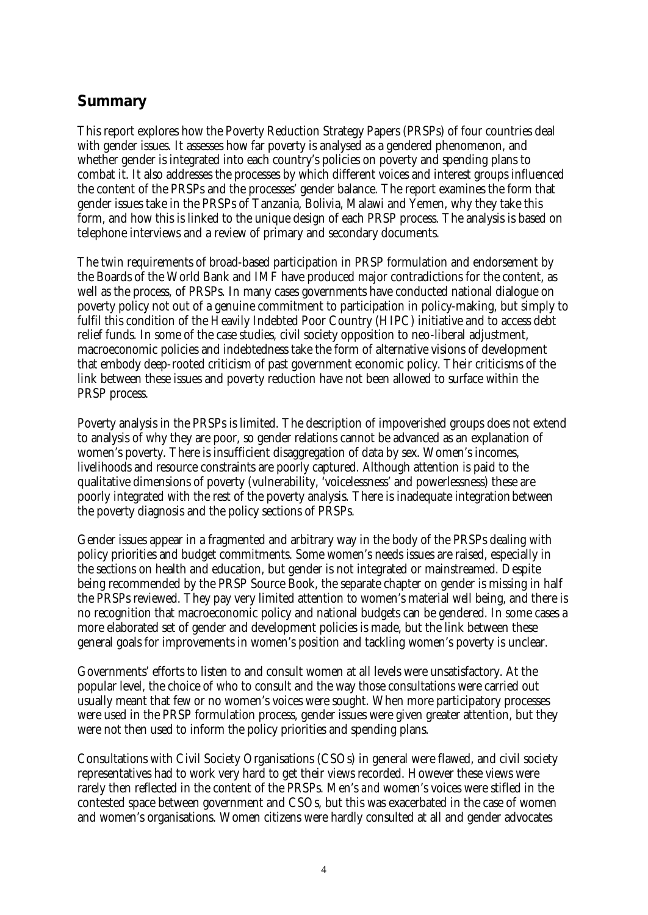## Summary

This report explores how the Poverty Reduction Strategy Papers (PRSPs) of four countries deal with gender issues. It assesses how far poverty is analysed as a gendered phenomenon, and whether gender is integrated into each country's policies on poverty and spending plans to combat it. It also addresses the processes by which different voices and interest groups influenced the content of the PRSPs and the processes' gender balance. The report examines the form that gender issues take in the PRSPs of Tanzania, Bolivia, Malawi and Yemen, why they take this form, and how this is linked to the unique design of each PRSP process. The analysis is based on telephone interviews and a review of primary and secondary documents.

The twin requirements of broad-based participation in PRSP formulation and endorsement by the Boards of the World Bank and IMF have produced major contradictions for the content, as well as the process, of PRSPs. In many cases governments have conducted national dialogue on poverty policy not out of a genuine commitment to participation in policy-making, but simply to fulfil this condition of the Heavily Indebted Poor Country (HIPC) initiative and to access debt relief funds. In some of the case studies, civil society opposition to neo-liberal adjustment, macroeconomic policies and indebtedness take the form of alternative visions of development that embody deep-rooted criticism of past government economic policy. Their criticisms of the link between these issues and poverty reduction have not been allowed to surface within the PRSP process.

Poverty analysis in the PRSPs is limited. The description of impoverished groups does not extend to analysis of why they are poor, so gender relations cannot be advanced as an explanation of women's poverty. There is insufficient disaggregation of data by sex. Women's incomes, livelihoods and resource constraints are poorly captured. Although attention is paid to the qualitative dimensions of poverty (vulnerability, 'voicelessness' and powerlessness) these are poorly integrated with the rest of the poverty analysis. There is inadequate integration between the poverty diagnosis and the policy sections of PRSPs.

Gender issues appear in a fragmented and arbitrary way in the body of the PRSPs dealing with policy priorities and budget commitments. Some women's needs issues are raised, especially in the sections on health and education, but gender is not integrated or mainstreamed. Despite being recommended by the PRSP Source Book, the separate chapter on gender is missing in half the PRSPs reviewed. They pay very limited attention to women's material well being, and there is no recognition that macroeconomic policy and national budgets can be gendered. In some cases a more elaborated set of gender and development policies is made, but the link between these general goals for improvements in women's position and tackling women's poverty is unclear.

Governments' efforts to listen to and consult women at all levels were unsatisfactory. At the popular level, the choice of who to consult and the way those consultations were carried out usually meant that few or no women's voices were sought. When more participatory processes were used in the PRSP formulation process, gender issues were given greater attention, but they were not then used to inform the policy priorities and spending plans.

Consultations with Civil Society Organisations (CSOs) in general were flawed, and civil society representatives had to work very hard to get their views recorded. However these views were rarely then reflected in the content of the PRSPs. Men's *and* women's voices were stifled in the contested space between government and CSOs, but this was exacerbated in the case of women and women's organisations. Women citizens were hardly consulted at all and gender advocates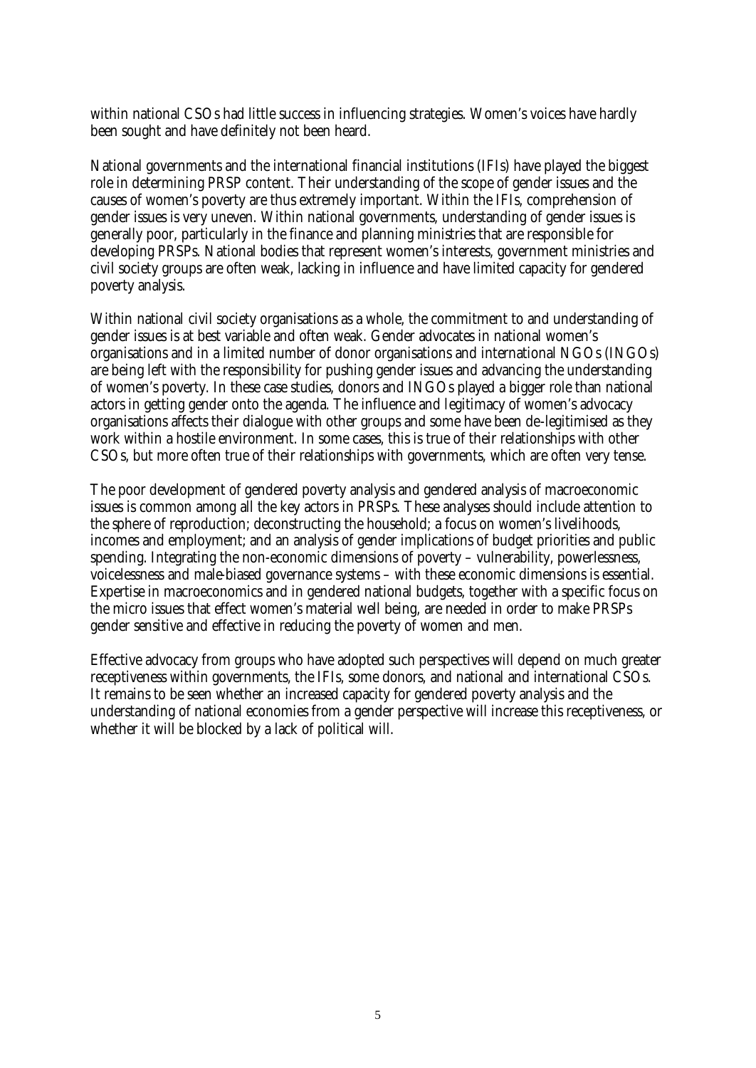within national CSOs had little success in influencing strategies. Women's voices have hardly been sought and have definitely not been heard.

National governments and the international financial institutions (IFIs) have played the biggest role in determining PRSP content. Their understanding of the scope of gender issues and the causes of women's poverty are thus extremely important. Within the IFIs, comprehension of gender issues is very uneven. Within national governments, understanding of gender issues is generally poor, particularly in the finance and planning ministries that are responsible for developing PRSPs. National bodies that represent women's interests, government ministries and civil society groups are often weak, lacking in influence and have limited capacity for gendered poverty analysis.

Within national civil society organisations as a whole, the commitment to and understanding of gender issues is at best variable and often weak. Gender advocates in national women's organisations and in a limited number of donor organisations and international NGOs (INGOs) are being left with the responsibility for pushing gender issues and advancing the understanding of women's poverty. In these case studies, donors and INGOs played a bigger role than national actors in getting gender onto the agenda. The influence and legitimacy of women's advocacy organisations affects their dialogue with other groups and some have been de-legitimised as they work within a hostile environment. In some cases, this is true of their relationships with other CSOs, but more often true of their relationships with governments, which are often very tense.

The poor development of gendered poverty analysis and gendered analysis of macroeconomic issues is common among all the key actors in PRSPs. These analyses should include attention to the sphere of reproduction; deconstructing the household; a focus on women's livelihoods, incomes and employment; and an analysis of gender implications of budget priorities and public spending. Integrating the non-economic dimensions of poverty – vulnerability, powerlessness, voicelessness and male-biased governance systems – with these economic dimensions is essential. Expertise in macroeconomics and in gendered national budgets, together with a specific focus on the micro issues that effect women's material well being, are needed in order to make PRSPs gender sensitive and effective in reducing the poverty of women and men.

Effective advocacy from groups who have adopted such perspectives will depend on much greater receptiveness within governments, the IFIs, some donors, and national and international CSOs. It remains to be seen whether an increased capacity for gendered poverty analysis and the understanding of national economies from a gender perspective will increase this receptiveness, or whether it will be blocked by a lack of political will.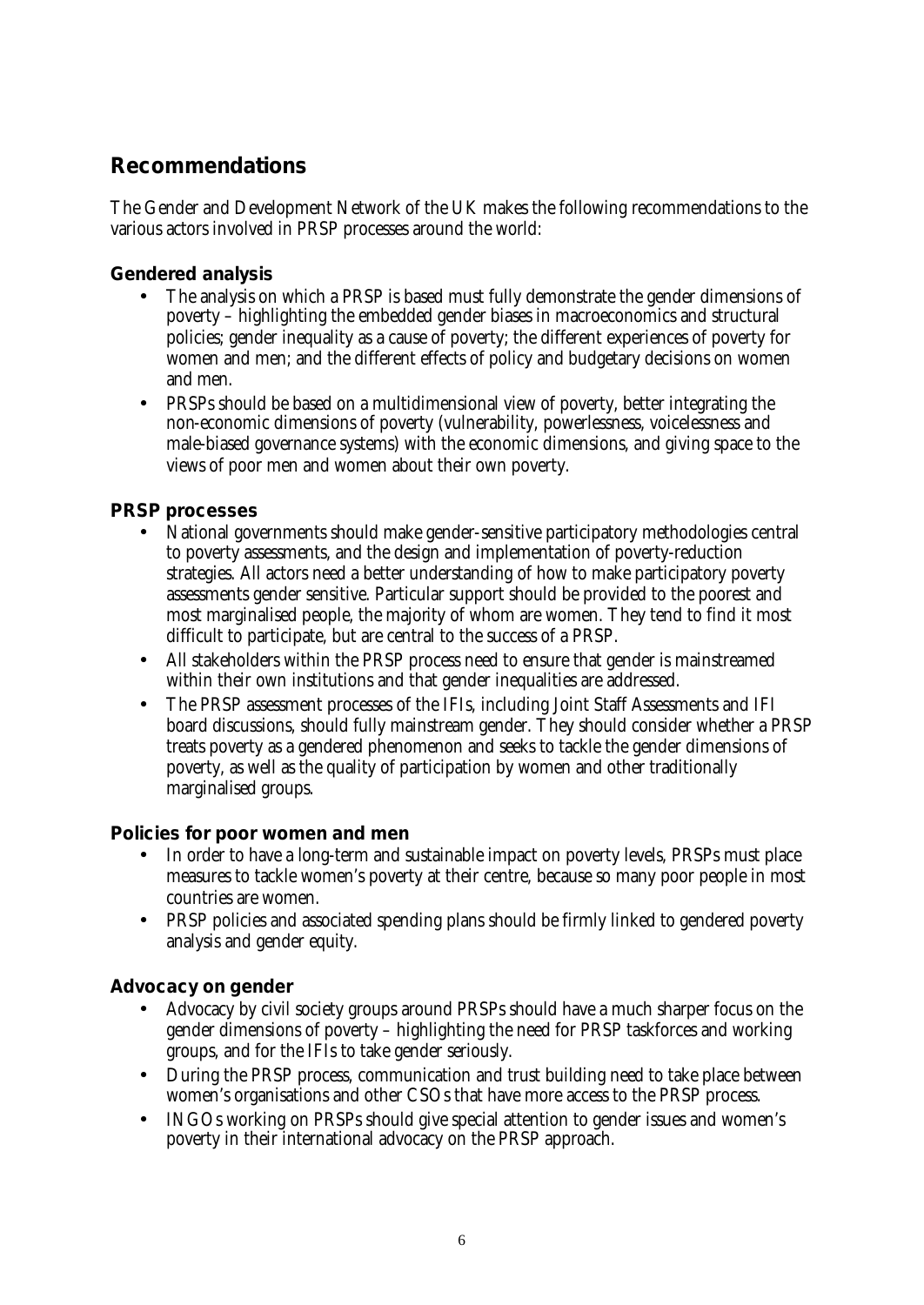## Recommendations

The Gender and Development Network of the UK makes the following recommendations to the various actors involved in PRSP processes around the world:

### Gendered analysis

- The analysis on which a PRSP is based must fully demonstrate the gender dimensions of poverty – highlighting the embedded gender biases in macroeconomics and structural policies; gender inequality as a cause of poverty; the different experiences of poverty for women and men; and the different effects of policy and budgetary decisions on women and men.
- PRSPs should be based on a multidimensional view of poverty, better integrating the non-economic dimensions of poverty (vulnerability, powerlessness, voicelessness and male-biased governance systems) with the economic dimensions, and giving space to the views of poor men and women about their own poverty.

### PRSP processes

- National governments should make gender-sensitive participatory methodologies central to poverty assessments, and the design and implementation of poverty-reduction strategies. All actors need a better understanding of how to make participatory poverty assessments gender sensitive. Particular support should be provided to the poorest and most marginalised people, the majority of whom are women. They tend to find it most difficult to participate, but are central to the success of a PRSP.
- All stakeholders within the PRSP process need to ensure that gender is mainstreamed within their own institutions and that gender inequalities are addressed.
- The PRSP assessment processes of the IFIs, including Joint Staff Assessments and IFI board discussions, should fully mainstream gender. They should consider whether a PRSP treats poverty as a gendered phenomenon and seeks to tackle the gender dimensions of poverty, as well as the quality of participation by women and other traditionally marginalised groups.

### Policies for poor women and men

- In order to have a long-term and sustainable impact on poverty levels, PRSPs must place measures to tackle women's poverty at their centre, because so many poor people in most countries are women.
- PRSP policies and associated spending plans should be firmly linked to gendered poverty analysis and gender equity.

### Advocacy on gender

- Advocacy by civil society groups around PRSPs should have a much sharper focus on the gender dimensions of poverty – highlighting the need for PRSP taskforces and working groups, and for the IFIs to take gender seriously.
- During the PRSP process, communication and trust building need to take place between women's organisations and other CSOs that have more access to the PRSP process.
- INGOs working on PRSPs should give special attention to gender issues and women's poverty in their international advocacy on the PRSP approach.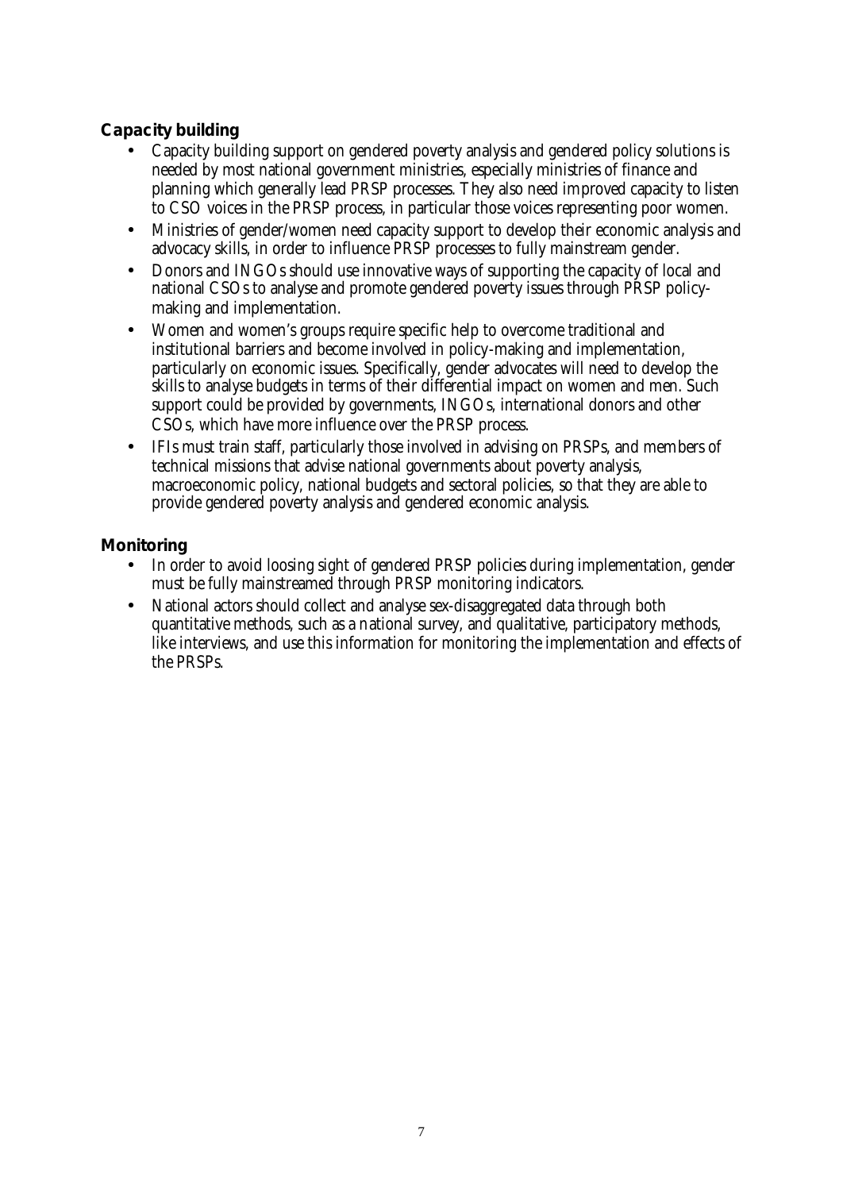## Capacity building

- Capacity building support on gendered poverty analysis and gendered policy solutions is needed by most national government ministries, especially ministries of finance and planning which generally lead PRSP processes. They also need improved capacity to listen to CSO voices in the PRSP process, in particular those voices representing poor women.
- Ministries of gender/women need capacity support to develop their economic analysis and advocacy skills, in order to influence PRSP processes to fully mainstream gender.
- Donors and INGOs should use innovative ways of supporting the capacity of local and national CSOs to analyse and promote gendered poverty issues through PRSP policy-making and implementation.
- Women and women's groups require specific help to overcome traditional and institutional barriers and become involved in policy-making and implementation, particularly on economic issues. Specifically, gender advocates will need to develop the skills to analyse budgets in terms of their differential impact on women and men. Such support could be provided by governments, INGOs, international donors and other CSOs, which have more influence over the PRSP process.
- IFIs must train staff, particularly those involved in advising on PRSPs, and members of technical missions that advise national governments about poverty analysis, macroeconomic policy, national budgets and sectoral policies, so that they are able to provide gendered poverty analysis and gendered economic analysis.

## Monitoring

- In order to avoid loosing sight of gendered PRSP policies during implementation, gender must be fully mainstreamed through PRSP monitoring indicators.
- National actors should collect and analyse sex-disaggregated data through both quantitative methods, such as a national survey, and qualitative, participatory methods, like interviews, and use this information for monitoring the implementation and effects of the PRSPs.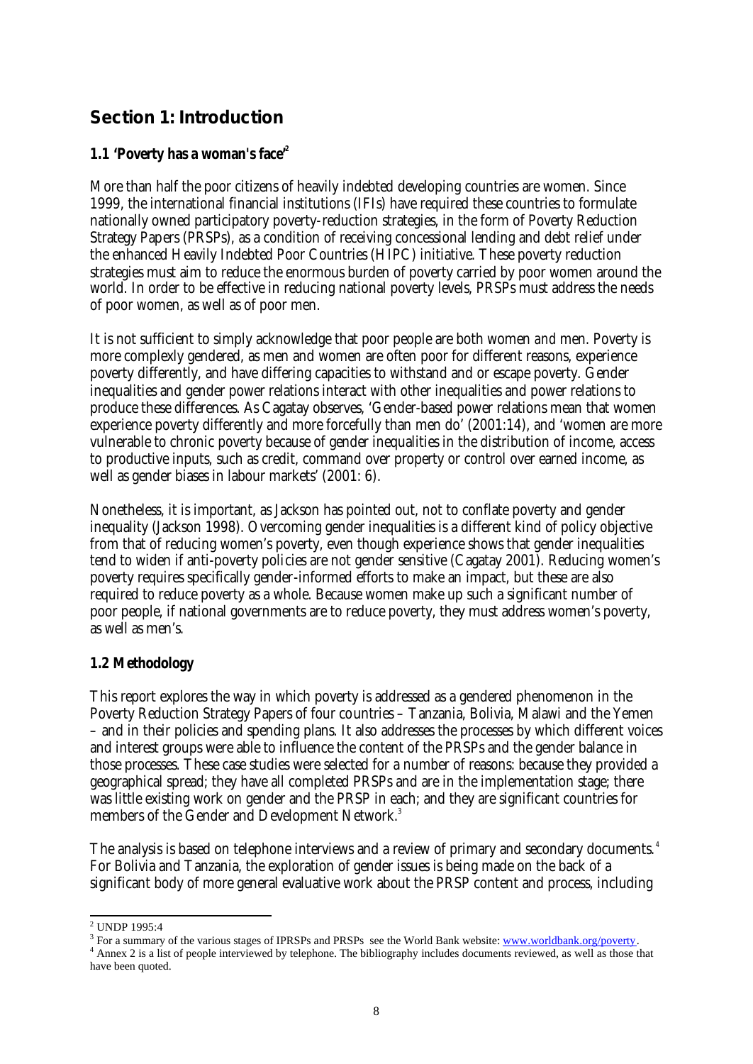# Section 1: Introduction

## 1.1 'Poverty has a woman's face'[2]

More than half the poor citizens of heavily indebted developing countries are women. Since 1999, the international financial institutions (IFIs) have required these countries to formulate nationally owned participatory poverty-reduction strategies, in the form of Poverty Reduction Strategy Papers (PRSPs), as a condition of receiving concessional lending and debt relief under the enhanced Heavily Indebted Poor Countries (HIPC) initiative. These poverty reduction strategies must aim to reduce the enormous burden of poverty carried by poor women around the world. In order to be effective in reducing national poverty levels, PRSPs must address the needs of poor women, as well as of poor men.

It is not sufficient to simply acknowledge that poor people are both women *and* men. Poverty is more complexly gendered, as men and women are often poor for different reasons, experience poverty differently, and have differing capacities to withstand and or escape poverty. Gender inequalities and gender power relations interact with other inequalities and power relations to produce these differences. As Cagatay observes, 'Gender-based power relations mean that women experience poverty differently and more forcefully than men do' (2001:14), and 'women are more vulnerable to chronic poverty because of gender inequalities in the distribution of income, access to productive inputs, such as credit, command over property or control over earned income, as well as gender biases in labour markets' (2001: 6).

Nonetheless, it is important, as Jackson has pointed out, not to conflate poverty and gender inequality (Jackson 1998). Overcoming gender inequalities is a different kind of policy objective from that of reducing women's poverty, even though experience shows that gender inequalities tend to widen if anti-poverty policies are not gender sensitive (Cagatay 2001). Reducing women's poverty requires specifically gender-informed efforts to make an impact, but these are also required to reduce poverty as a whole. Because women make up such a significant number of poor people, if national governments are to reduce poverty, they must address women's poverty, as well as men's.

## 1.2 Methodology

This report explores the way in which poverty is addressed as a gendered phenomenon in the Poverty Reduction Strategy Papers of four countries – Tanzania, Bolivia, Malawi and the Yemen – and in their policies and spending plans. It also addresses the processes by which different voices and interest groups were able to influence the content of the PRSPs and the gender balance in those processes. These case studies were selected for a number of reasons: because they provided a geographical spread; they have all completed PRSPs and are in the implementation stage; there was little existing work on gender and the PRSP in each; and they are significant countries for members of the Gender and Development Network.[3]

The analysis is based on telephone interviews and a review of primary and secondary documents.[4] For Bolivia and Tanzania, the exploration of gender issues is being made on the back of a significant body of more general evaluative work about the PRSP content and process, including

---

[2] UNDP 1995:4

[3] For a summary of the various stages of IPRSPs and PRSPs see the World Bank website: www.worldbank.org/poverty.

[4] Annex 2 is a list of people interviewed by telephone. The bibliography includes documents reviewed, as well as those that have been quoted.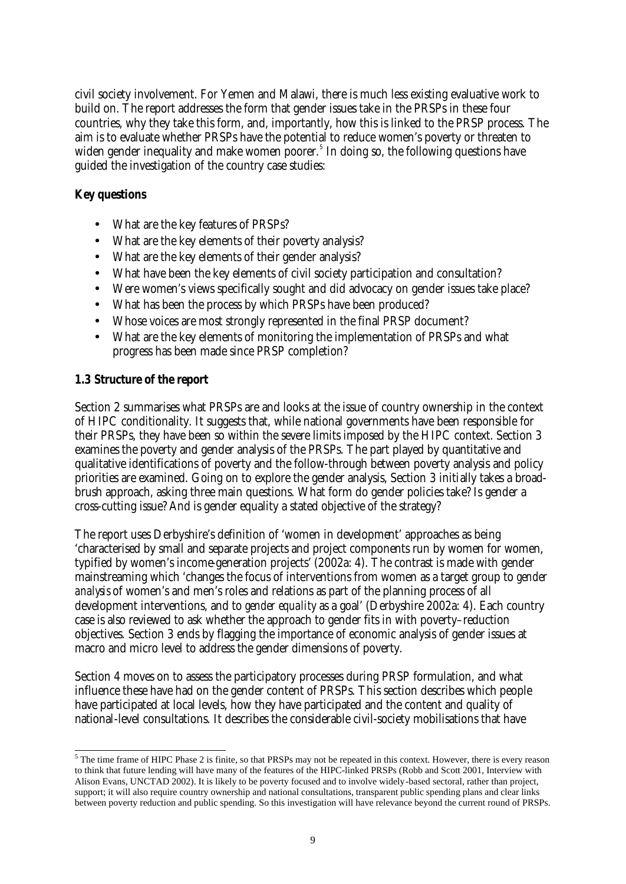civil society involvement. For Yemen and Malawi, there is much less existing evaluative work to build on. The report addresses the form that gender issues take in the PRSPs in these four countries, why they take this form, and, importantly, how this is linked to the PRSP process. The aim is to evaluate whether PRSPs have the potential to reduce women's poverty or threaten to widen gender inequality and make women poorer.[5] In doing so, the following questions have guided the investigation of the country case studies:

**Key questions**

- What are the key features of PRSPs?
- What are the key elements of their poverty analysis?
- What are the key elements of their gender analysis?
- What have been the key elements of civil society participation and consultation?
- Were women's views specifically sought and did advocacy on gender issues take place?
- What has been the process by which PRSPs have been produced?
- Whose voices are most strongly represented in the final PRSP document?
- What are the key elements of monitoring the implementation of PRSPs and what progress has been made since PRSP completion?

### 1.3 Structure of the report

Section 2 summarises what PRSPs are and looks at the issue of country ownership in the context of HIPC conditionality. It suggests that, while national governments have been responsible for their PRSPs, they have been so within the severe limits imposed by the HIPC context. Section 3 examines the poverty and gender analysis of the PRSPs. The part played by quantitative and qualitative identifications of poverty and the follow-through between poverty analysis and policy priorities are examined. Going on to explore the gender analysis, Section 3 initially takes a broad-brush approach, asking three main questions. What form do gender policies take? Is gender a cross-cutting issue? And is gender equality a stated objective of the strategy?

The report uses Derbyshire's definition of 'women in development' approaches as being 'characterised by small and separate projects and project components run by women for women, typified by women's income-generation projects' (2002a: 4). The contrast is made with gender mainstreaming which 'changes the focus of interventions from women as a target group to *gender analysis* of women's and men's roles and relations as part of the planning process of all development interventions, and to *gender equality* as a goal' (Derbyshire 2002a: 4). Each country case is also reviewed to ask whether the approach to gender fits in with poverty–reduction objectives. Section 3 ends by flagging the importance of economic analysis of gender issues at macro and micro level to address the gender dimensions of poverty.

Section 4 moves on to assess the participatory processes during PRSP formulation, and what influence these have had on the gender content of PRSPs. This section describes which people have participated at local levels, how they have participated and the content and quality of national-level consultations. It describes the considerable civil-society mobilisations that have

---

[5] The time frame of HIPC Phase 2 is finite, so that PRSPs may not be repeated in this context. However, there is every reason to think that future lending will have many of the features of the HIPC-linked PRSPs (Robb and Scott 2001, Interview with Alison Evans, UNCTAD 2002). It is likely to be poverty focused and to involve widely-based sectoral, rather than project, support; it will also require country ownership and national consultations, transparent public spending plans and clear links between poverty reduction and public spending. So this investigation will have relevance beyond the current round of PRSPs.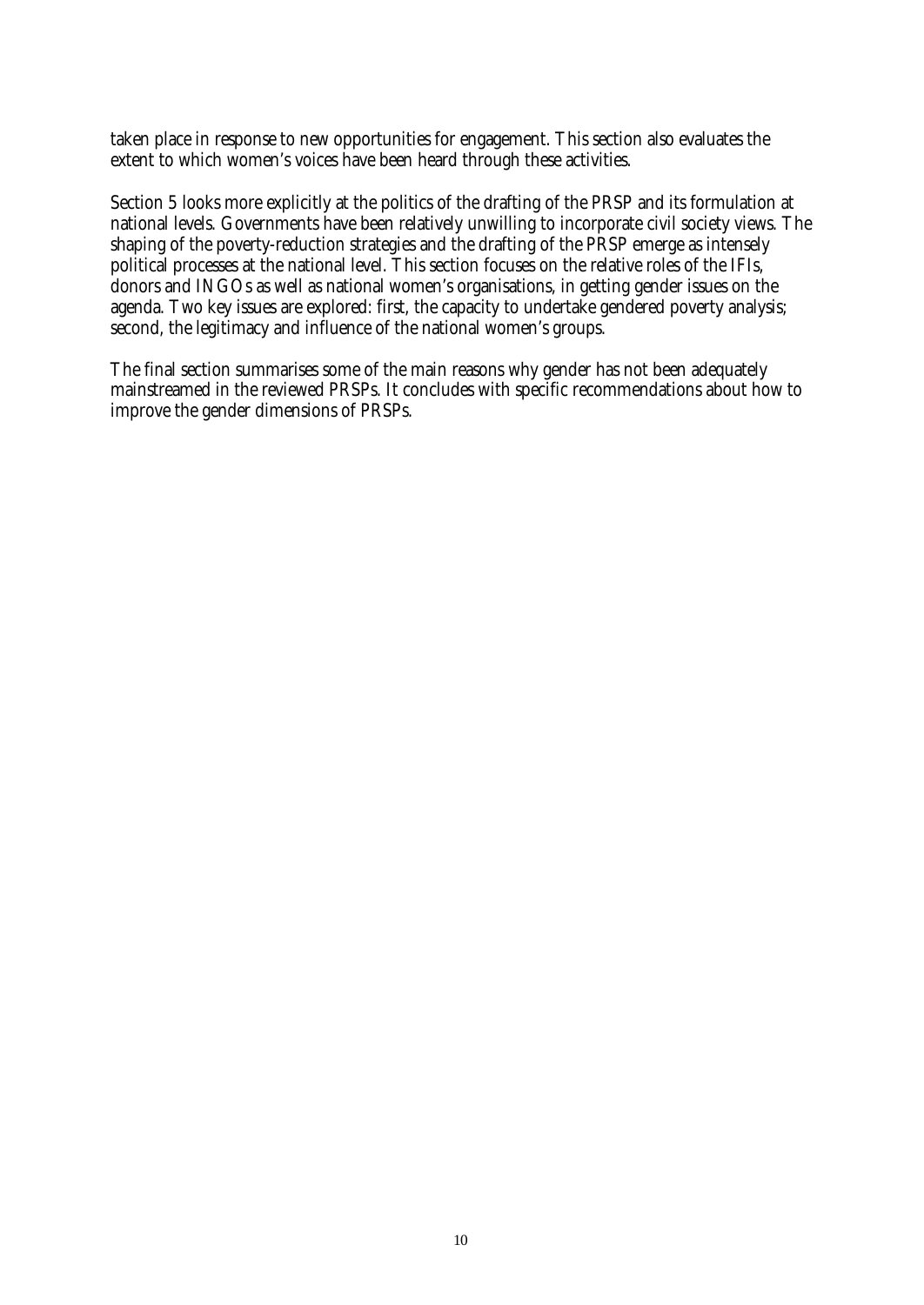taken place in response to new opportunities for engagement. This section also evaluates the extent to which women's voices have been heard through these activities.

Section 5 looks more explicitly at the politics of the drafting of the PRSP and its formulation at national levels. Governments have been relatively unwilling to incorporate civil society views. The shaping of the poverty-reduction strategies and the drafting of the PRSP emerge as intensely political processes at the national level. This section focuses on the relative roles of the IFIs, donors and INGOs as well as national women's organisations, in getting gender issues on the agenda. Two key issues are explored: first, the capacity to undertake gendered poverty analysis; second, the legitimacy and influence of the national women's groups.

The final section summarises some of the main reasons why gender has not been adequately mainstreamed in the reviewed PRSPs. It concludes with specific recommendations about how to improve the gender dimensions of PRSPs.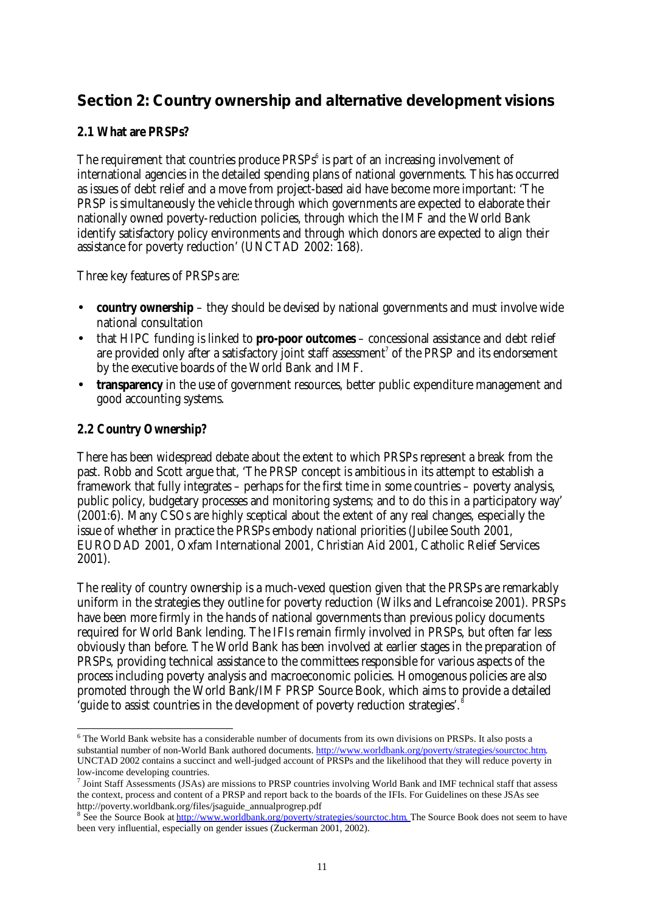## Section 2: Country ownership and alternative development visions

### 2.1 What are PRSPs?

The requirement that countries produce PRSPs[6] is part of an increasing involvement of international agencies in the detailed spending plans of national governments. This has occurred as issues of debt relief and a move from project-based aid have become more important: 'The PRSP is simultaneously the vehicle through which governments are expected to elaborate their nationally owned poverty-reduction policies, through which the IMF and the World Bank identify satisfactory policy environments and through which donors are expected to align their assistance for poverty reduction' (UNCTAD 2002: 168).

Three key features of PRSPs are:

- **country ownership** – they should be devised by national governments and must involve wide national consultation
- that HIPC funding is linked to **pro-poor outcomes** – concessional assistance and debt relief are provided only after a satisfactory joint staff assessment[7] of the PRSP and its endorsement by the executive boards of the World Bank and IMF.
- **transparency** in the use of government resources, better public expenditure management and good accounting systems.

### 2.2 Country Ownership?

There has been widespread debate about the extent to which PRSPs represent a break from the past. Robb and Scott argue that, 'The PRSP concept is ambitious in its attempt to establish a framework that fully integrates – perhaps for the first time in some countries – poverty analysis, public policy, budgetary processes and monitoring systems; and to do this in a participatory way' (2001:6). Many CSOs are highly sceptical about the extent of any real changes, especially the issue of whether in practice the PRSPs embody national priorities (Jubilee South 2001, EURODAD 2001, Oxfam International 2001, Christian Aid 2001, Catholic Relief Services 2001).

The reality of country ownership is a much-vexed question given that the PRSPs are remarkably uniform in the strategies they outline for poverty reduction (Wilks and Lefrancoise 2001). PRSPs have been more firmly in the hands of national governments than previous policy documents required for World Bank lending. The IFIs remain firmly involved in PRSPs, but often far less obviously than before. The World Bank has been involved at earlier stages in the preparation of PRSPs, providing technical assistance to the committees responsible for various aspects of the process including poverty analysis and macroeconomic policies. Homogenous policies are also promoted through the World Bank/IMF PRSP Source Book, which aims to provide a detailed 'guide to assist countries in the development of poverty reduction strategies'.[8]

---

[6] The World Bank website has a considerable number of documents from its own divisions on PRSPs. It also posts a substantial number of non-World Bank authored documents. http://www.worldbank.org/poverty/strategies/sourctoc.htm. UNCTAD 2002 contains a succinct and well-judged account of PRSPs and the likelihood that they will reduce poverty in low-income developing countries.

[7] Joint Staff Assessments (JSAs) are missions to PRSP countries involving World Bank and IMF technical staff that assess the context, process and content of a PRSP and report back to the boards of the IFIs. For Guidelines on these JSAs see http://poverty.worldbank.org/files/jsaguide_annualprogrep.pdf

[8] See the Source Book at http://www.worldbank.org/poverty/strategies/sourctoc.htm. The Source Book does not seem to have been very influential, especially on gender issues (Zuckerman 2001, 2002).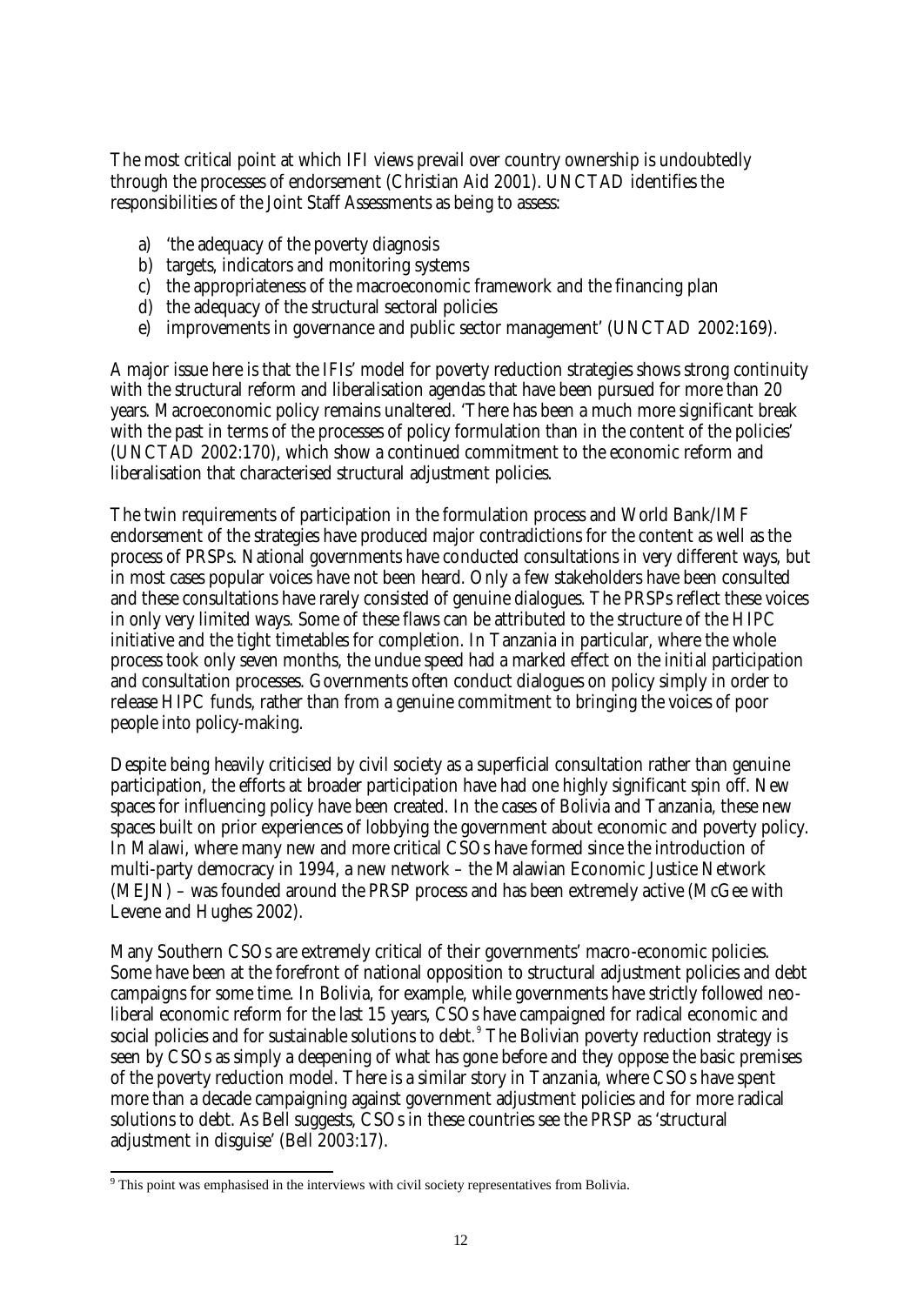The most critical point at which IFI views prevail over country ownership is undoubtedly through the processes of endorsement (Christian Aid 2001). UNCTAD identifies the responsibilities of the Joint Staff Assessments as being to assess:

a) 'the adequacy of the poverty diagnosis
b) targets, indicators and monitoring systems
c) the appropriateness of the macroeconomic framework and the financing plan
d) the adequacy of the structural sectoral policies
e) improvements in governance and public sector management' (UNCTAD 2002:169).

A major issue here is that the IFIs' model for poverty reduction strategies shows strong continuity with the structural reform and liberalisation agendas that have been pursued for more than 20 years. Macroeconomic policy remains unaltered. 'There has been a much more significant break with the past in terms of the processes of policy formulation than in the content of the policies' (UNCTAD 2002:170), which show a continued commitment to the economic reform and liberalisation that characterised structural adjustment policies.

The twin requirements of participation in the formulation process and World Bank/IMF endorsement of the strategies have produced major contradictions for the content as well as the process of PRSPs. National governments have conducted consultations in very different ways, but in most cases popular voices have not been heard. Only a few stakeholders have been consulted and these consultations have rarely consisted of genuine dialogues. The PRSPs reflect these voices in only very limited ways. Some of these flaws can be attributed to the structure of the HIPC initiative and the tight timetables for completion. In Tanzania in particular, where the whole process took only seven months, the undue speed had a marked effect on the initial participation and consultation processes. Governments often conduct dialogues on policy simply in order to release HIPC funds, rather than from a genuine commitment to bringing the voices of poor people into policy-making.

Despite being heavily criticised by civil society as a superficial consultation rather than genuine participation, the efforts at broader participation have had one highly significant spin off. New spaces for influencing policy have been created. In the cases of Bolivia and Tanzania, these new spaces built on prior experiences of lobbying the government about economic and poverty policy. In Malawi, where many new and more critical CSOs have formed since the introduction of multi-party democracy in 1994, a new network – the Malawian Economic Justice Network (MEJN) – was founded around the PRSP process and has been extremely active (McGee with Levene and Hughes 2002).

Many Southern CSOs are extremely critical of their governments' macro-economic policies. Some have been at the forefront of national opposition to structural adjustment policies and debt campaigns for some time. In Bolivia, for example, while governments have strictly followed neo-liberal economic reform for the last 15 years, CSOs have campaigned for radical economic and social policies and for sustainable solutions to debt.[9] The Bolivian poverty reduction strategy is seen by CSOs as simply a deepening of what has gone before and they oppose the basic premises of the poverty reduction model. There is a similar story in Tanzania, where CSOs have spent more than a decade campaigning against government adjustment policies and for more radical solutions to debt. As Bell suggests, CSOs in these countries see the PRSP as 'structural adjustment in disguise' (Bell 2003:17).

---

[9] This point was emphasised in the interviews with civil society representatives from Bolivia.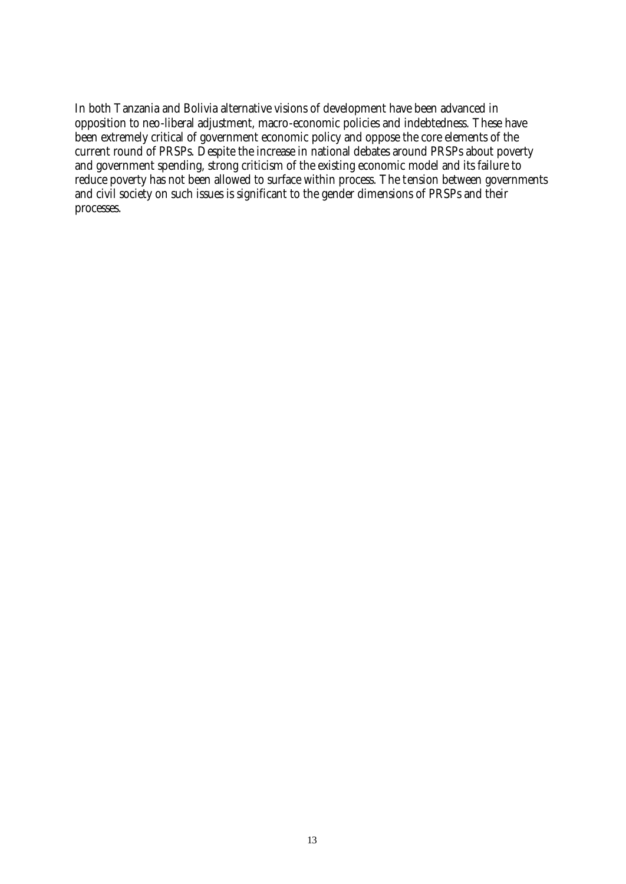In both Tanzania and Bolivia alternative visions of development have been advanced in opposition to neo-liberal adjustment, macro-economic policies and indebtedness. These have been extremely critical of government economic policy and oppose the core elements of the current round of PRSPs. Despite the increase in national debates around PRSPs about poverty and government spending, strong criticism of the existing economic model and its failure to reduce poverty has not been allowed to surface within process. The tension between governments and civil society on such issues is significant to the gender dimensions of PRSPs and their processes.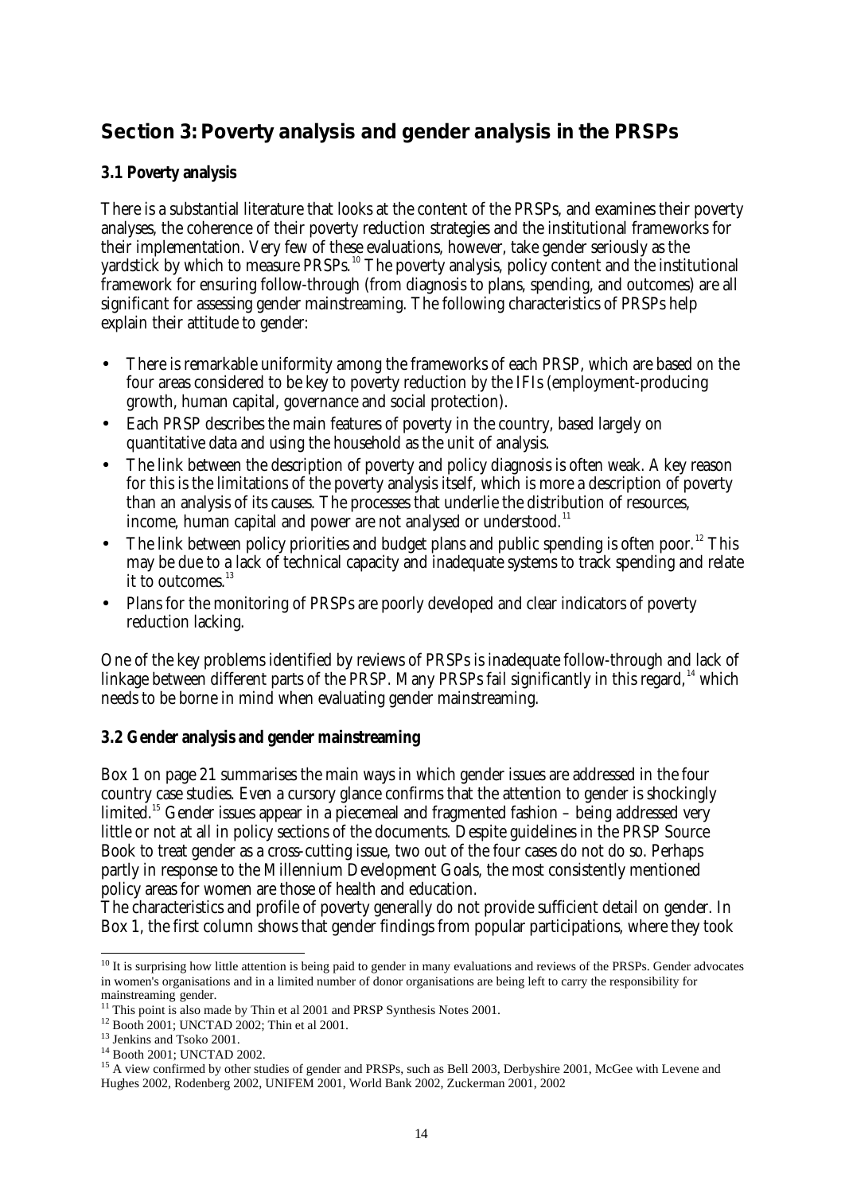## Section 3: Poverty analysis and gender analysis in the PRSPs

### 3.1 Poverty analysis

There is a substantial literature that looks at the content of the PRSPs, and examines their poverty analyses, the coherence of their poverty reduction strategies and the institutional frameworks for their implementation. Very few of these evaluations, however, take gender seriously as the yardstick by which to measure PRSPs.[10] The poverty analysis, policy content and the institutional framework for ensuring follow-through (from diagnosis to plans, spending, and outcomes) are all significant for assessing gender mainstreaming. The following characteristics of PRSPs help explain their attitude to gender:

- There is remarkable uniformity among the frameworks of each PRSP, which are based on the four areas considered to be key to poverty reduction by the IFIs (employment-producing growth, human capital, governance and social protection).
- Each PRSP describes the main features of poverty in the country, based largely on quantitative data and using the household as the unit of analysis.
- The link between the description of poverty and policy diagnosis is often weak. A key reason for this is the limitations of the poverty analysis itself, which is more a description of poverty than an analysis of its causes. The processes that underlie the distribution of resources, income, human capital and power are not analysed or understood.[11]
- The link between policy priorities and budget plans and public spending is often poor.[12] This may be due to a lack of technical capacity and inadequate systems to track spending and relate it to outcomes.[13]
- Plans for the monitoring of PRSPs are poorly developed and clear indicators of poverty reduction lacking.

One of the key problems identified by reviews of PRSPs is inadequate follow-through and lack of linkage between different parts of the PRSP. Many PRSPs fail significantly in this regard,[14] which needs to be borne in mind when evaluating gender mainstreaming.

### 3.2 Gender analysis and gender mainstreaming

Box 1 on page 21 summarises the main ways in which gender issues are addressed in the four country case studies. Even a cursory glance confirms that the attention to gender is shockingly limited.[15] Gender issues appear in a piecemeal and fragmented fashion – being addressed very little or not at all in policy sections of the documents. Despite guidelines in the PRSP Source Book to treat gender as a cross-cutting issue, two out of the four cases do not do so. Perhaps partly in response to the Millennium Development Goals, the most consistently mentioned policy areas for women are those of health and education.

The characteristics and profile of poverty generally do not provide sufficient detail on gender. In Box 1, the first column shows that gender findings from popular participations, where they took

---

[10] It is surprising how little attention is being paid to gender in many evaluations and reviews of the PRSPs. Gender advocates in women's organisations and in a limited number of donor organisations are being left to carry the responsibility for mainstreaming gender.

[11] This point is also made by Thin et al 2001 and PRSP Synthesis Notes 2001.

[12] Booth 2001; UNCTAD 2002; Thin et al 2001.

[13] Jenkins and Tsoko 2001.

[14] Booth 2001; UNCTAD 2002.

[15] A view confirmed by other studies of gender and PRSPs, such as Bell 2003, Derbyshire 2001, McGee with Levene and Hughes 2002, Rodenberg 2002, UNIFEM 2001, World Bank 2002, Zuckerman 2001, 2002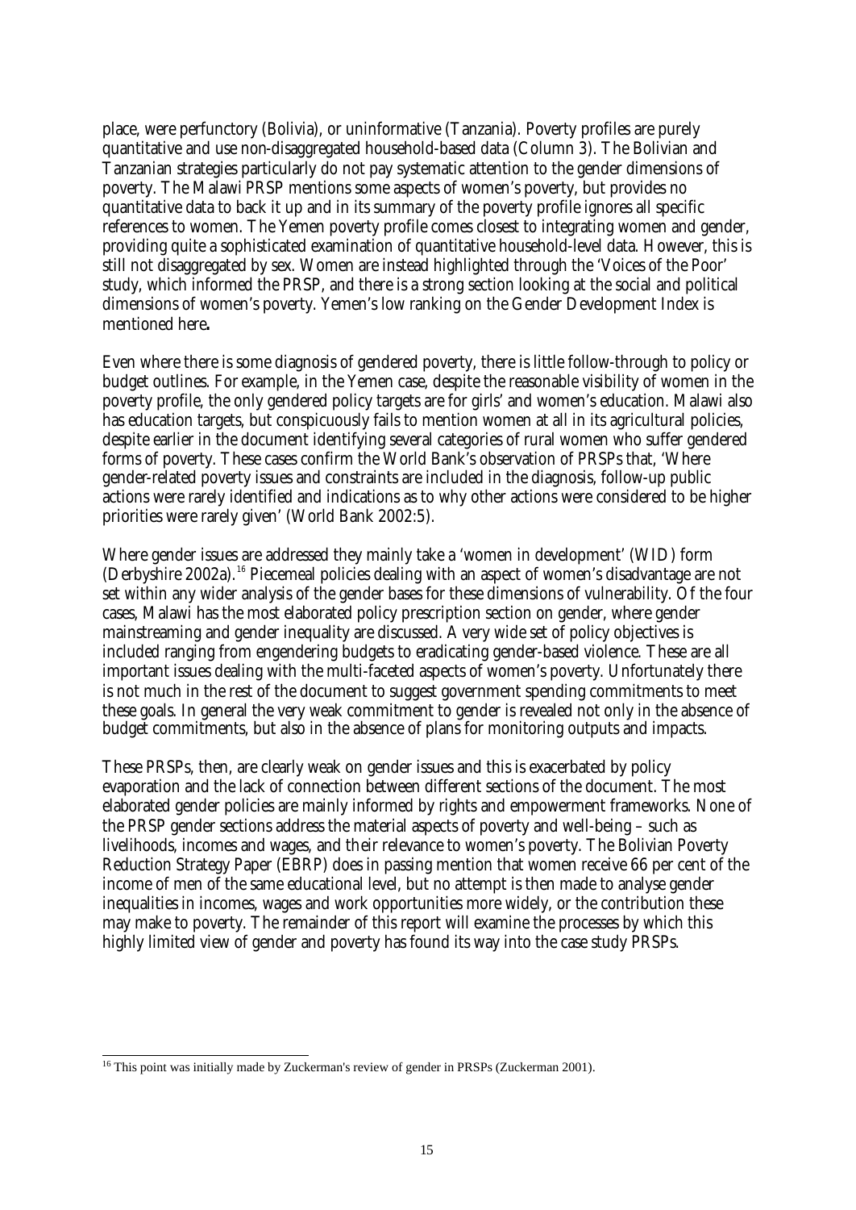place, were perfunctory (Bolivia), or uninformative (Tanzania). Poverty profiles are purely quantitative and use non-disaggregated household-based data (Column 3). The Bolivian and Tanzanian strategies particularly do not pay systematic attention to the gender dimensions of poverty. The Malawi PRSP mentions some aspects of women's poverty, but provides no quantitative data to back it up and in its summary of the poverty profile ignores all specific references to women. The Yemen poverty profile comes closest to integrating women and gender, providing quite a sophisticated examination of quantitative household-level data. However, this is still not disaggregated by sex. Women are instead highlighted through the 'Voices of the Poor' study, which informed the PRSP, and there is a strong section looking at the social and political dimensions of women's poverty. Yemen's low ranking on the Gender Development Index is mentioned here**.**

Even where there is some diagnosis of gendered poverty, there is little follow-through to policy or budget outlines. For example, in the Yemen case, despite the reasonable visibility of women in the poverty profile, the only gendered policy targets are for girls' and women's education. Malawi also has education targets, but conspicuously fails to mention women at all in its agricultural policies, despite earlier in the document identifying several categories of rural women who suffer gendered forms of poverty. These cases confirm the World Bank's observation of PRSPs that, 'Where gender-related poverty issues and constraints are included in the diagnosis, follow-up public actions were rarely identified and indications as to why other actions were considered to be higher priorities were rarely given' (World Bank 2002:5).

Where gender issues are addressed they mainly take a 'women in development' (WID) form (Derbyshire 2002a).[16] Piecemeal policies dealing with an aspect of women's disadvantage are not set within any wider analysis of the gender bases for these dimensions of vulnerability. Of the four cases, Malawi has the most elaborated policy prescription section on gender, where gender mainstreaming and gender inequality are discussed. A very wide set of policy objectives is included ranging from engendering budgets to eradicating gender-based violence. These are all important issues dealing with the multi-faceted aspects of women's poverty. Unfortunately there is not much in the rest of the document to suggest government spending commitments to meet these goals. In general the very weak commitment to gender is revealed not only in the absence of budget commitments, but also in the absence of plans for monitoring outputs and impacts.

These PRSPs, then, are clearly weak on gender issues and this is exacerbated by policy evaporation and the lack of connection between different sections of the document. The most elaborated gender policies are mainly informed by rights and empowerment frameworks. None of the PRSP gender sections address the material aspects of poverty and well-being – such as livelihoods, incomes and wages, and their relevance to women's poverty. The Bolivian Poverty Reduction Strategy Paper (EBRP) does in passing mention that women receive 66 per cent of the income of men of the same educational level, but no attempt is then made to analyse gender inequalities in incomes, wages and work opportunities more widely, or the contribution these may make to poverty. The remainder of this report will examine the processes by which this highly limited view of gender and poverty has found its way into the case study PRSPs.

---

[16] This point was initially made by Zuckerman's review of gender in PRSPs (Zuckerman 2001).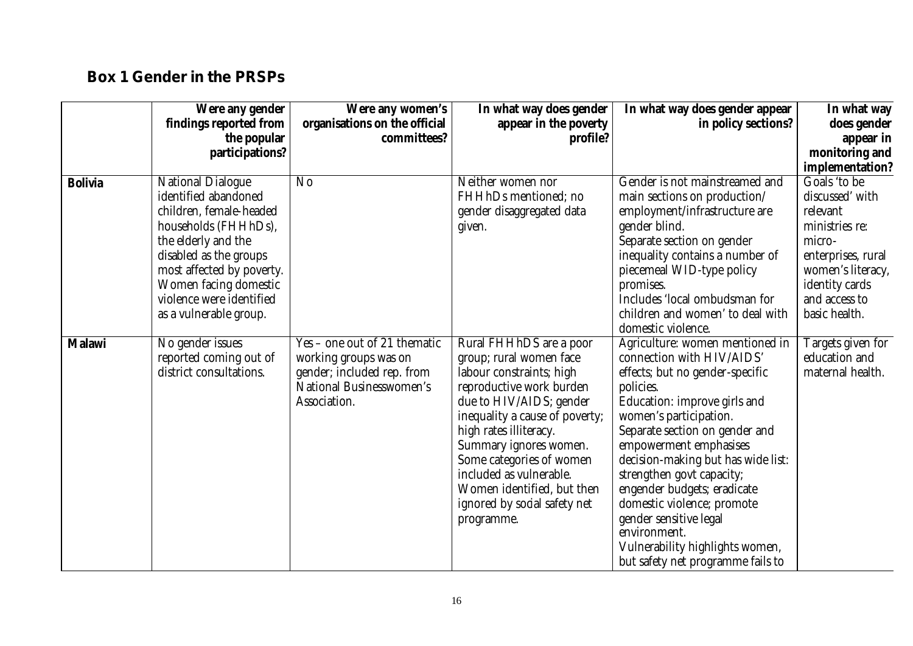## Box 1 Gender in the PRSPs

| | Were any gender findings reported from the popular participations? | Were any women's organisations on the official committees? | In what way does gender appear in the poverty profile? | In what way does gender appear in policy sections? | In what way does gender appear in monitoring and implementation? |
|---|---|---|---|---|---|
| **Bolivia** | National Dialogue identified abandoned children, female-headed households (FHHhDs), the elderly and the disabled as the groups most affected by poverty. Women facing domestic violence were identified as a vulnerable group. | No | Neither women nor FHHhDs mentioned; no gender disaggregated data given. | Gender is not mainstreamed and main sections on production/ employment/infrastructure are gender blind. Separate section on gender inequality contains a number of piecemeal WID-type policy promises. Includes 'local ombudsman for children and women' to deal with domestic violence. | Goals 'to be discussed' with relevant ministries re: micro-enterprises, rural women's literacy, identity cards and access to basic health. |
| **Malawi** | No gender issues reported coming out of district consultations. | Yes – one out of 21 thematic working groups was on gender; included rep. from National Businesswomen's Association. | Rural FHHhDS are a poor group; rural women face labour constraints; high reproductive work burden due to HIV/AIDS; gender inequality a cause of poverty; high rates illiteracy. Summary ignores women. Some categories of women included as vulnerable. Women identified, but then ignored by social safety net programme. | Agriculture: women mentioned in connection with HIV/AIDS' effects; but no gender-specific policies. Education: improve girls and women's participation. Separate section on gender and empowerment emphasises decision-making but has wide list: strengthen govt capacity; engender budgets; eradicate domestic violence; promote gender sensitive legal environment. Vulnerability highlights women, but safety net programme fails to | Targets given for education and maternal health. |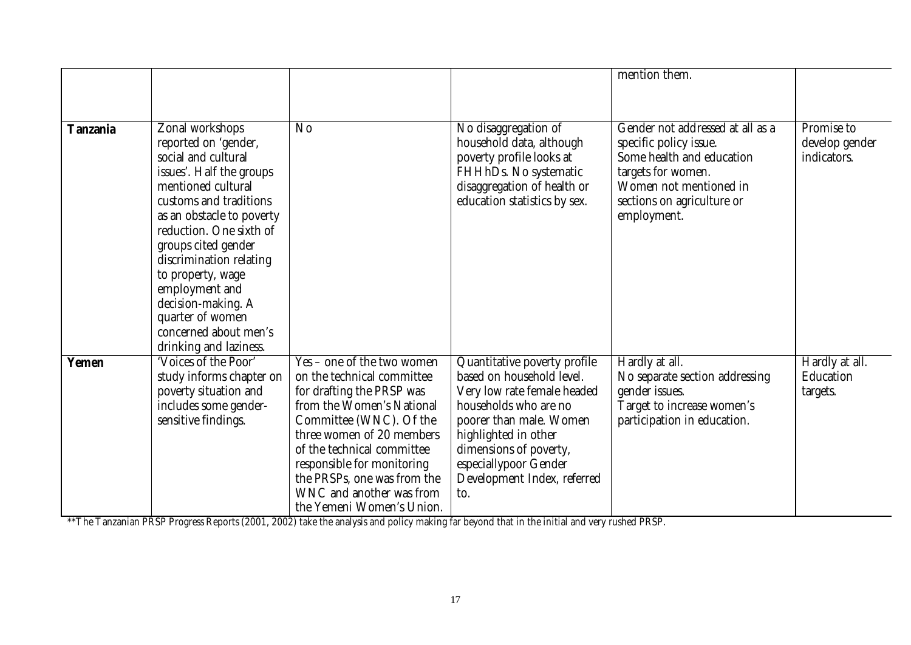| | | | | | |
|---|---|---|---|---|---|
| | | | | mention them. | |
| **Tanzania** | Zonal workshops reported on 'gender, social and cultural issues'. Half the groups mentioned cultural customs and traditions as an obstacle to poverty reduction. One sixth of groups cited gender discrimination relating to property, wage employment and decision-making. A quarter of women concerned about men's drinking and laziness. | No | No disaggregation of household data, although poverty profile looks at FHHhDs. No systematic disaggregation of health or education statistics by sex. | Gender not addressed at all as a specific policy issue. Some health and education targets for women. Women not mentioned in sections on agriculture or employment. | Promise to develop gender indicators. |
| **Yemen** | 'Voices of the Poor' study informs chapter on poverty situation and includes some gender-sensitive findings. | Yes – one of the two women on the technical committee for drafting the PRSP was from the Women's National Committee (WNC). Of the three women of 20 members of the technical committee responsible for monitoring the PRSPs, one was from the WNC and another was from the Yemeni Women's Union. | Quantitative poverty profile based on household level. Very low rate female headed households who are no poorer than male. Women highlighted in other dimensions of poverty, especiallypoor Gender Development Index, referred to. | Hardly at all. No separate section addressing gender issues. Target to increase women's participation in education. | Hardly at all. Education targets. |

**The Tanzanian PRSP Progress Reports (2001, 2002) take the analysis and policy making far beyond that in the initial and very rushed PRSP.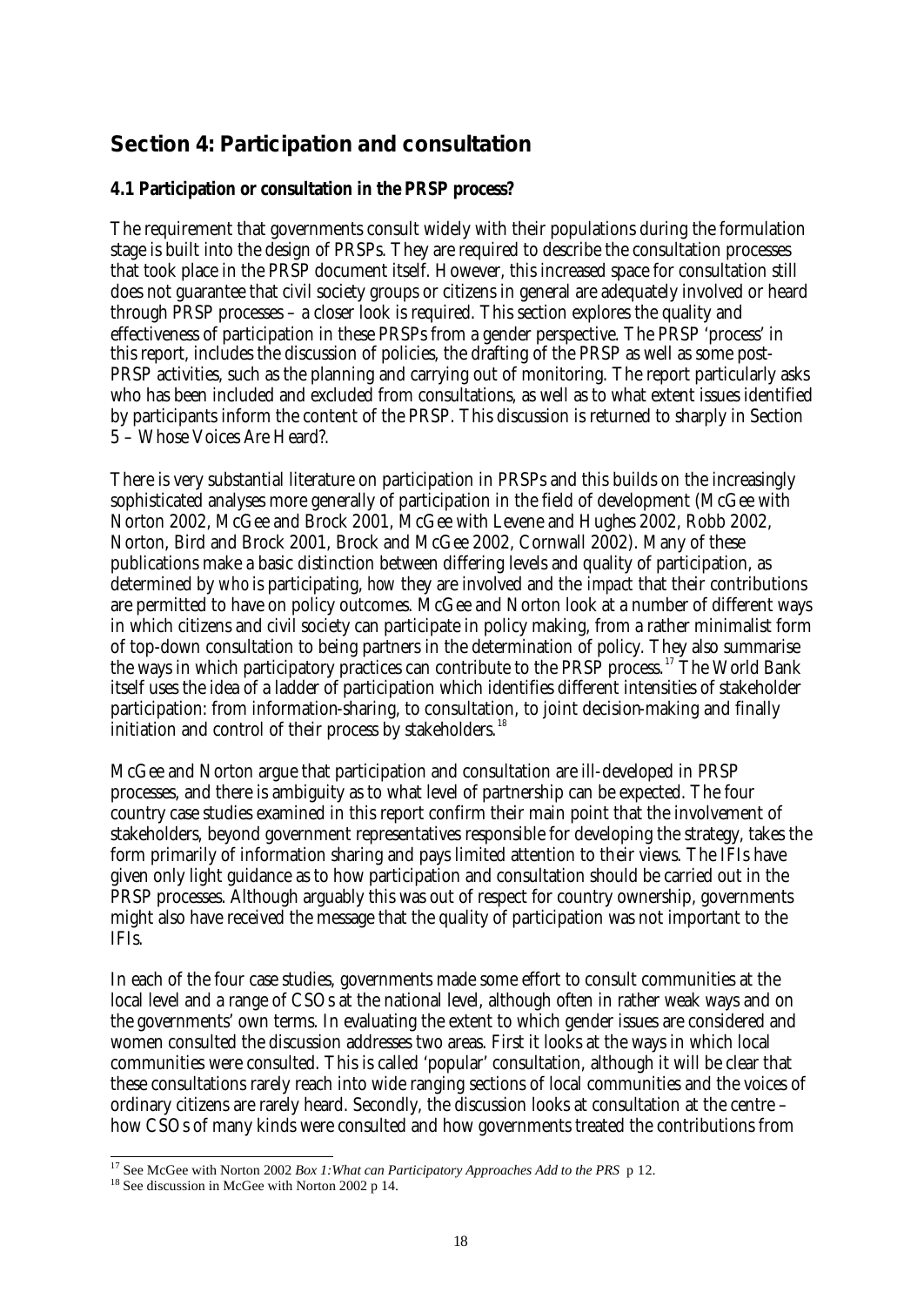## Section 4: Participation and consultation

### 4.1 Participation or consultation in the PRSP process?

The requirement that governments consult widely with their populations during the formulation stage is built into the design of PRSPs. They are required to describe the consultation processes that took place in the PRSP document itself. However, this increased space for consultation still does not guarantee that civil society groups or citizens in general are adequately involved or heard through PRSP processes – a closer look is required. This section explores the quality and effectiveness of participation in these PRSPs from a gender perspective. The PRSP 'process' in this report, includes the discussion of policies, the drafting of the PRSP as well as some post-PRSP activities, such as the planning and carrying out of monitoring. The report particularly asks who has been included and excluded from consultations, as well as to what extent issues identified by participants inform the content of the PRSP. This discussion is returned to sharply in Section 5 – Whose Voices Are Heard?.

There is very substantial literature on participation in PRSPs and this builds on the increasingly sophisticated analyses more generally of participation in the field of development (McGee with Norton 2002, McGee and Brock 2001, McGee with Levene and Hughes 2002, Robb 2002, Norton, Bird and Brock 2001, Brock and McGee 2002, Cornwall 2002). Many of these publications make a basic distinction between differing levels and quality of participation, as determined by *who* is participating, *how* they are involved and the *impact* that their contributions are permitted to have on policy outcomes. McGee and Norton look at a number of different ways in which citizens and civil society can participate in policy making, from a rather minimalist form of top-down consultation to being partners in the determination of policy. They also summarise the ways in which participatory practices can contribute to the PRSP process.[17] The World Bank itself uses the idea of a ladder of participation which identifies different intensities of stakeholder participation: from information-sharing, to consultation, to joint decision-making and finally initiation and control of their process by stakeholders.[18]

McGee and Norton argue that participation and consultation are ill-developed in PRSP processes, and there is ambiguity as to what level of partnership can be expected. The four country case studies examined in this report confirm their main point that the involvement of stakeholders, beyond government representatives responsible for developing the strategy, takes the form primarily of information sharing and pays limited attention to their views. The IFIs have given only light guidance as to how participation and consultation should be carried out in the PRSP processes. Although arguably this was out of respect for country ownership, governments might also have received the message that the quality of participation was not important to the IFIs.

In each of the four case studies, governments made some effort to consult communities at the local level and a range of CSOs at the national level, although often in rather weak ways and on the governments' own terms. In evaluating the extent to which gender issues are considered and women consulted the discussion addresses two areas. First it looks at the ways in which local communities were consulted. This is called 'popular' consultation, although it will be clear that these consultations rarely reach into wide ranging sections of local communities and the voices of ordinary citizens are rarely heard. Secondly, the discussion looks at consultation at the centre – how CSOs of many kinds were consulted and how governments treated the contributions from

---

[17] See McGee with Norton 2002 *Box 1:What can Participatory Approaches Add to the PRS* p 12.

[18] See discussion in McGee with Norton 2002 p 14.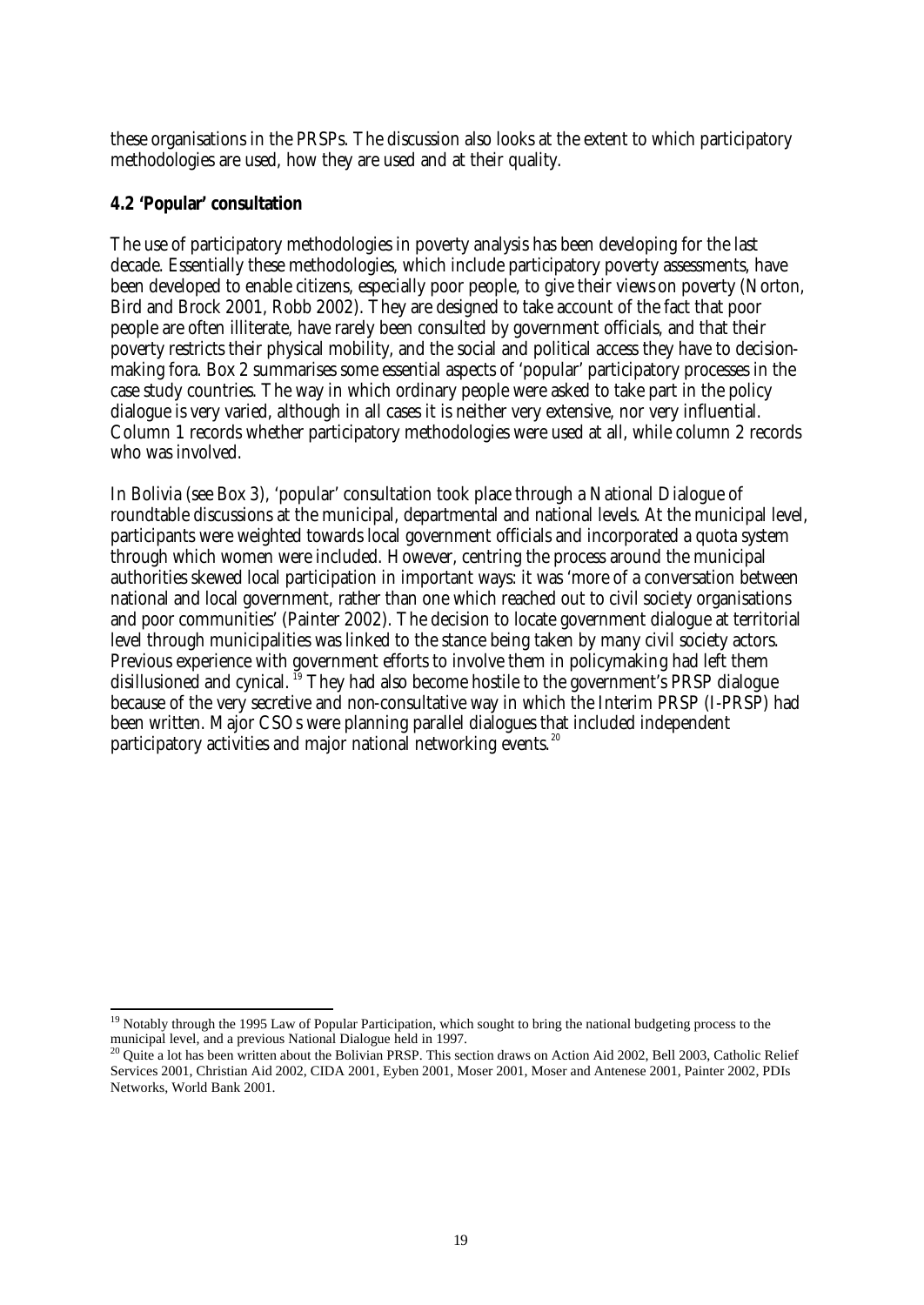these organisations in the PRSPs. The discussion also looks at the extent to which participatory methodologies are used, how they are used and at their quality.

**4.2 'Popular' consultation**

The use of participatory methodologies in poverty analysis has been developing for the last decade. Essentially these methodologies, which include participatory poverty assessments, have been developed to enable citizens, especially poor people, to give their views on poverty (Norton, Bird and Brock 2001, Robb 2002). They are designed to take account of the fact that poor people are often illiterate, have rarely been consulted by government officials, and that their poverty restricts their physical mobility, and the social and political access they have to decision-making fora. Box 2 summarises some essential aspects of 'popular' participatory processes in the case study countries. The way in which ordinary people were asked to take part in the policy dialogue is very varied, although in all cases it is neither very extensive, nor very influential. Column 1 records whether participatory methodologies were used at all, while column 2 records who was involved.

In Bolivia (see Box 3), 'popular' consultation took place through a National Dialogue of roundtable discussions at the municipal, departmental and national levels. At the municipal level, participants were weighted towards local government officials and incorporated a quota system through which women were included. However, centring the process around the municipal authorities skewed local participation in important ways: it was 'more of a conversation between national and local government, rather than one which reached out to civil society organisations and poor communities' (Painter 2002). The decision to locate government dialogue at territorial level through municipalities was linked to the stance being taken by many civil society actors. Previous experience with government efforts to involve them in policymaking had left them disillusioned and cynical.[19] They had also become hostile to the government's PRSP dialogue because of the very secretive and non-consultative way in which the Interim PRSP (I-PRSP) had been written. Major CSOs were planning parallel dialogues that included independent participatory activities and major national networking events.[20]

---

[19] Notably through the 1995 Law of Popular Participation, which sought to bring the national budgeting process to the municipal level, and a previous National Dialogue held in 1997.

[20] Quite a lot has been written about the Bolivian PRSP. This section draws on Action Aid 2002, Bell 2003, Catholic Relief Services 2001, Christian Aid 2002, CIDA 2001, Eyben 2001, Moser 2001, Moser and Antenese 2001, Painter 2002, PDIs Networks, World Bank 2001.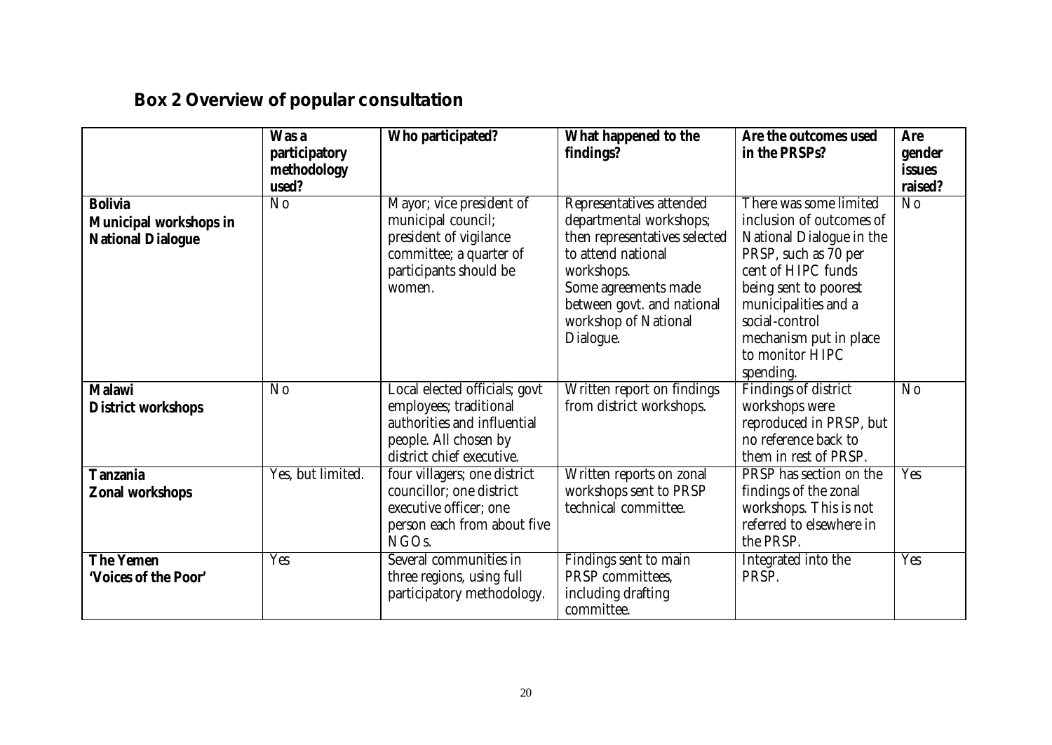## Box 2 Overview of popular consultation

| | Was a participatory methodology used? | Who participated? | What happened to the findings? | Are the outcomes used in the PRSPs? | Are gender issues raised? |
|---|---|---|---|---|---|
| **Bolivia** **Municipal workshops in National Dialogue** | No | Mayor; vice president of municipal council; president of vigilance committee; a quarter of participants should be women. | Representatives attended departmental workshops; then representatives selected to attend national workshops. Some agreements made between govt. and national workshop of National Dialogue. | There was some limited inclusion of outcomes of National Dialogue in the PRSP, such as 70 per cent of HIPC funds being sent to poorest municipalities and a social-control mechanism put in place to monitor HIPC spending. | No |
| **Malawi** **District workshops** | No | Local elected officials; govt employees; traditional authorities and influential people. All chosen by district chief executive. | Written report on findings from district workshops. | Findings of district workshops were reproduced in PRSP, but no reference back to them in rest of PRSP. | No |
| **Tanzania** **Zonal workshops** | Yes, but limited. | four villagers; one district councillor; one district executive officer; one person each from about five NGOs. | Written reports on zonal workshops sent to PRSP technical committee. | PRSP has section on the findings of the zonal workshops. This is not referred to elsewhere in the PRSP. | Yes |
| **The Yemen** **'Voices of the Poor'** | Yes | Several communities in three regions, using full participatory methodology. | Findings sent to main PRSP committees, including drafting committee. | Integrated into the PRSP. | Yes |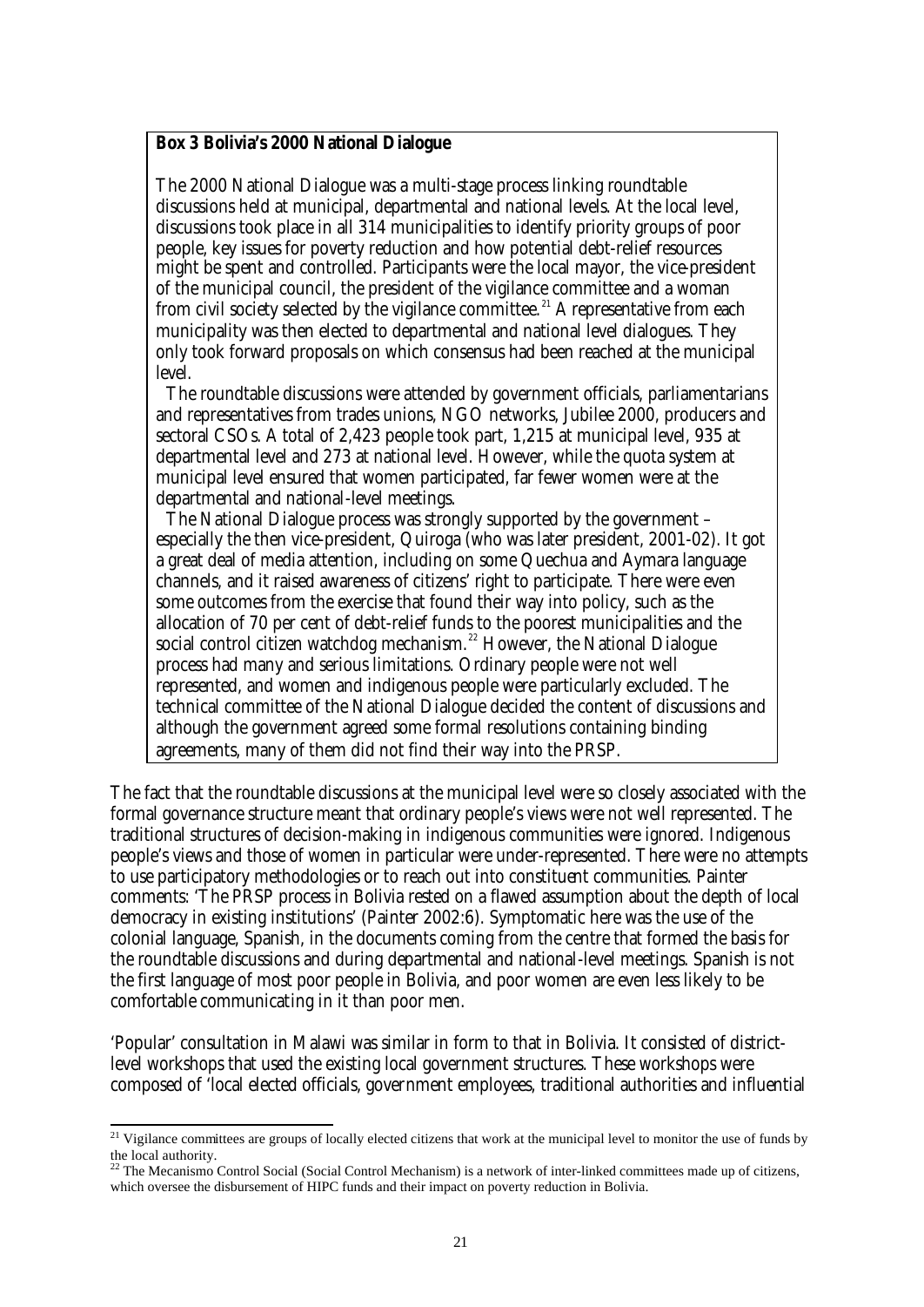**Box 3 Bolivia's 2000 National Dialogue**

The 2000 National Dialogue was a multi-stage process linking roundtable discussions held at municipal, departmental and national levels. At the local level, discussions took place in all 314 municipalities to identify priority groups of poor people, key issues for poverty reduction and how potential debt-relief resources might be spent and controlled. Participants were the local mayor, the vice-president of the municipal council, the president of the vigilance committee and a woman from civil society selected by the vigilance committee.[21] A representative from each municipality was then elected to departmental and national level dialogues. They only took forward proposals on which consensus had been reached at the municipal level.

The roundtable discussions were attended by government officials, parliamentarians and representatives from trades unions, NGO networks, Jubilee 2000, producers and sectoral CSOs. A total of 2,423 people took part, 1,215 at municipal level, 935 at departmental level and 273 at national level. However, while the quota system at municipal level ensured that women participated, far fewer women were at the departmental and national-level meetings.

The National Dialogue process was strongly supported by the government – especially the then vice-president, Quiroga (who was later president, 2001-02). It got a great deal of media attention, including on some Quechua and Aymara language channels, and it raised awareness of citizens' right to participate. There were even some outcomes from the exercise that found their way into policy, such as the allocation of 70 per cent of debt-relief funds to the poorest municipalities and the social control citizen watchdog mechanism.[22] However, the National Dialogue process had many and serious limitations. Ordinary people were not well represented, and women and indigenous people were particularly excluded. The technical committee of the National Dialogue decided the content of discussions and although the government agreed some formal resolutions containing binding agreements, many of them did not find their way into the PRSP.

The fact that the roundtable discussions at the municipal level were so closely associated with the formal governance structure meant that ordinary people's views were not well represented. The traditional structures of decision-making in indigenous communities were ignored. Indigenous people's views and those of women in particular were under-represented. There were no attempts to use participatory methodologies or to reach out into constituent communities. Painter comments: 'The PRSP process in Bolivia rested on a flawed assumption about the depth of local democracy in existing institutions' (Painter 2002:6). Symptomatic here was the use of the colonial language, Spanish, in the documents coming from the centre that formed the basis for the roundtable discussions and during departmental and national-level meetings. Spanish is not the first language of most poor people in Bolivia, and poor women are even less likely to be comfortable communicating in it than poor men.

'Popular' consultation in Malawi was similar in form to that in Bolivia. It consisted of district-level workshops that used the existing local government structures. These workshops were composed of 'local elected officials, government employees, traditional authorities and influential

[21] Vigilance committees are groups of locally elected citizens that work at the municipal level to monitor the use of funds by the local authority.

[22] The Mecanismo Control Social (Social Control Mechanism) is a network of inter-linked committees made up of citizens, which oversee the disbursement of HIPC funds and their impact on poverty reduction in Bolivia.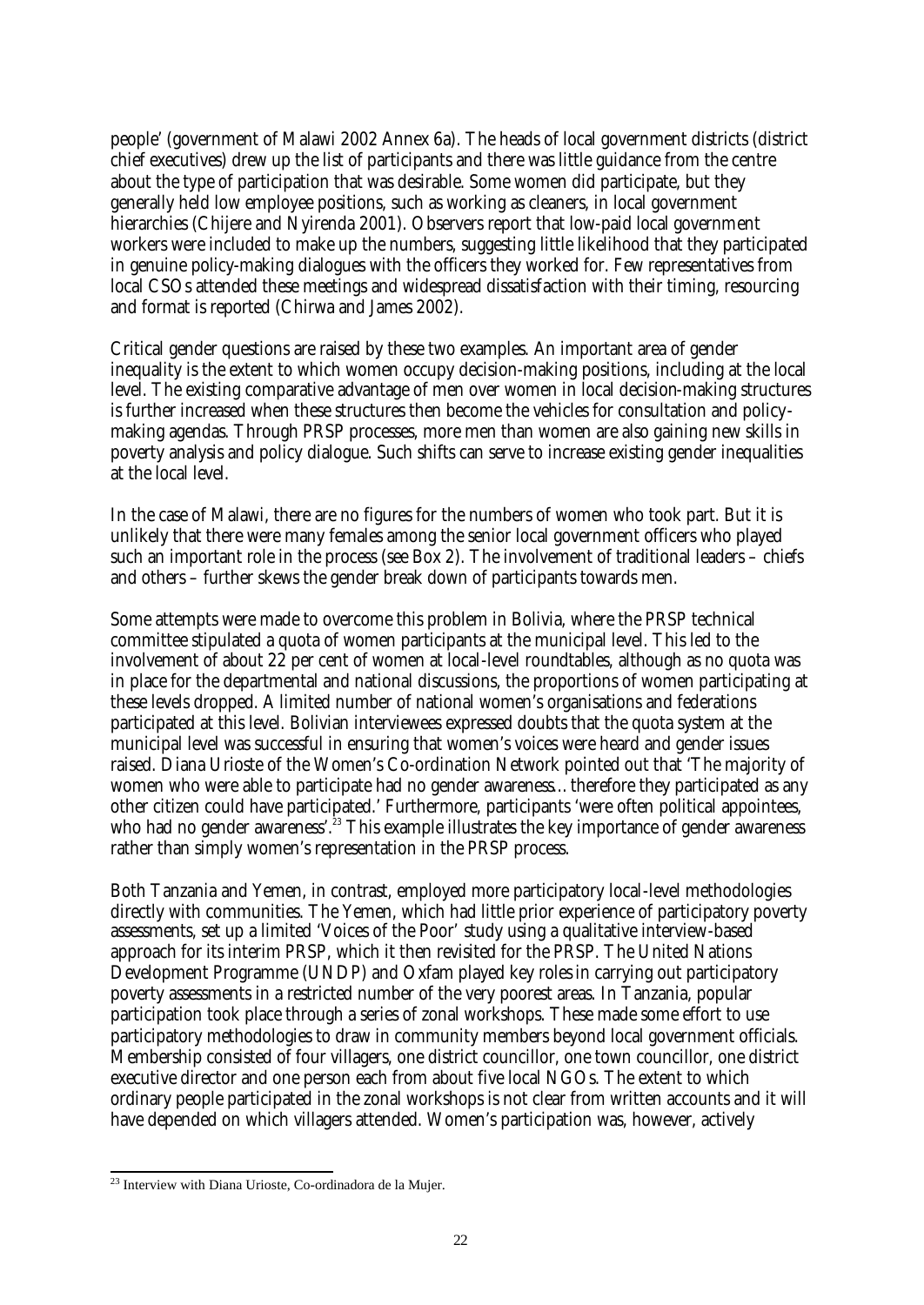people' (government of Malawi 2002 Annex 6a). The heads of local government districts (district chief executives) drew up the list of participants and there was little guidance from the centre about the type of participation that was desirable. Some women did participate, but they generally held low employee positions, such as working as cleaners, in local government hierarchies (Chijere and Nyirenda 2001). Observers report that low-paid local government workers were included to make up the numbers, suggesting little likelihood that they participated in genuine policy-making dialogues with the officers they worked for. Few representatives from local CSOs attended these meetings and widespread dissatisfaction with their timing, resourcing and format is reported (Chirwa and James 2002).

Critical gender questions are raised by these two examples. An important area of gender inequality is the extent to which women occupy decision-making positions, including at the local level. The existing comparative advantage of men over women in local decision-making structures is further increased when these structures then become the vehicles for consultation and policy-making agendas. Through PRSP processes, more men than women are also gaining new skills in poverty analysis and policy dialogue. Such shifts can serve to increase existing gender inequalities at the local level.

In the case of Malawi, there are no figures for the numbers of women who took part. But it is unlikely that there were many females among the senior local government officers who played such an important role in the process (see Box 2). The involvement of traditional leaders – chiefs and others – further skews the gender break down of participants towards men.

Some attempts were made to overcome this problem in Bolivia, where the PRSP technical committee stipulated a quota of women participants at the municipal level. This led to the involvement of about 22 per cent of women at local-level roundtables, although as no quota was in place for the departmental and national discussions, the proportions of women participating at these levels dropped. A limited number of national women's organisations and federations participated at this level. Bolivian interviewees expressed doubts that the quota system at the municipal level was successful in ensuring that women's voices were heard and gender issues raised. Diana Urioste of the Women's Co-ordination Network pointed out that 'The majority of women who were able to participate had no gender awareness…therefore they participated as any other citizen could have participated.' Furthermore, participants 'were often political appointees, who had no gender awareness'.[23] This example illustrates the key importance of gender awareness rather than simply women's representation in the PRSP process.

Both Tanzania and Yemen, in contrast, employed more participatory local-level methodologies directly with communities. The Yemen, which had little prior experience of participatory poverty assessments, set up a limited 'Voices of the Poor' study using a qualitative interview-based approach for its interim PRSP, which it then revisited for the PRSP. The United Nations Development Programme (UNDP) and Oxfam played key roles in carrying out participatory poverty assessments in a restricted number of the very poorest areas. In Tanzania, popular participation took place through a series of zonal workshops. These made some effort to use participatory methodologies to draw in community members beyond local government officials. Membership consisted of four villagers, one district councillor, one town councillor, one district executive director and one person each from about five local NGOs. The extent to which ordinary people participated in the zonal workshops is not clear from written accounts and it will have depended on which villagers attended. Women's participation was, however, actively

[23] Interview with Diana Urioste, Co-ordinadora de la Mujer.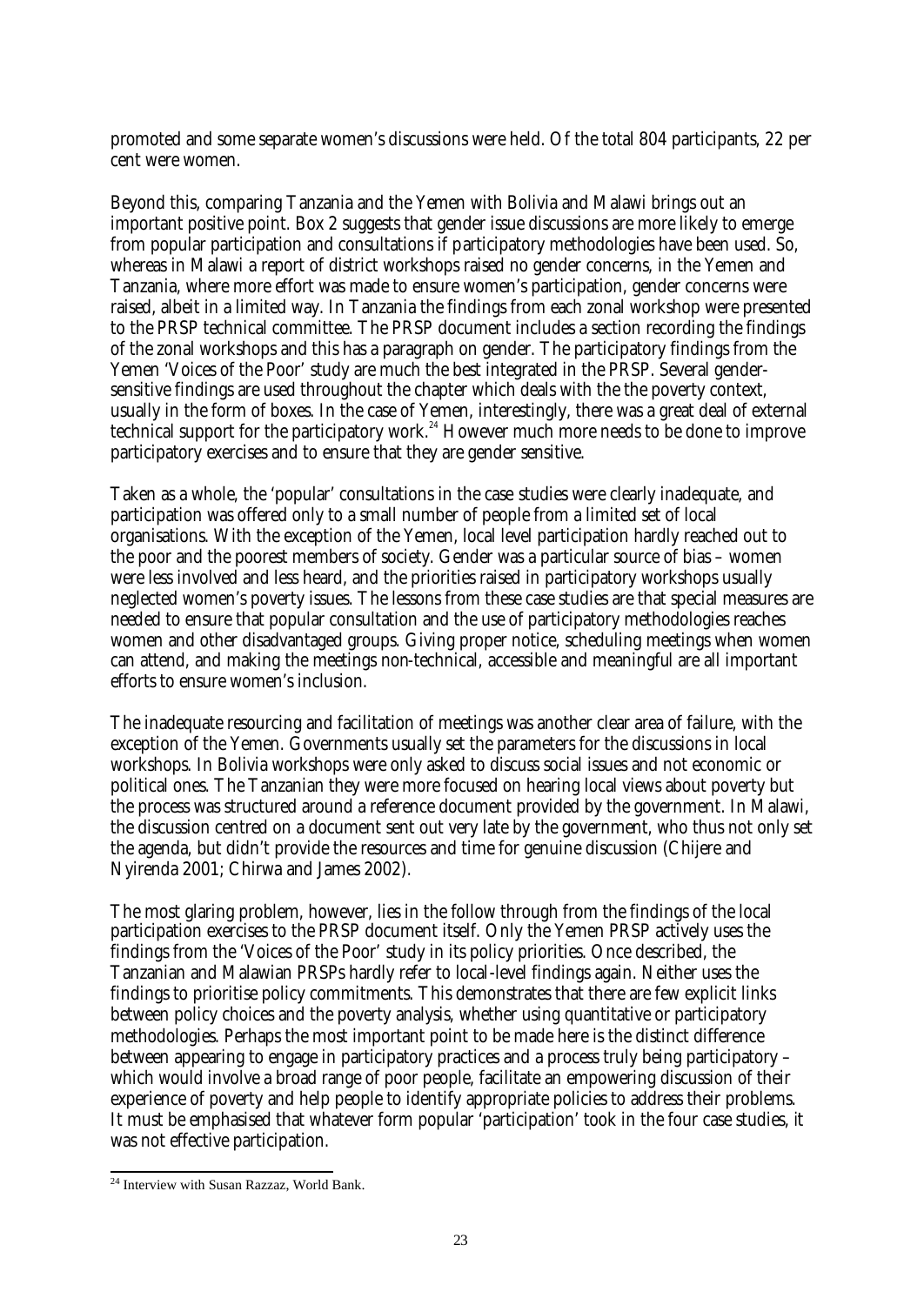promoted and some separate women's discussions were held. Of the total 804 participants, 22 per cent were women.

Beyond this, comparing Tanzania and the Yemen with Bolivia and Malawi brings out an important positive point. Box 2 suggests that gender issue discussions are more likely to emerge from popular participation and consultations if participatory methodologies have been used. So, whereas in Malawi a report of district workshops raised no gender concerns, in the Yemen and Tanzania, where more effort was made to ensure women's participation, gender concerns were raised, albeit in a limited way. In Tanzania the findings from each zonal workshop were presented to the PRSP technical committee. The PRSP document includes a section recording the findings of the zonal workshops and this has a paragraph on gender. The participatory findings from the Yemen 'Voices of the Poor' study are much the best integrated in the PRSP. Several gender-sensitive findings are used throughout the chapter which deals with the the poverty context, usually in the form of boxes. In the case of Yemen, interestingly, there was a great deal of external technical support for the participatory work.[24] However much more needs to be done to improve participatory exercises and to ensure that they are gender sensitive.

Taken as a whole, the 'popular' consultations in the case studies were clearly inadequate, and participation was offered only to a small number of people from a limited set of local organisations. With the exception of the Yemen, local level participation hardly reached out to the poor and the poorest members of society. Gender was a particular source of bias – women were less involved and less heard, and the priorities raised in participatory workshops usually neglected women's poverty issues. The lessons from these case studies are that special measures are needed to ensure that popular consultation and the use of participatory methodologies reaches women and other disadvantaged groups. Giving proper notice, scheduling meetings when women can attend, and making the meetings non-technical, accessible and meaningful are all important efforts to ensure women's inclusion.

The inadequate resourcing and facilitation of meetings was another clear area of failure, with the exception of the Yemen. Governments usually set the parameters for the discussions in local workshops. In Bolivia workshops were only asked to discuss social issues and not economic or political ones. The Tanzanian they were more focused on hearing local views about poverty but the process was structured around a reference document provided by the government. In Malawi, the discussion centred on a document sent out very late by the government, who thus not only set the agenda, but didn't provide the resources and time for genuine discussion (Chijere and Nyirenda 2001; Chirwa and James 2002).

The most glaring problem, however, lies in the follow through from the findings of the local participation exercises to the PRSP document itself. Only the Yemen PRSP actively uses the findings from the 'Voices of the Poor' study in its policy priorities. Once described, the Tanzanian and Malawian PRSPs hardly refer to local-level findings again. Neither uses the findings to prioritise policy commitments. This demonstrates that there are few explicit links between policy choices and the poverty analysis, whether using quantitative or participatory methodologies. Perhaps the most important point to be made here is the distinct difference between appearing to engage in participatory practices and a process truly being participatory – which would involve a broad range of poor people, facilitate an empowering discussion of their experience of poverty and help people to identify appropriate policies to address their problems. It must be emphasised that whatever form popular 'participation' took in the four case studies, it was not effective participation.

---

[24] Interview with Susan Razzaz, World Bank.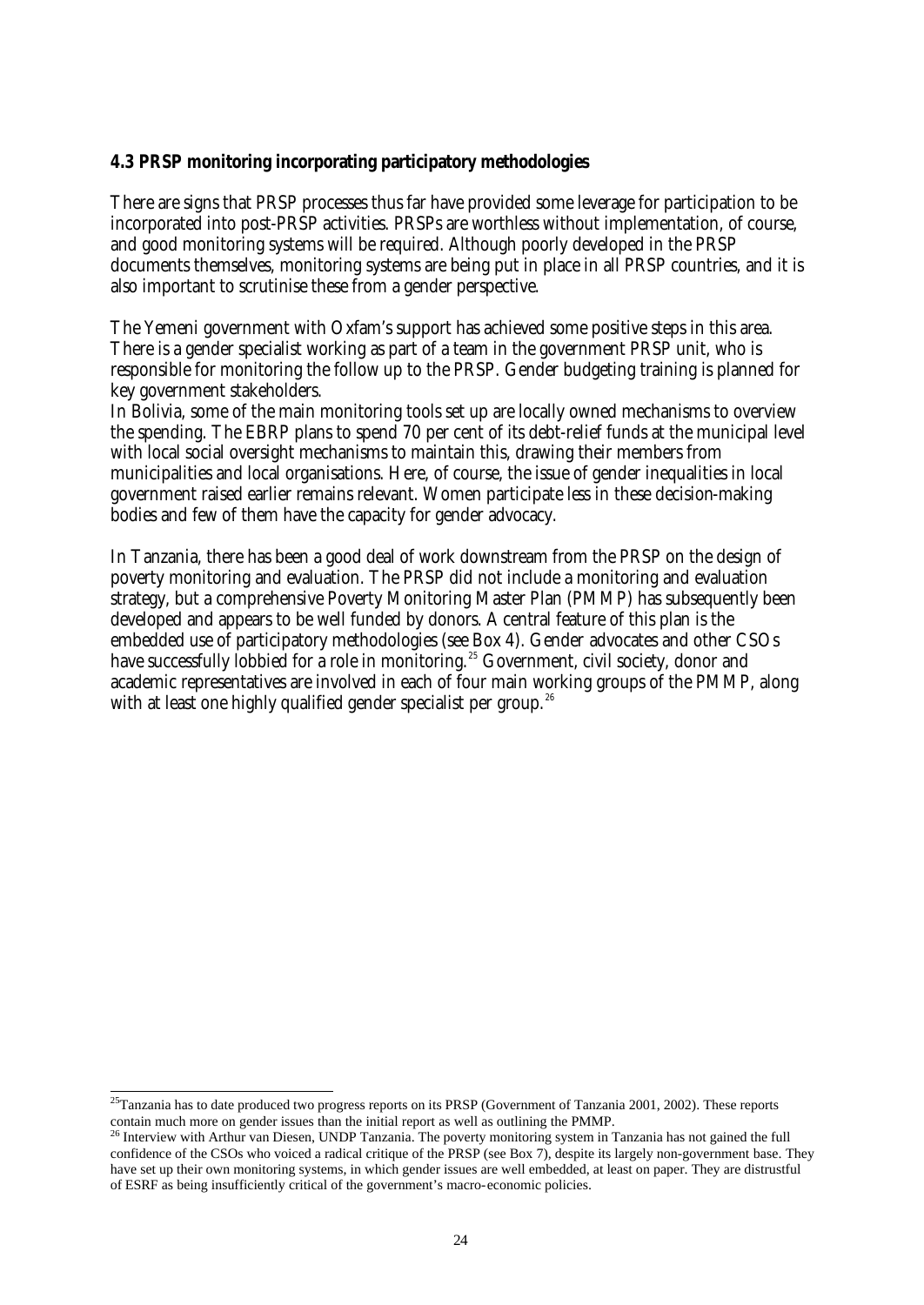**4.3 PRSP monitoring incorporating participatory methodologies**

There are signs that PRSP processes thus far have provided some leverage for participation to be incorporated into post-PRSP activities. PRSPs are worthless without implementation, of course, and good monitoring systems will be required. Although poorly developed in the PRSP documents themselves, monitoring systems are being put in place in all PRSP countries, and it is also important to scrutinise these from a gender perspective.

The Yemeni government with Oxfam's support has achieved some positive steps in this area. There is a gender specialist working as part of a team in the government PRSP unit, who is responsible for monitoring the follow up to the PRSP. Gender budgeting training is planned for key government stakeholders.

In Bolivia, some of the main monitoring tools set up are locally owned mechanisms to overview the spending. The EBRP plans to spend 70 per cent of its debt-relief funds at the municipal level with local social oversight mechanisms to maintain this, drawing their members from municipalities and local organisations. Here, of course, the issue of gender inequalities in local government raised earlier remains relevant. Women participate less in these decision-making bodies and few of them have the capacity for gender advocacy.

In Tanzania, there has been a good deal of work downstream from the PRSP on the design of poverty monitoring and evaluation. The PRSP did not include a monitoring and evaluation strategy, but a comprehensive Poverty Monitoring Master Plan (PMMP) has subsequently been developed and appears to be well funded by donors. A central feature of this plan is the embedded use of participatory methodologies (see Box 4). Gender advocates and other CSOs have successfully lobbied for a role in monitoring.[25] Government, civil society, donor and academic representatives are involved in each of four main working groups of the PMMP, along with at least one highly qualified gender specialist per group.[26]

---

[25] Tanzania has to date produced two progress reports on its PRSP (Government of Tanzania 2001, 2002). These reports contain much more on gender issues than the initial report as well as outlining the PMMP.

[26] Interview with Arthur van Diesen, UNDP Tanzania. The poverty monitoring system in Tanzania has not gained the full confidence of the CSOs who voiced a radical critique of the PRSP (see Box 7), despite its largely non-government base. They have set up their own monitoring systems, in which gender issues are well embedded, at least on paper. They are distrustful of ESRF as being insufficiently critical of the government's macro-economic policies.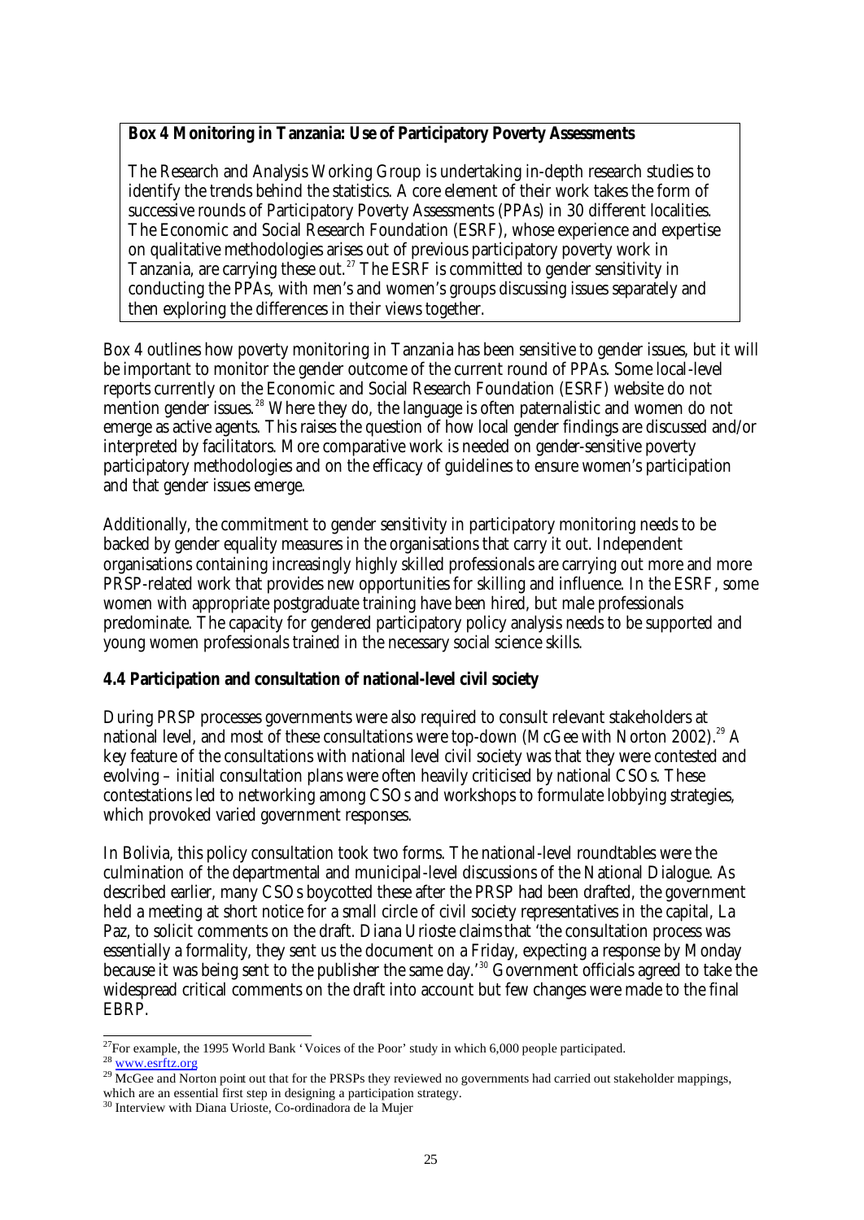**Box 4 Monitoring in Tanzania: Use of Participatory Poverty Assessments**

The Research and Analysis Working Group is undertaking in-depth research studies to identify the trends behind the statistics. A core element of their work takes the form of successive rounds of Participatory Poverty Assessments (PPAs) in 30 different localities. The Economic and Social Research Foundation (ESRF), whose experience and expertise on qualitative methodologies arises out of previous participatory poverty work in Tanzania, are carrying these out.[27] The ESRF is committed to gender sensitivity in conducting the PPAs, with men's and women's groups discussing issues separately and then exploring the differences in their views together.

Box 4 outlines how poverty monitoring in Tanzania has been sensitive to gender issues, but it will be important to monitor the gender outcome of the current round of PPAs. Some local-level reports currently on the Economic and Social Research Foundation (ESRF) website do not mention gender issues.[28] Where they do, the language is often paternalistic and women do not emerge as active agents. This raises the question of how local gender findings are discussed and/or interpreted by facilitators. More comparative work is needed on gender-sensitive poverty participatory methodologies and on the efficacy of guidelines to ensure women's participation and that gender issues emerge.

Additionally, the commitment to gender sensitivity in participatory monitoring needs to be backed by gender equality measures in the organisations that carry it out. Independent organisations containing increasingly highly skilled professionals are carrying out more and more PRSP-related work that provides new opportunities for skilling and influence. In the ESRF, some women with appropriate postgraduate training have been hired, but male professionals predominate. The capacity for gendered participatory policy analysis needs to be supported and young women professionals trained in the necessary social science skills.

### 4.4 Participation and consultation of national-level civil society

During PRSP processes governments were also required to consult relevant stakeholders at national level, and most of these consultations were top-down (McGee with Norton 2002).[29] A key feature of the consultations with national level civil society was that they were contested and evolving – initial consultation plans were often heavily criticised by national CSOs. These contestations led to networking among CSOs and workshops to formulate lobbying strategies, which provoked varied government responses.

In Bolivia, this policy consultation took two forms. The national-level roundtables were the culmination of the departmental and municipal-level discussions of the National Dialogue. As described earlier, many CSOs boycotted these after the PRSP had been drafted, the government held a meeting at short notice for a small circle of civil society representatives in the capital, La Paz, to solicit comments on the draft. Diana Urioste claims that 'the consultation process was essentially a formality, they sent us the document on a Friday, expecting a response by Monday because it was being sent to the publisher the same day.'[30] Government officials agreed to take the widespread critical comments on the draft into account but few changes were made to the final EBRP.

---

[27] For example, the 1995 World Bank 'Voices of the Poor' study in which 6,000 people participated.

[28] www.esrftz.org

[29] McGee and Norton point out that for the PRSPs they reviewed no governments had carried out stakeholder mappings, which are an essential first step in designing a participation strategy.

[30] Interview with Diana Urioste, Co-ordinadora de la Mujer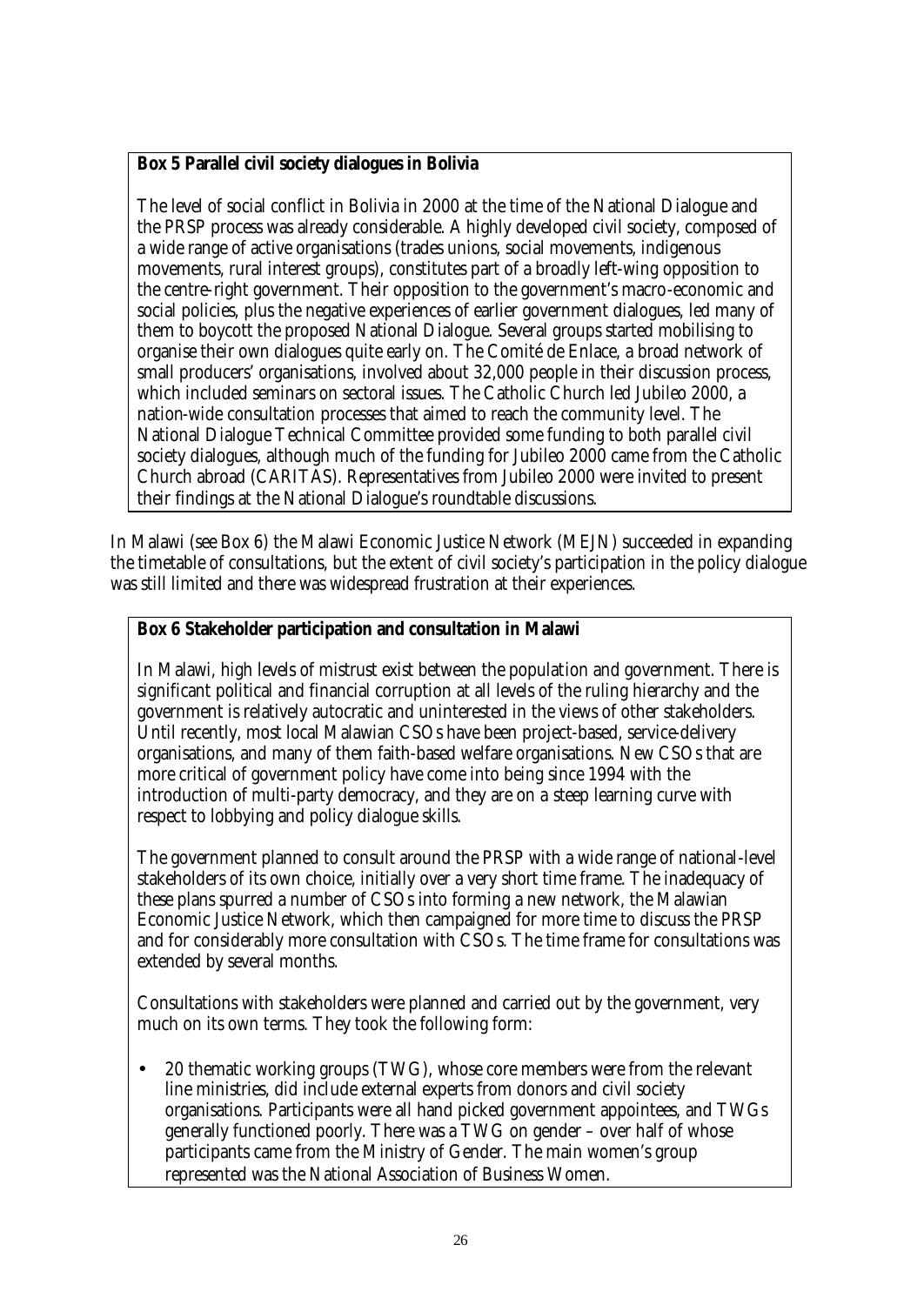**Box 5 Parallel civil society dialogues in Bolivia**

The level of social conflict in Bolivia in 2000 at the time of the National Dialogue and the PRSP process was already considerable. A highly developed civil society, composed of a wide range of active organisations (trades unions, social movements, indigenous movements, rural interest groups), constitutes part of a broadly left-wing opposition to the centre-right government. Their opposition to the government's macro-economic and social policies, plus the negative experiences of earlier government dialogues, led many of them to boycott the proposed National Dialogue. Several groups started mobilising to organise their own dialogues quite early on. The Comité de Enlace, a broad network of small producers' organisations, involved about 32,000 people in their discussion process, which included seminars on sectoral issues. The Catholic Church led Jubileo 2000, a nation-wide consultation processes that aimed to reach the community level. The National Dialogue Technical Committee provided some funding to both parallel civil society dialogues, although much of the funding for Jubileo 2000 came from the Catholic Church abroad (CARITAS). Representatives from Jubileo 2000 were invited to present their findings at the National Dialogue's roundtable discussions.

In Malawi (see Box 6) the Malawi Economic Justice Network (MEJN) succeeded in expanding the timetable of consultations, but the extent of civil society's participation in the policy dialogue was still limited and there was widespread frustration at their experiences.

**Box 6 Stakeholder participation and consultation in Malawi**

In Malawi, high levels of mistrust exist between the population and government. There is significant political and financial corruption at all levels of the ruling hierarchy and the government is relatively autocratic and uninterested in the views of other stakeholders. Until recently, most local Malawian CSOs have been project-based, service-delivery organisations, and many of them faith-based welfare organisations. New CSOs that are more critical of government policy have come into being since 1994 with the introduction of multi-party democracy, and they are on a steep learning curve with respect to lobbying and policy dialogue skills.

The government planned to consult around the PRSP with a wide range of national-level stakeholders of its own choice, initially over a very short time frame. The inadequacy of these plans spurred a number of CSOs into forming a new network, the Malawian Economic Justice Network, which then campaigned for more time to discuss the PRSP and for considerably more consultation with CSOs. The time frame for consultations was extended by several months.

Consultations with stakeholders were planned and carried out by the government, very much on its own terms. They took the following form:

- 20 thematic working groups (TWG), whose core members were from the relevant line ministries, did include external experts from donors and civil society organisations. Participants were all hand picked government appointees, and TWGs generally functioned poorly. There was a TWG on gender – over half of whose participants came from the Ministry of Gender. The main women's group represented was the National Association of Business Women.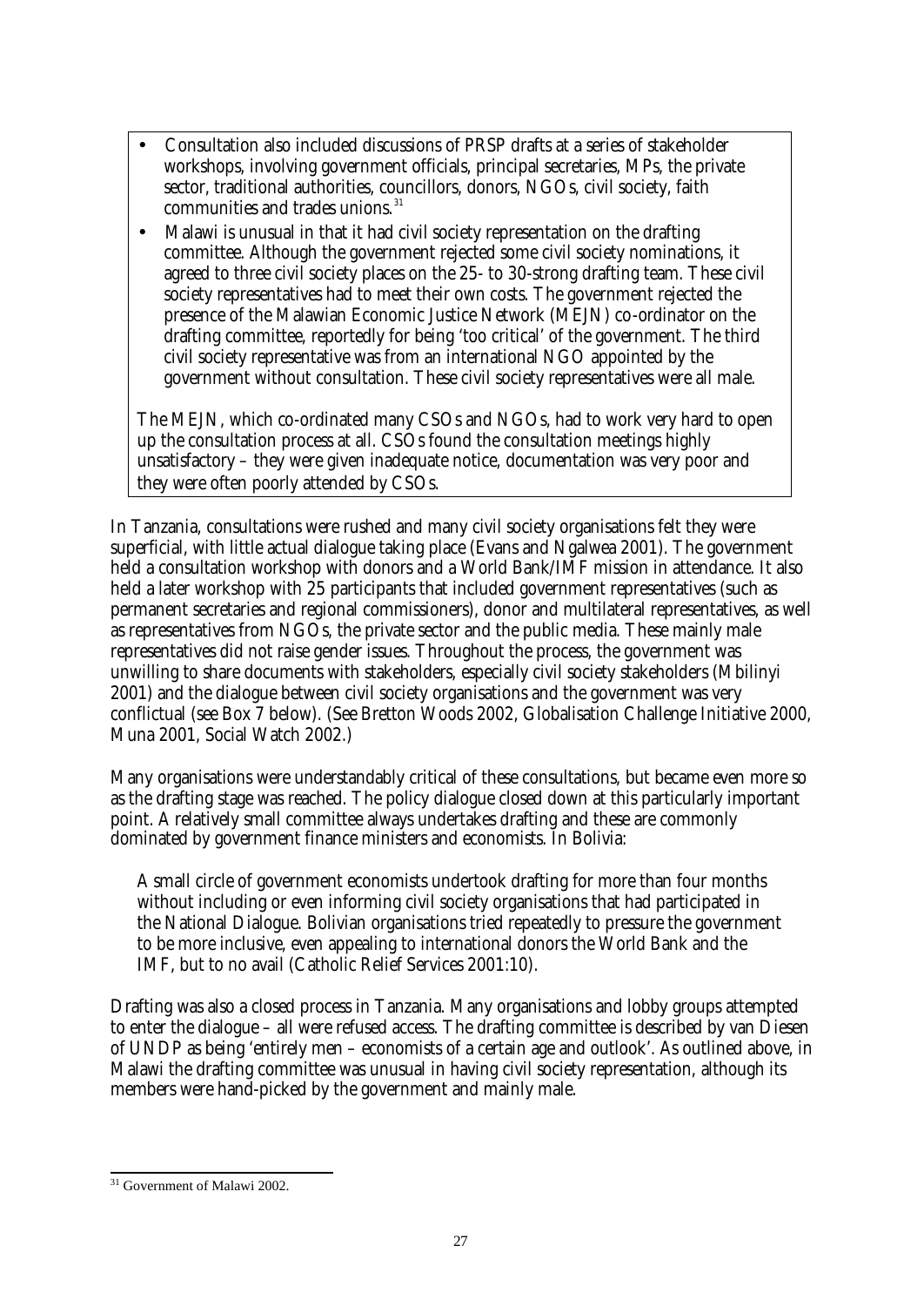- Consultation also included discussions of PRSP drafts at a series of stakeholder workshops, involving government officials, principal secretaries, MPs, the private sector, traditional authorities, councillors, donors, NGOs, civil society, faith communities and trades unions.[31]
- Malawi is unusual in that it had civil society representation on the drafting committee. Although the government rejected some civil society nominations, it agreed to three civil society places on the 25- to 30-strong drafting team. These civil society representatives had to meet their own costs. The government rejected the presence of the Malawian Economic Justice Network (MEJN) co-ordinator on the drafting committee, reportedly for being 'too critical' of the government. The third civil society representative was from an international NGO appointed by the government without consultation. These civil society representatives were all male.

The MEJN, which co-ordinated many CSOs and NGOs, had to work very hard to open up the consultation process at all. CSOs found the consultation meetings highly unsatisfactory – they were given inadequate notice, documentation was very poor and they were often poorly attended by CSOs.

In Tanzania, consultations were rushed and many civil society organisations felt they were superficial, with little actual dialogue taking place (Evans and Ngalwea 2001). The government held a consultation workshop with donors and a World Bank/IMF mission in attendance. It also held a later workshop with 25 participants that included government representatives (such as permanent secretaries and regional commissioners), donor and multilateral representatives, as well as representatives from NGOs, the private sector and the public media. These mainly male representatives did not raise gender issues. Throughout the process, the government was unwilling to share documents with stakeholders, especially civil society stakeholders (Mbilinyi 2001) and the dialogue between civil society organisations and the government was very conflictual (see Box 7 below). (See Bretton Woods 2002, Globalisation Challenge Initiative 2000, Muna 2001, Social Watch 2002.)

Many organisations were understandably critical of these consultations, but became even more so as the drafting stage was reached. The policy dialogue closed down at this particularly important point. A relatively small committee always undertakes drafting and these are commonly dominated by government finance ministers and economists. In Bolivia:

> A small circle of government economists undertook drafting for more than four months without including or even informing civil society organisations that had participated in the National Dialogue. Bolivian organisations tried repeatedly to pressure the government to be more inclusive, even appealing to international donors the World Bank and the IMF, but to no avail (Catholic Relief Services 2001:10).

Drafting was also a closed process in Tanzania. Many organisations and lobby groups attempted to enter the dialogue – all were refused access. The drafting committee is described by van Diesen of UNDP as being 'entirely men – economists of a certain age and outlook'. As outlined above, in Malawi the drafting committee was unusual in having civil society representation, although its members were hand-picked by the government and mainly male.

---

[31] Government of Malawi 2002.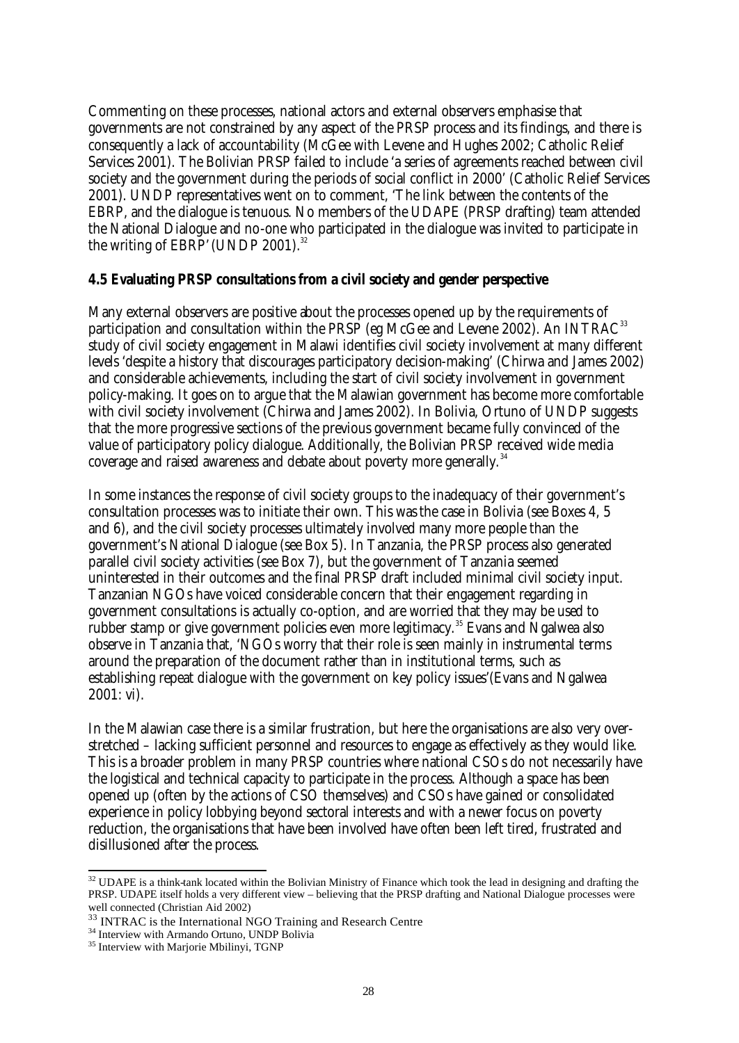Commenting on these processes, national actors and external observers emphasise that governments are not constrained by any aspect of the PRSP process and its findings, and there is consequently a lack of accountability (McGee with Levene and Hughes 2002; Catholic Relief Services 2001). The Bolivian PRSP failed to include 'a series of agreements reached between civil society and the government during the periods of social conflict in 2000' (Catholic Relief Services 2001). UNDP representatives went on to comment, 'The link between the contents of the EBRP, and the dialogue is tenuous. No members of the UDAPE (PRSP drafting) team attended the National Dialogue and no-one who participated in the dialogue was invited to participate in the writing of EBRP' (UNDP 2001).[32]

### 4.5 Evaluating PRSP consultations from a civil society and gender perspective

Many external observers are positive about the processes opened up by the requirements of participation and consultation within the PRSP (eg McGee and Levene 2002). An INTRAC[33] study of civil society engagement in Malawi identifies civil society involvement at many different levels 'despite a history that discourages participatory decision-making' (Chirwa and James 2002) and considerable achievements, including the start of civil society involvement in government policy-making. It goes on to argue that the Malawian government has become more comfortable with civil society involvement (Chirwa and James 2002). In Bolivia, Ortuno of UNDP suggests that the more progressive sections of the previous government became fully convinced of the value of participatory policy dialogue. Additionally, the Bolivian PRSP received wide media coverage and raised awareness and debate about poverty more generally.[34]

In some instances the response of civil society groups to the inadequacy of their government's consultation processes was to initiate their own. This was the case in Bolivia (see Boxes 4, 5 and 6), and the civil society processes ultimately involved many more people than the government's National Dialogue (see Box 5). In Tanzania, the PRSP process also generated parallel civil society activities (see Box 7), but the government of Tanzania seemed uninterested in their outcomes and the final PRSP draft included minimal civil society input. Tanzanian NGOs have voiced considerable concern that their engagement regarding in government consultations is actually co-option, and are worried that they may be used to rubber stamp or give government policies even more legitimacy.[35] Evans and Ngalwea also observe in Tanzania that, 'NGOs worry that their role is seen mainly in instrumental terms around the preparation of the document rather than in institutional terms, such as establishing repeat dialogue with the government on key policy issues' (Evans and Ngalwea 2001: vi).

In the Malawian case there is a similar frustration, but here the organisations are also very over-stretched – lacking sufficient personnel and resources to engage as effectively as they would like. This is a broader problem in many PRSP countries where national CSOs do not necessarily have the logistical and technical capacity to participate in the process. Although a space has been opened up (often by the actions of CSO themselves) and CSOs have gained or consolidated experience in policy lobbying beyond sectoral interests and with a newer focus on poverty reduction, the organisations that have been involved have often been left tired, frustrated and disillusioned after the process.

---

[32] UDAPE is a think-tank located within the Bolivian Ministry of Finance which took the lead in designing and drafting the PRSP. UDAPE itself holds a very different view – believing that the PRSP drafting and National Dialogue processes were well connected (Christian Aid 2002)

[33] INTRAC is the International NGO Training and Research Centre

[34] Interview with Armando Ortuno, UNDP Bolivia

[35] Interview with Marjorie Mbilinyi, TGNP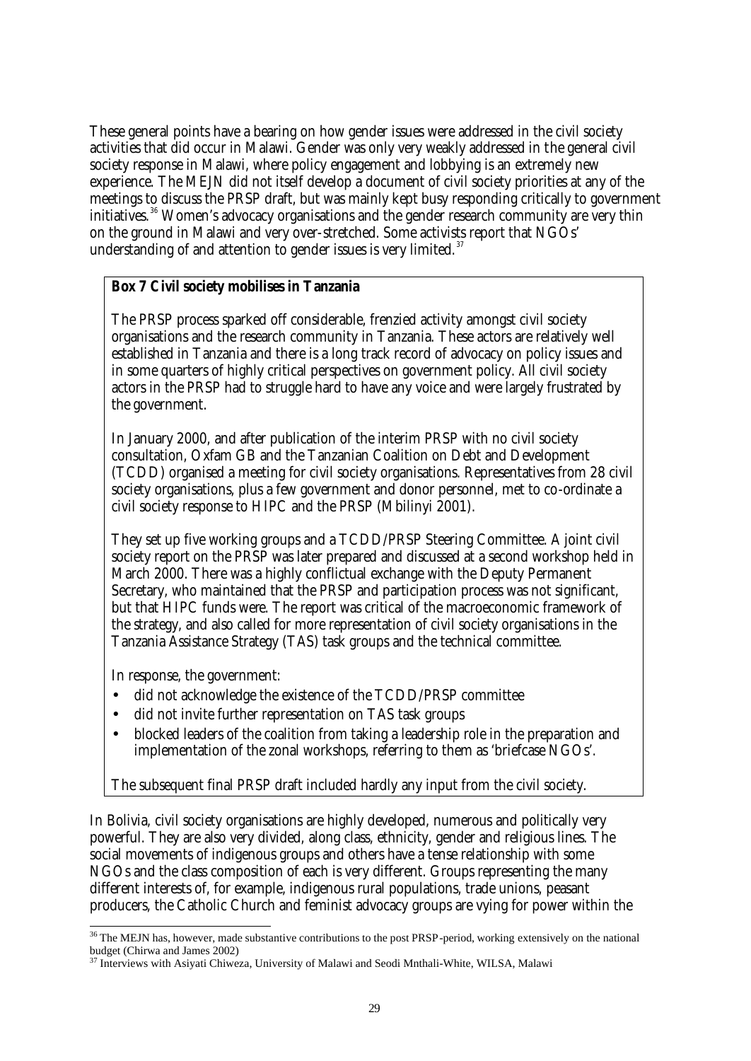These general points have a bearing on how gender issues were addressed in the civil society activities that did occur in Malawi. Gender was only very weakly addressed in the general civil society response in Malawi, where policy engagement and lobbying is an extremely new experience. The MEJN did not itself develop a document of civil society priorities at any of the meetings to discuss the PRSP draft, but was mainly kept busy responding critically to government initiatives.[36] Women's advocacy organisations and the gender research community are very thin on the ground in Malawi and very over-stretched. Some activists report that NGOs' understanding of and attention to gender issues is very limited.[37]

> **Box 7 Civil society mobilises in Tanzania**
>
> The PRSP process sparked off considerable, frenzied activity amongst civil society organisations and the research community in Tanzania. These actors are relatively well established in Tanzania and there is a long track record of advocacy on policy issues and in some quarters of highly critical perspectives on government policy. All civil society actors in the PRSP had to struggle hard to have any voice and were largely frustrated by the government.
>
> In January 2000, and after publication of the interim PRSP with no civil society consultation, Oxfam GB and the Tanzanian Coalition on Debt and Development (TCDD) organised a meeting for civil society organisations. Representatives from 28 civil society organisations, plus a few government and donor personnel, met to co-ordinate a civil society response to HIPC and the PRSP (Mbilinyi 2001).
>
> They set up five working groups and a TCDD/PRSP Steering Committee. A joint civil society report on the PRSP was later prepared and discussed at a second workshop held in March 2000. There was a highly conflictual exchange with the Deputy Permanent Secretary, who maintained that the PRSP and participation process was not significant, but that HIPC funds were. The report was critical of the macroeconomic framework of the strategy, and also called for more representation of civil society organisations in the Tanzania Assistance Strategy (TAS) task groups and the technical committee.
>
> In response, the government:
>
> - did not acknowledge the existence of the TCDD/PRSP committee
> - did not invite further representation on TAS task groups
> - blocked leaders of the coalition from taking a leadership role in the preparation and implementation of the zonal workshops, referring to them as 'briefcase NGOs'.
>
> The subsequent final PRSP draft included hardly any input from the civil society.

In Bolivia, civil society organisations are highly developed, numerous and politically very powerful. They are also very divided, along class, ethnicity, gender and religious lines. The social movements of indigenous groups and others have a tense relationship with some NGOs and the class composition of each is very different. Groups representing the many different interests of, for example, indigenous rural populations, trade unions, peasant producers, the Catholic Church and feminist advocacy groups are vying for power within the

[36] The MEJN has, however, made substantive contributions to the post PRSP-period, working extensively on the national budget (Chirwa and James 2002)

[37] Interviews with Asiyati Chiweza, University of Malawi and Seodi Mnthali-White, WILSA, Malawi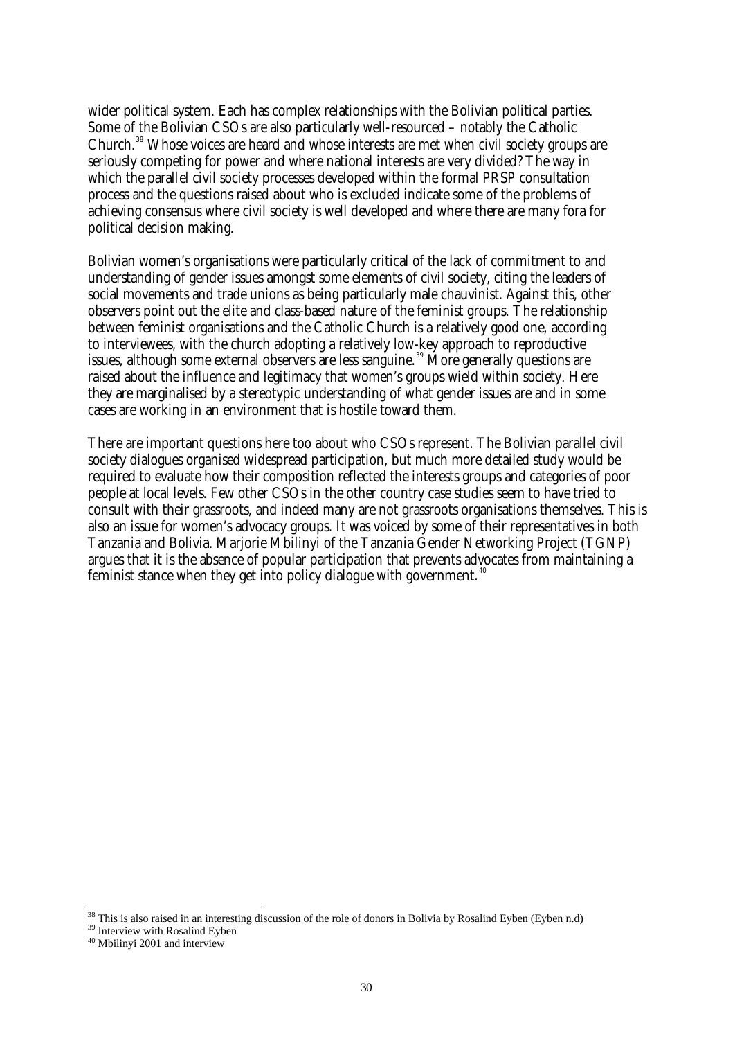wider political system. Each has complex relationships with the Bolivian political parties. Some of the Bolivian CSOs are also particularly well-resourced – notably the Catholic Church.[38] Whose voices are heard and whose interests are met when civil society groups are seriously competing for power and where national interests are very divided? The way in which the parallel civil society processes developed within the formal PRSP consultation process and the questions raised about who is excluded indicate some of the problems of achieving consensus where civil society is well developed and where there are many fora for political decision making.

Bolivian women's organisations were particularly critical of the lack of commitment to and understanding of gender issues amongst some elements of civil society, citing the leaders of social movements and trade unions as being particularly male chauvinist. Against this, other observers point out the elite and class-based nature of the feminist groups. The relationship between feminist organisations and the Catholic Church is a relatively good one, according to interviewees, with the church adopting a relatively low-key approach to reproductive issues, although some external observers are less sanguine.[39] More generally questions are raised about the influence and legitimacy that women's groups wield within society. Here they are marginalised by a stereotypic understanding of what gender issues are and in some cases are working in an environment that is hostile toward them.

There are important questions here too about who CSOs represent. The Bolivian parallel civil society dialogues organised widespread participation, but much more detailed study would be required to evaluate how their composition reflected the interests groups and categories of poor people at local levels. Few other CSOs in the other country case studies seem to have tried to consult with their grassroots, and indeed many are not grassroots organisations themselves. This is also an issue for women's advocacy groups. It was voiced by some of their representatives in both Tanzania and Bolivia. Marjorie Mbilinyi of the Tanzania Gender Networking Project (TGNP) argues that it is the absence of popular participation that prevents advocates from maintaining a feminist stance when they get into policy dialogue with government.[40]

---

[38] This is also raised in an interesting discussion of the role of donors in Bolivia by Rosalind Eyben (Eyben n.d)

[39] Interview with Rosalind Eyben

[40] Mbilinyi 2001 and interview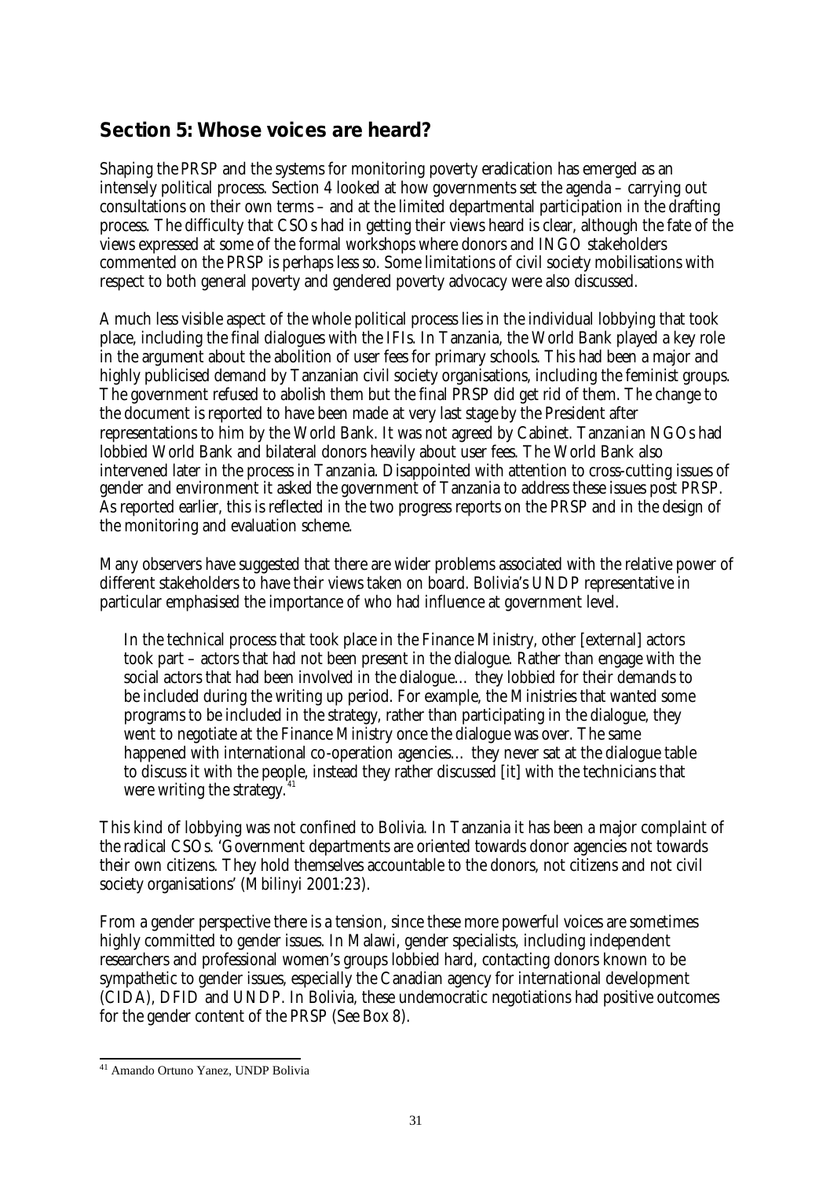## Section 5: Whose voices are heard?

Shaping the PRSP and the systems for monitoring poverty eradication has emerged as an intensely political process. Section 4 looked at how governments set the agenda – carrying out consultations on their own terms – and at the limited departmental participation in the drafting process. The difficulty that CSOs had in getting their views heard is clear, although the fate of the views expressed at some of the formal workshops where donors and INGO stakeholders commented on the PRSP is perhaps less so. Some limitations of civil society mobilisations with respect to both general poverty and gendered poverty advocacy were also discussed.

A much less visible aspect of the whole political process lies in the individual lobbying that took place, including the final dialogues with the IFIs. In Tanzania, the World Bank played a key role in the argument about the abolition of user fees for primary schools. This had been a major and highly publicised demand by Tanzanian civil society organisations, including the feminist groups. The government refused to abolish them but the final PRSP did get rid of them. The change to the document is reported to have been made at very last stage by the President after representations to him by the World Bank. It was not agreed by Cabinet. Tanzanian NGOs had lobbied World Bank and bilateral donors heavily about user fees. The World Bank also intervened later in the process in Tanzania. Disappointed with attention to cross-cutting issues of gender and environment it asked the government of Tanzania to address these issues post PRSP. As reported earlier, this is reflected in the two progress reports on the PRSP and in the design of the monitoring and evaluation scheme.

Many observers have suggested that there are wider problems associated with the relative power of different stakeholders to have their views taken on board. Bolivia's UNDP representative in particular emphasised the importance of who had influence at government level.

> In the technical process that took place in the Finance Ministry, other [external] actors took part – actors that had not been present in the dialogue. Rather than engage with the social actors that had been involved in the dialogue… they lobbied for their demands to be included during the writing up period. For example, the Ministries that wanted some programs to be included in the strategy, rather than participating in the dialogue, they went to negotiate at the Finance Ministry once the dialogue was over. The same happened with international co-operation agencies… they never sat at the dialogue table to discuss it with the people, instead they rather discussed [it] with the technicians that were writing the strategy.[41]

This kind of lobbying was not confined to Bolivia. In Tanzania it has been a major complaint of the radical CSOs. 'Government departments are oriented towards donor agencies not towards their own citizens. They hold themselves accountable to the donors, not citizens and not civil society organisations' (Mbilinyi 2001:23).

From a gender perspective there is a tension, since these more powerful voices are sometimes highly committed to gender issues. In Malawi, gender specialists, including independent researchers and professional women's groups lobbied hard, contacting donors known to be sympathetic to gender issues, especially the Canadian agency for international development (CIDA), DFID and UNDP. In Bolivia, these undemocratic negotiations had positive outcomes for the gender content of the PRSP (See Box 8).

---

[41] Amando Ortuno Yanez, UNDP Bolivia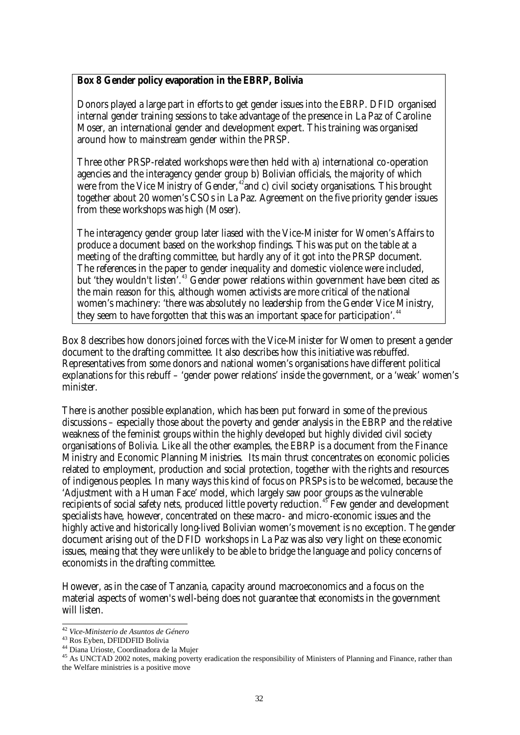**Box 8 Gender policy evaporation in the EBRP, Bolivia**

Donors played a large part in efforts to get gender issues into the EBRP. DFID organised internal gender training sessions to take advantage of the presence in La Paz of Caroline Moser, an international gender and development expert. This training was organised around how to mainstream gender within the PRSP.

Three other PRSP-related workshops were then held with a) international co-operation agencies and the interagency gender group b) Bolivian officials, the majority of which were from the Vice Ministry of Gender,[42] and c) civil society organisations. This brought together about 20 women's CSOs in La Paz. Agreement on the five priority gender issues from these workshops was high (Moser).

The interagency gender group later liased with the Vice-Minister for Women's Affairs to produce a document based on the workshop findings. This was put on the table at a meeting of the drafting committee, but hardly any of it got into the PRSP document. The references in the paper to gender inequality and domestic violence were included, but 'they wouldn't listen'.[43] Gender power relations within government have been cited as the main reason for this, although women activists are more critical of the national women's machinery: 'there was absolutely no leadership from the Gender Vice Ministry, they seem to have forgotten that this was an important space for participation'.[44]

Box 8 describes how donors joined forces with the Vice-Minister for Women to present a gender document to the drafting committee. It also describes how this initiative was rebuffed. Representatives from some donors and national women's organisations have different political explanations for this rebuff – 'gender power relations' inside the government, or a 'weak' women's minister.

There is another possible explanation, which has been put forward in some of the previous discussions – especially those about the poverty and gender analysis in the EBRP and the relative weakness of the feminist groups within the highly developed but highly divided civil society organisations of Bolivia. Like all the other examples, the EBRP is a document from the Finance Ministry and Economic Planning Ministries. Its main thrust concentrates on economic policies related to employment, production and social protection, together with the rights and resources of indigenous peoples. In many ways this kind of focus on PRSPs is to be welcomed, because the 'Adjustment with a Human Face' model, which largely saw poor groups as the vulnerable recipients of social safety nets, produced little poverty reduction.[45] Few gender and development specialists have, however, concentrated on these macro- and micro-economic issues and the highly active and historically long-lived Bolivian women's movement is no exception. The gender document arising out of the DFID workshops in La Paz was also very light on these economic issues, meaning that they were unlikely to be able to bridge the language and policy concerns of economists in the drafting committee.

However, as in the case of Tanzania, capacity around macroeconomics and a focus on the material aspects of women's well-being does not guarantee that economists in the government will listen.

---

[42] *Vice-Ministerio de Asuntos de Género*

[43] Ros Eyben, DFIDDFID Bolivia

[44] Diana Urioste, Coordinadora de la Mujer

[45] As UNCTAD 2002 notes, making poverty eradication the responsibility of Ministers of Planning and Finance, rather than the Welfare ministries is a positive move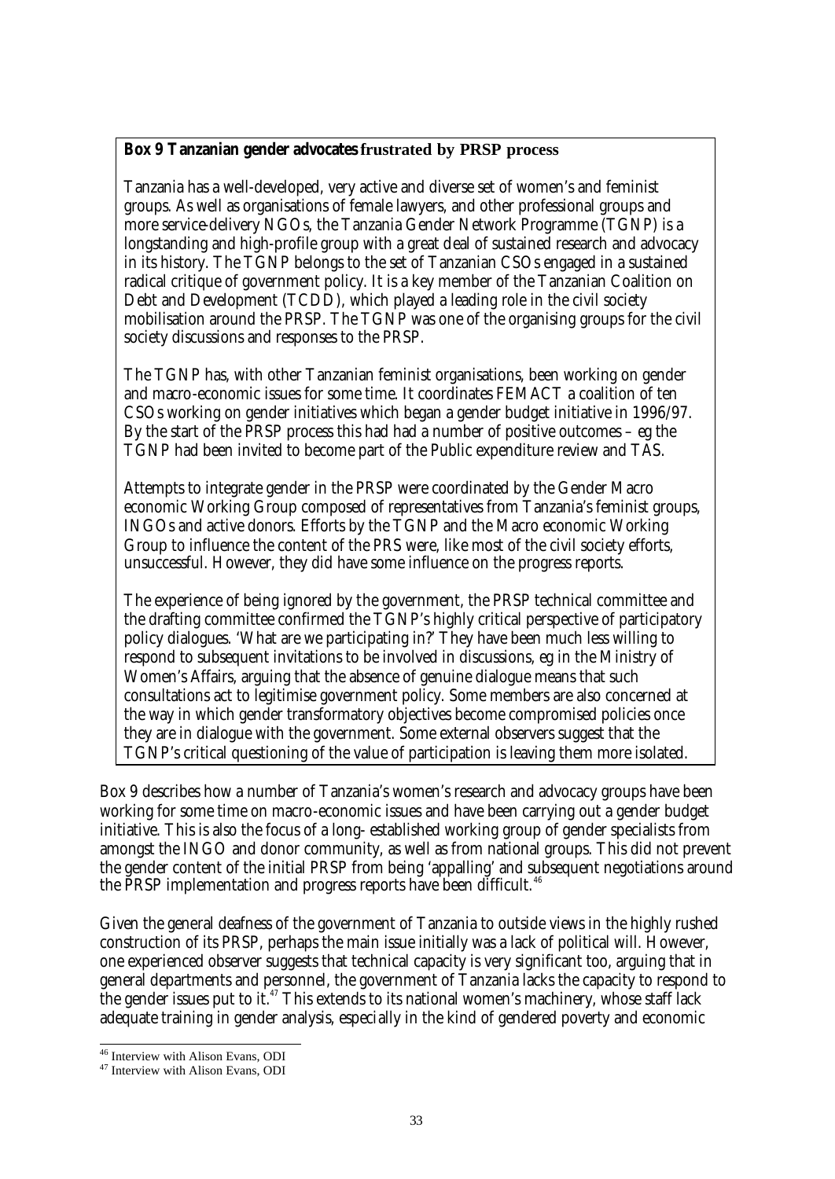**Box 9 Tanzanian gender advocates frustrated by PRSP process**

Tanzania has a well-developed, very active and diverse set of women's and feminist groups. As well as organisations of female lawyers, and other professional groups and more service-delivery NGOs, the Tanzania Gender Network Programme (TGNP) is a longstanding and high-profile group with a great deal of sustained research and advocacy in its history. The TGNP belongs to the set of Tanzanian CSOs engaged in a sustained radical critique of government policy. It is a key member of the Tanzanian Coalition on Debt and Development (TCDD), which played a leading role in the civil society mobilisation around the PRSP. The TGNP was one of the organising groups for the civil society discussions and responses to the PRSP.

The TGNP has, with other Tanzanian feminist organisations, been working on gender and macro-economic issues for some time. It coordinates FEMACT a coalition of ten CSOs working on gender initiatives which began a gender budget initiative in 1996/97. By the start of the PRSP process this had had a number of positive outcomes – eg the TGNP had been invited to become part of the Public expenditure review and TAS.

Attempts to integrate gender in the PRSP were coordinated by the Gender Macro economic Working Group composed of representatives from Tanzania's feminist groups, INGOs and active donors. Efforts by the TGNP and the Macro economic Working Group to influence the content of the PRS were, like most of the civil society efforts, unsuccessful. However, they did have some influence on the progress reports.

The experience of being ignored by the government, the PRSP technical committee and the drafting committee confirmed the TGNP's highly critical perspective of participatory policy dialogues. 'What are we participating in?' They have been much less willing to respond to subsequent invitations to be involved in discussions, eg in the Ministry of Women's Affairs, arguing that the absence of genuine dialogue means that such consultations act to legitimise government policy. Some members are also concerned at the way in which gender transformatory objectives become compromised policies once they are in dialogue with the government. Some external observers suggest that the TGNP's critical questioning of the value of participation is leaving them more isolated.

Box 9 describes how a number of Tanzania's women's research and advocacy groups have been working for some time on macro-economic issues and have been carrying out a gender budget initiative. This is also the focus of a long- established working group of gender specialists from amongst the INGO and donor community, as well as from national groups. This did not prevent the gender content of the initial PRSP from being 'appalling' and subsequent negotiations around the PRSP implementation and progress reports have been difficult.[46]

Given the general deafness of the government of Tanzania to outside views in the highly rushed construction of its PRSP, perhaps the main issue initially was a lack of political will. However, one experienced observer suggests that technical capacity is very significant too, arguing that in general departments and personnel, the government of Tanzania lacks the capacity to respond to the gender issues put to it.[47] This extends to its national women's machinery, whose staff lack adequate training in gender analysis, especially in the kind of gendered poverty and economic

---

[46] Interview with Alison Evans, ODI

[47] Interview with Alison Evans, ODI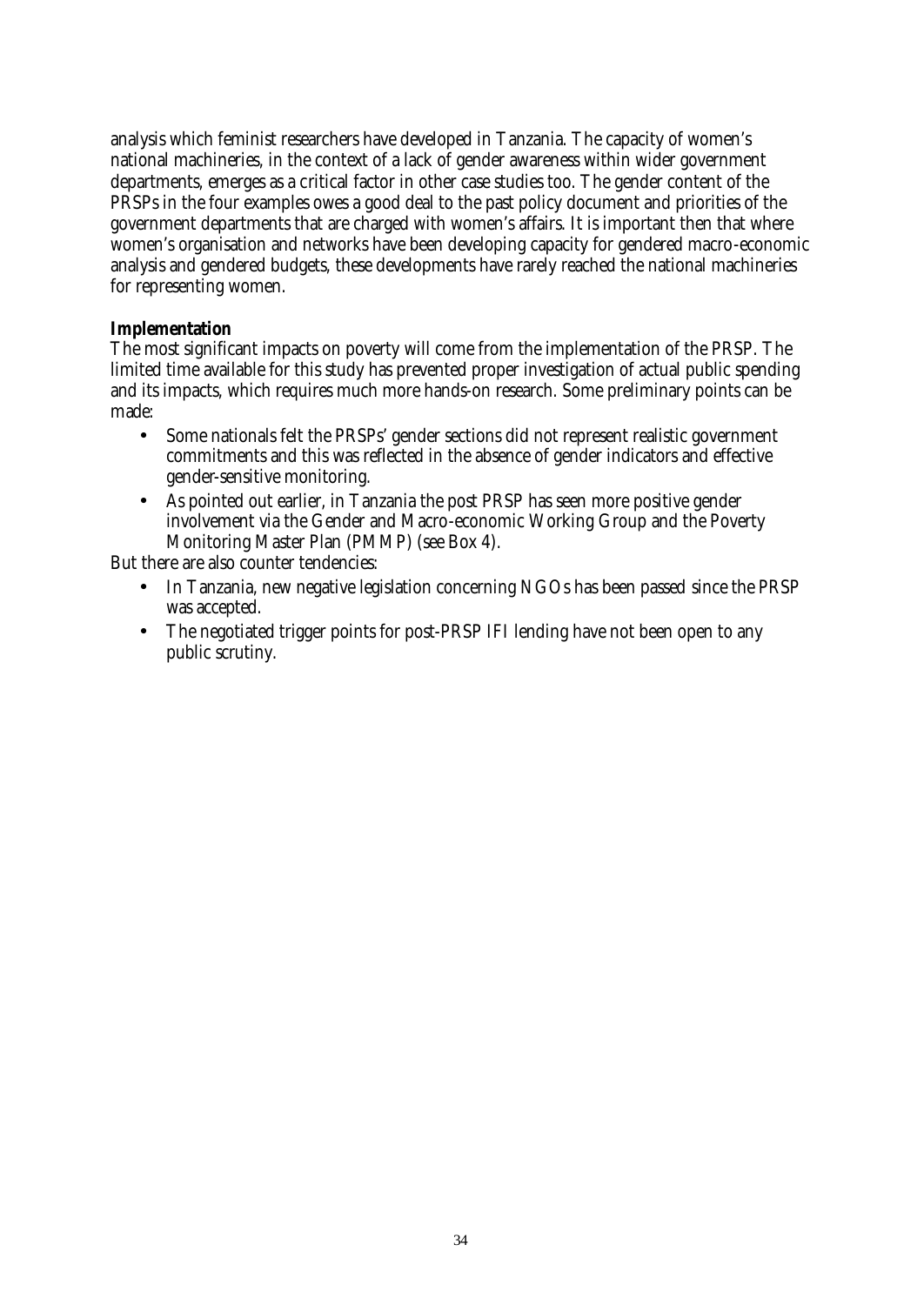analysis which feminist researchers have developed in Tanzania. The capacity of women's national machineries, in the context of a lack of gender awareness within wider government departments, emerges as a critical factor in other case studies too. The gender content of the PRSPs in the four examples owes a good deal to the past policy document and priorities of the government departments that are charged with women's affairs. It is important then that where women's organisation and networks have been developing capacity for gendered macro-economic analysis and gendered budgets, these developments have rarely reached the national machineries for representing women.

**Implementation**

The most significant impacts on poverty will come from the implementation of the PRSP. The limited time available for this study has prevented proper investigation of actual public spending and its impacts, which requires much more hands-on research. Some preliminary points can be made:

- Some nationals felt the PRSPs' gender sections did not represent realistic government commitments and this was reflected in the absence of gender indicators and effective gender-sensitive monitoring.
- As pointed out earlier, in Tanzania the post PRSP has seen more positive gender involvement via the Gender and Macro-economic Working Group and the Poverty Monitoring Master Plan (PMMP) (see Box 4).

But there are also counter tendencies:

- In Tanzania, new negative legislation concerning NGOs has been passed since the PRSP was accepted.
- The negotiated trigger points for post-PRSP IFI lending have not been open to any public scrutiny.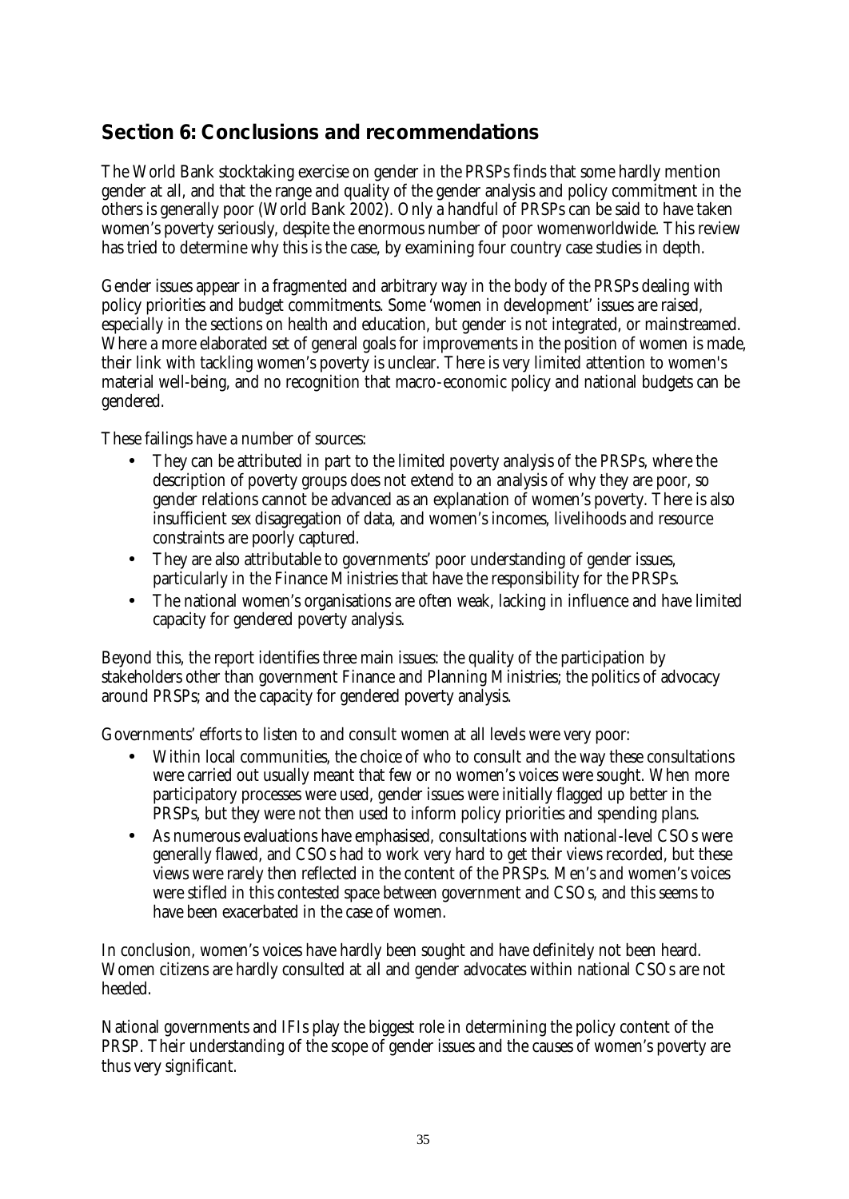## Section 6: Conclusions and recommendations

The World Bank stocktaking exercise on gender in the PRSPs finds that some hardly mention gender at all, and that the range and quality of the gender analysis and policy commitment in the others is generally poor (World Bank 2002). Only a handful of PRSPs can be said to have taken women's poverty seriously, despite the enormous number of poor womenworldwide. This review has tried to determine why this is the case, by examining four country case studies in depth.

Gender issues appear in a fragmented and arbitrary way in the body of the PRSPs dealing with policy priorities and budget commitments. Some 'women in development' issues are raised, especially in the sections on health and education, but gender is not integrated, or mainstreamed. Where a more elaborated set of general goals for improvements in the position of women is made, their link with tackling women's poverty is unclear. There is very limited attention to women's material well-being, and no recognition that macro-economic policy and national budgets can be gendered.

These failings have a number of sources:

- They can be attributed in part to the limited poverty analysis of the PRSPs, where the description of poverty groups does not extend to an analysis of why they are poor, so gender relations cannot be advanced as an explanation of women's poverty. There is also insufficient sex disagregation of data, and women's incomes, livelihoods and resource constraints are poorly captured.
- They are also attributable to governments' poor understanding of gender issues, particularly in the Finance Ministries that have the responsibility for the PRSPs.
- The national women's organisations are often weak, lacking in influence and have limited capacity for gendered poverty analysis.

Beyond this, the report identifies three main issues: the quality of the participation by stakeholders other than government Finance and Planning Ministries; the politics of advocacy around PRSPs; and the capacity for gendered poverty analysis.

Governments' efforts to listen to and consult women at all levels were very poor:

- Within local communities, the choice of who to consult and the way these consultations were carried out usually meant that few or no women's voices were sought. When more participatory processes were used, gender issues were initially flagged up better in the PRSPs, but they were not then used to inform policy priorities and spending plans.
- As numerous evaluations have emphasised, consultations with national-level CSOs were generally flawed, and CSOs had to work very hard to get their views recorded, but these views were rarely then reflected in the content of the PRSPs. Men's *and* women's voices were stifled in this contested space between government and CSOs, and this seems to have been exacerbated in the case of women.

In conclusion, women's voices have hardly been sought and have definitely not been heard. Women citizens are hardly consulted at all and gender advocates within national CSOs are not heeded.

National governments and IFIs play the biggest role in determining the policy content of the PRSP. Their understanding of the scope of gender issues and the causes of women's poverty are thus very significant.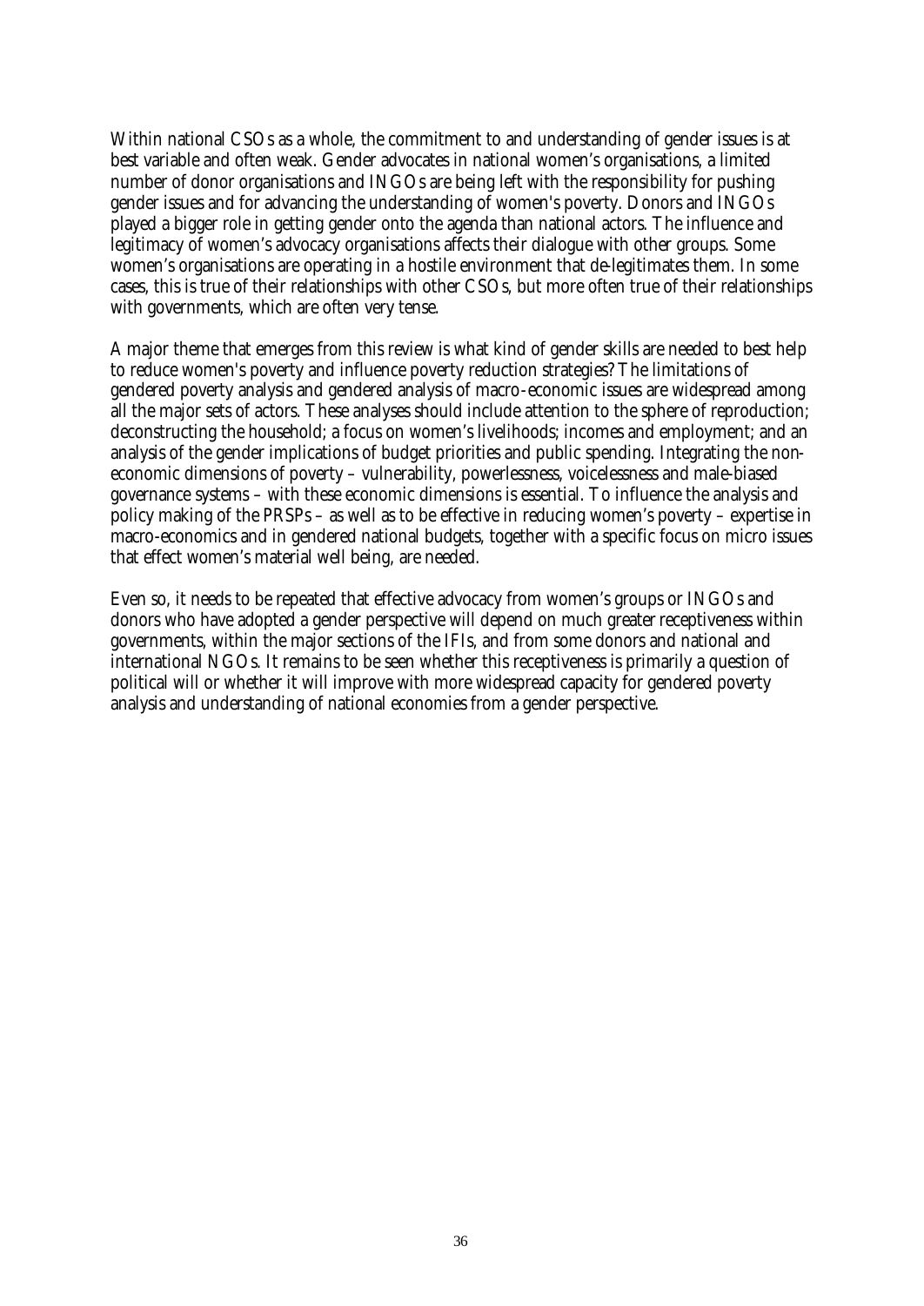Within national CSOs as a whole, the commitment to and understanding of gender issues is at best variable and often weak. Gender advocates in national women's organisations, a limited number of donor organisations and INGOs are being left with the responsibility for pushing gender issues and for advancing the understanding of women's poverty. Donors and INGOs played a bigger role in getting gender onto the agenda than national actors. The influence and legitimacy of women's advocacy organisations affects their dialogue with other groups. Some women's organisations are operating in a hostile environment that de-legitimates them. In some cases, this is true of their relationships with other CSOs, but more often true of their relationships with governments, which are often very tense.

A major theme that emerges from this review is what kind of gender skills are needed to best help to reduce women's poverty and influence poverty reduction strategies? The limitations of gendered poverty analysis and gendered analysis of macro-economic issues are widespread among all the major sets of actors. These analyses should include attention to the sphere of reproduction; deconstructing the household; a focus on women's livelihoods; incomes and employment; and an analysis of the gender implications of budget priorities and public spending. Integrating the non-economic dimensions of poverty – vulnerability, powerlessness, voicelessness and male-biased governance systems – with these economic dimensions is essential. To influence the analysis and policy making of the PRSPs – as well as to be effective in reducing women's poverty – expertise in macro-economics and in gendered national budgets, together with a specific focus on micro issues that effect women's material well being, are needed.

Even so, it needs to be repeated that effective advocacy from women's groups or INGOs and donors who have adopted a gender perspective will depend on much greater receptiveness within governments, within the major sections of the IFIs, and from some donors and national and international NGOs. It remains to be seen whether this receptiveness is primarily a question of political will or whether it will improve with more widespread capacity for gendered poverty analysis and understanding of national economies from a gender perspective.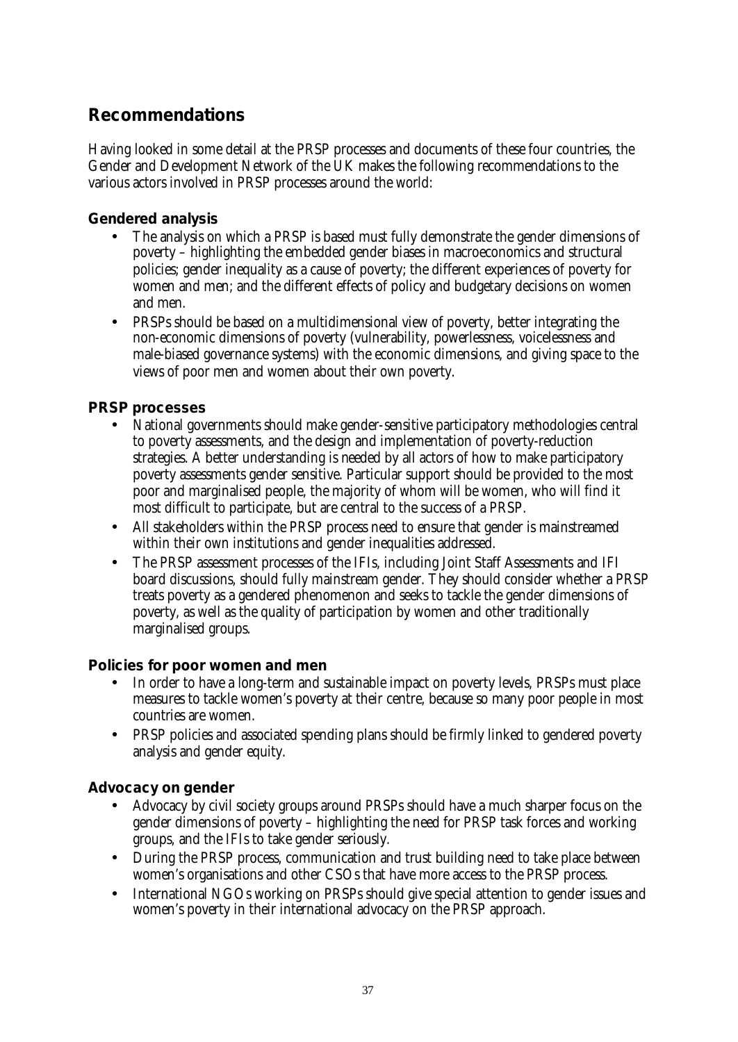## Recommendations

Having looked in some detail at the PRSP processes and documents of these four countries, the Gender and Development Network of the UK makes the following recommendations to the various actors involved in PRSP processes around the world:

### Gendered analysis

- The analysis on which a PRSP is based must fully demonstrate the gender dimensions of poverty – highlighting the embedded gender biases in macroeconomics and structural policies; gender inequality as a cause of poverty; the different experiences of poverty for women and men; and the different effects of policy and budgetary decisions on women and men.
- PRSPs should be based on a multidimensional view of poverty, better integrating the non-economic dimensions of poverty (vulnerability, powerlessness, voicelessness and male-biased governance systems) with the economic dimensions, and giving space to the views of poor men and women about their own poverty.

### PRSP processes

- National governments should make gender-sensitive participatory methodologies central to poverty assessments, and the design and implementation of poverty-reduction strategies. A better understanding is needed by all actors of how to make participatory poverty assessments gender sensitive. Particular support should be provided to the most poor and marginalised people, the majority of whom will be women, who will find it most difficult to participate, but are central to the success of a PRSP.
- All stakeholders within the PRSP process need to ensure that gender is mainstreamed within their own institutions and gender inequalities addressed.
- The PRSP assessment processes of the IFIs, including Joint Staff Assessments and IFI board discussions, should fully mainstream gender. They should consider whether a PRSP treats poverty as a gendered phenomenon and seeks to tackle the gender dimensions of poverty, as well as the quality of participation by women and other traditionally marginalised groups.

### Policies for poor women and men

- In order to have a long-term and sustainable impact on poverty levels, PRSPs must place measures to tackle women's poverty at their centre, because so many poor people in most countries are women.
- PRSP policies and associated spending plans should be firmly linked to gendered poverty analysis and gender equity.

### Advocacy on gender

- Advocacy by civil society groups around PRSPs should have a much sharper focus on the gender dimensions of poverty – highlighting the need for PRSP task forces and working groups, and the IFIs to take gender seriously.
- During the PRSP process, communication and trust building need to take place between women's organisations and other CSOs that have more access to the PRSP process.
- International NGOs working on PRSPs should give special attention to gender issues and women's poverty in their international advocacy on the PRSP approach.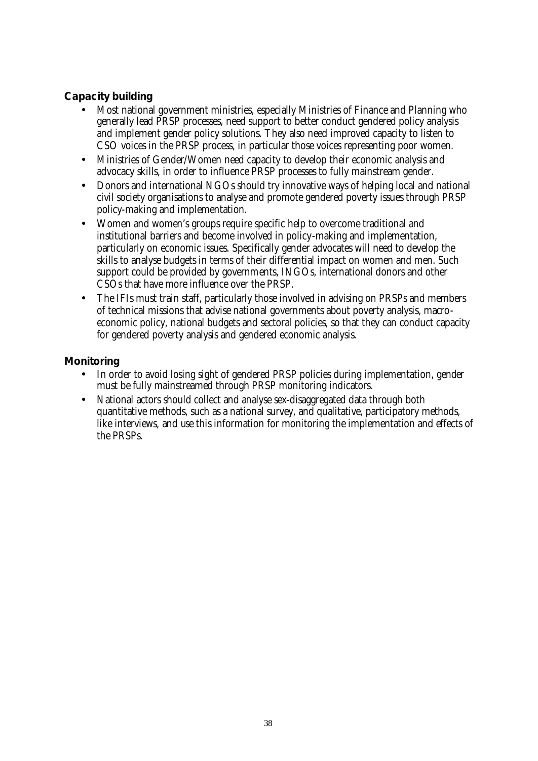## Capacity building

- Most national government ministries, especially Ministries of Finance and Planning who generally lead PRSP processes, need support to better conduct gendered policy analysis and implement gender policy solutions. They also need improved capacity to listen to CSO voices in the PRSP process, in particular those voices representing poor women.
- Ministries of Gender/Women need capacity to develop their economic analysis and advocacy skills, in order to influence PRSP processes to fully mainstream gender.
- Donors and international NGOs should try innovative ways of helping local and national civil society organisations to analyse and promote gendered poverty issues through PRSP policy-making and implementation.
- Women and women's groups require specific help to overcome traditional and institutional barriers and become involved in policy-making and implementation, particularly on economic issues. Specifically gender advocates will need to develop the skills to analyse budgets in terms of their differential impact on women and men. Such support could be provided by governments, INGOs, international donors and other CSOs that have more influence over the PRSP.
- The IFIs must train staff, particularly those involved in advising on PRSPs and members of technical missions that advise national governments about poverty analysis, macro-economic policy, national budgets and sectoral policies, so that they can conduct capacity for gendered poverty analysis and gendered economic analysis.

## Monitoring

- In order to avoid losing sight of gendered PRSP policies during implementation, gender must be fully mainstreamed through PRSP monitoring indicators.
- National actors should collect and analyse sex-disaggregated data through both quantitative methods, such as a national survey, and qualitative, participatory methods, like interviews, and use this information for monitoring the implementation and effects of the PRSPs.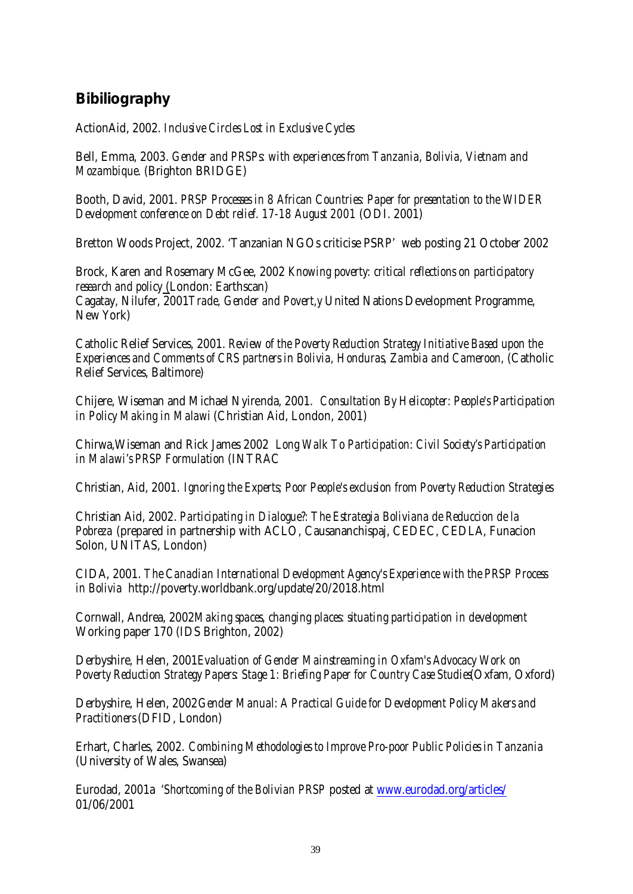## Bibiliography

ActionAid, 2002. *Inclusive Circles Lost in Exclusive Cycles*

Bell, Emma, 2003. *Gender and PRSPs: with experiences from Tanzania, Bolivia, Vietnam and Mozambique.* (Brighton BRIDGE)

Booth, David, 2001. *PRSP Processes in 8 African Countries: Paper for presentation to the WIDER Development conference on Debt relief. 17-18 August 2001* (ODI. 2001)

Bretton Woods Project, 2002. 'Tanzanian NGOs criticise PSRP' web posting 21 October 2002

Brock, Karen and Rosemary McGee, 2002 *Knowing poverty: critical reflections on participatory research and policy* (London: Earthscan)
Cagatay, Nilufer, 2001*Trade, Gender and Povert,y* United Nations Development Programme, New York)

Catholic Relief Services, 2001. *Review of the Poverty Reduction Strategy Initiative Based upon the Experiences and Comments of CRS partners in Bolivia, Honduras, Zambia and Cameroon,* (Catholic Relief Services, Baltimore)

Chijere, Wiseman and Michael Nyirenda, 2001. *Consultation By Helicopter: People's Participation in Policy Making in Malawi* (Christian Aid, London, 2001)

Chirwa,Wiseman and Rick James 2002 *Long Walk To Participation: Civil Society's Participation in Malawi's PRSP Formulation* (INTRAC

Christian, Aid, 2001. *Ignoring the Experts; Poor People's exclusion from Poverty Reduction Strategies*

Christian Aid, 2002. *Participating in Dialogue?: The Estrategia Boliviana de Reduccion de la Pobreza* (prepared in partnership with ACLO, Causananchispaj, CEDEC, CEDLA, Funacion Solon, UNITAS, London)

CIDA, 2001. *The Canadian International Development Agency's Experience with the PRSP Process in Bolivia* http://poverty.worldbank.org/update/20/2018.html

Cornwall, Andrea, 2002*Making spaces, changing places: situating participation in development* Working paper 170 (IDS Brighton, 2002)

Derbyshire, Helen, 2001*Evaluation of Gender Mainstreaming in Oxfam's Advocacy Work on Poverty Reduction Strategy Papers: Stage 1: Briefing Paper for Country Case Studies*(Oxfam, Oxford)

Derbyshire, Helen, 2002*Gender Manual: A Practical Guide for Development Policy Makers and Practitioners* (DFID, London)

Erhart, Charles, 2002. *Combining Methodologies to Improve Pro-poor Public Policies in Tanzania* (University of Wales, Swansea)

Eurodad, 2001a *'Shortcoming of the Bolivian PRSP* posted at [www.eurodad.org/articles/](www.eurodad.org/articles/) 01/06/2001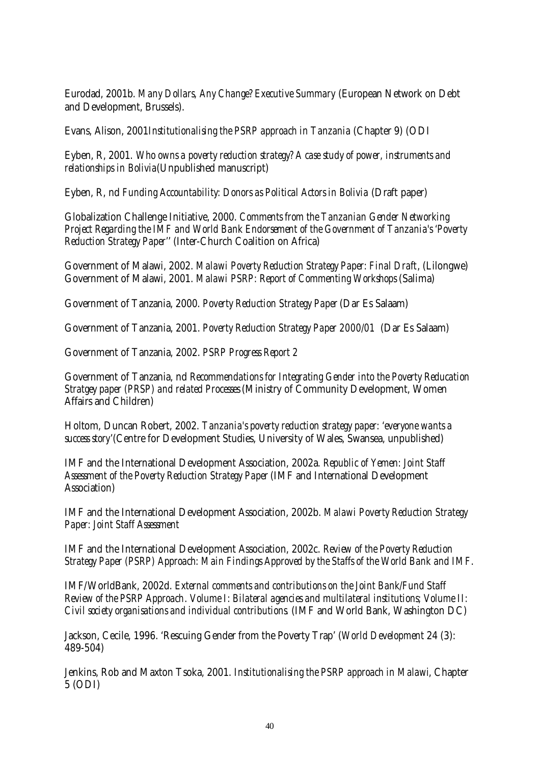Eurodad, 2001b. *Many Dollars, Any Change? Executive Summary* (European Network on Debt and Development, Brussels).

Evans, Alison, 2001*Institutionalising the PSRP approach in Tanzania* (Chapter 9) (ODI

Eyben, R, 2001. *Who owns a poverty reduction strategy? A case study of power, instruments and relationships in Bolivia*(Unpublished manuscript)

Eyben, R, nd *Funding Accountability: Donors as Political Actors in Bolivia* (Draft paper)

Globalization Challenge Initiative, 2000. *Comments from the Tanzanian Gender Networking Project Regarding the IMF and World Bank Endorsement of the Government of Tanzania's 'Poverty Reduction Strategy Paper''* (Inter-Church Coalition on Africa)

Government of Malawi, 2002. *Malawi Poverty Reduction Strategy Paper: Final Draft*, (Lilongwe)
Government of Malawi, 2001. *Malawi PSRP: Report of Commenting Workshops* (Salima)

Government of Tanzania, 2000. *Poverty Reduction Strategy Paper* (Dar Es Salaam)

Government of Tanzania, 2001. *Poverty Reduction Strategy Paper 2000/01* (Dar Es Salaam)

Government of Tanzania, 2002. *PSRP Progress Report 2*

Government of Tanzania, nd *Recommendations for Integrating Gender into the Poverty Reducation Stratgey paper (PRSP) and related Processes* (Ministry of Community Development, Women Affairs and Children)

Holtom, Duncan Robert, 2002. *Tanzania's poverty reduction strategy paper: 'everyone wants a success story'*(Centre for Development Studies, University of Wales, Swansea, unpublished)

IMF and the International Development Association, 2002a. *Republic of Yemen: Joint Staff Assessment of the Poverty Reduction Strategy Paper* (IMF and International Development Association)

IMF and the International Development Association, 2002b. *Malawi Poverty Reduction Strategy Paper: Joint Staff Assessment*

IMF and the International Development Association, 2002c. *Review of the Poverty Reduction Strategy Paper (PSRP) Approach: Main Findings Approved by the Staffs of the World Bank and IMF.*

IMF/WorldBank, 2002d. *External comments and contributions on the Joint Bank/Fund Staff Review of the PSRP Approach. Volume I: Bilateral agencies and multilateral institutions; Volume II: Civil society organisations and individual contributions.* (IMF and World Bank, Washington DC)

Jackson, Cecile, 1996. 'Rescuing Gender from the Poverty Trap' (*World Development* 24 (3): 489-504)

Jenkins, Rob and Maxton Tsoka, 2001. *Institutionalising the PSRP approach in Malawi*, Chapter 5 (ODI)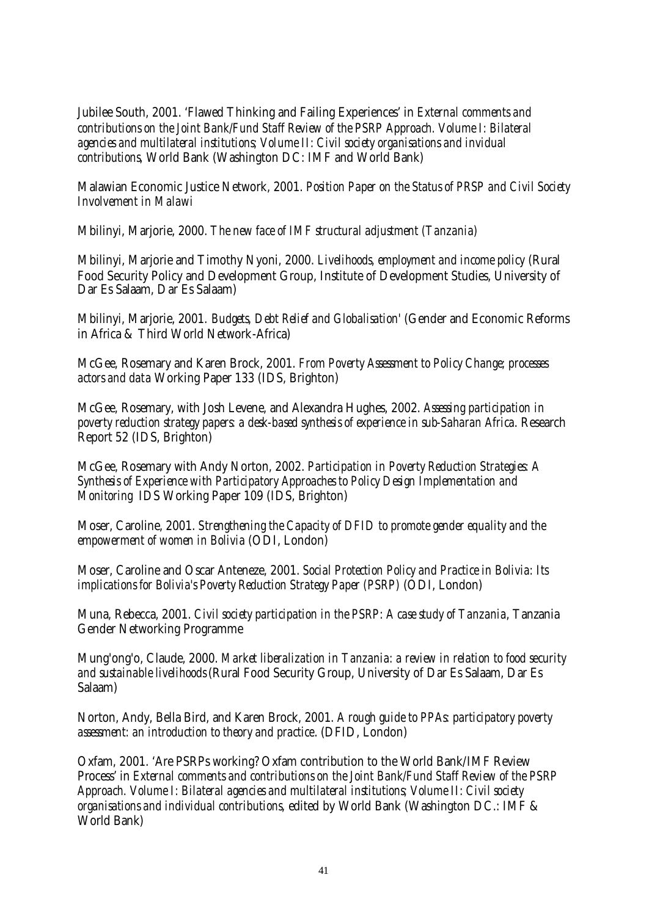Jubilee South, 2001. 'Flawed Thinking and Failing Experiences' in *External comments and contributions on the Joint Bank/Fund Staff Review of the PSRP Approach. Volume I: Bilateral agencies and multilateral institutions; Volume II: Civil society organisations and invidual contributions*, World Bank (Washington DC: IMF and World Bank)

Malawian Economic Justice Network, 2001. *Position Paper on the Status of PRSP and Civil Society Involvement in Malawi*

Mbilinyi, Marjorie, 2000. *The new face of IMF structural adjustment (Tanzania)*

Mbilinyi, Marjorie and Timothy Nyoni, 2000. *Livelihoods, employment and income policy* (Rural Food Security Policy and Development Group, Institute of Development Studies, University of Dar Es Salaam, Dar Es Salaam)

Mbilinyi, Marjorie, 2001. *Budgets, Debt Relief and Globalisation'* (Gender and Economic Reforms in Africa & Third World Network-Africa)

McGee, Rosemary and Karen Brock, 2001. *From Poverty Assessment to Policy Change; processes actors and data* Working Paper 133 (IDS, Brighton)

McGee, Rosemary, with Josh Levene, and Alexandra Hughes, 2002. *Assessing participation in poverty reduction strategy papers: a desk-based synthesis of experience in sub-Saharan Africa*. Research Report 52 (IDS, Brighton)

McGee, Rosemary with Andy Norton, 2002. *Participation in Poverty Reduction Strategies: A Synthesis of Experience with Participatory Approaches to Policy Design Implementation and Monitoring* IDS Working Paper 109 (IDS, Brighton)

Moser, Caroline, 2001. *Strengthening the Capacity of DFID to promote gender equality and the empowerment of women in Bolivia* (ODI, London)

Moser, Caroline and Oscar Anteneze, 2001. *Social Protection Policy and Practice in Bolivia: Its implications for Bolivia's Poverty Reduction Strategy Paper (PSRP)* (ODI, London)

Muna, Rebecca, 2001. *Civil society participation in the PSRP: A case study of Tanzania*, Tanzania Gender Networking Programme

Mung'ong'o, Claude, 2000. *Market liberalization in Tanzania: a review in relation to food security and sustainable livelihoods* (Rural Food Security Group, University of Dar Es Salaam, Dar Es Salaam)

Norton, Andy, Bella Bird, and Karen Brock, 2001. *A rough guide to PPAs: participatory poverty assessment: an introduction to theory and practice*. (DFID, London)

Oxfam, 2001. 'Are PSRPs working? Oxfam contribution to the World Bank/IMF Review Process' in *External comments and contributions on the Joint Bank/Fund Staff Review of the PSRP Approach. Volume I: Bilateral agencies and multilateral institutions; Volume II: Civil society organisations and individual contributions*, edited by World Bank (Washington DC.: IMF & World Bank)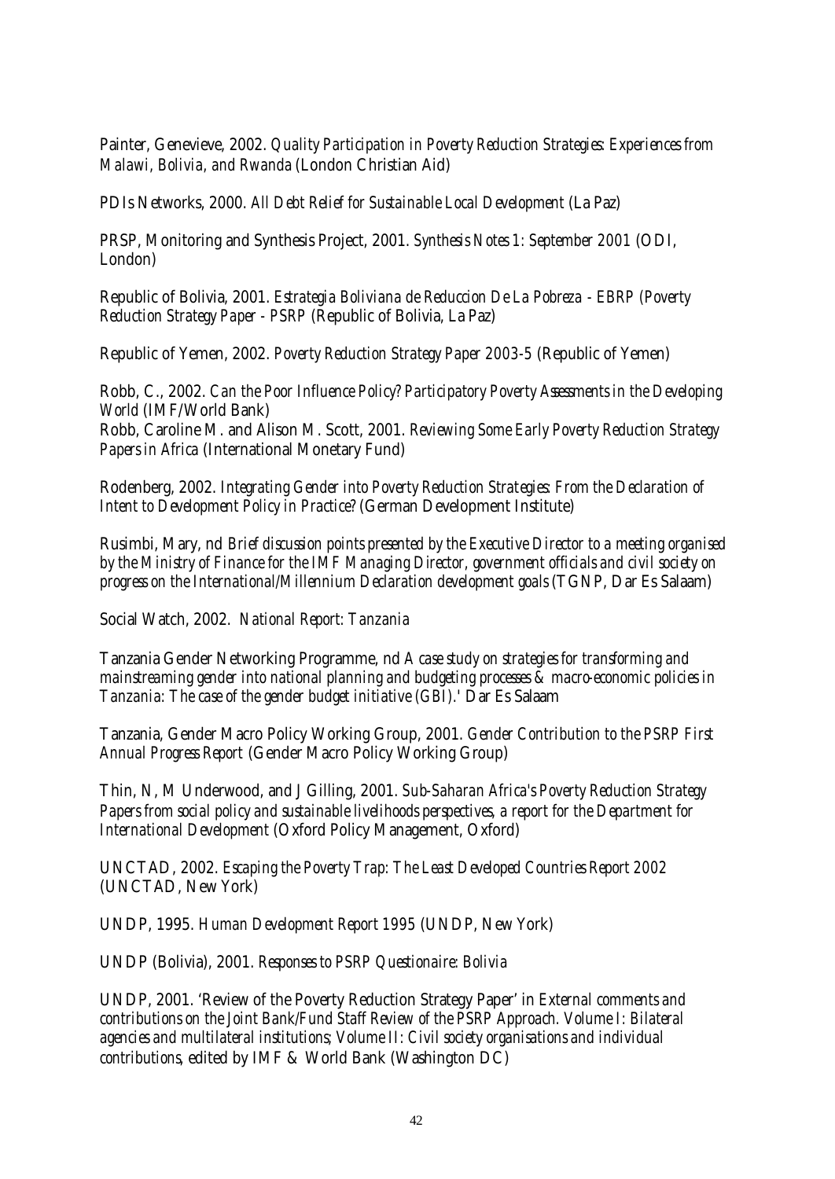Painter, Genevieve, 2002. *Quality Participation in Poverty Reduction Strategies: Experiences from Malawi, Bolivia, and Rwanda* (London Christian Aid)

PDIs Networks, 2000. *All Debt Relief for Sustainable Local Development* (La Paz)

PRSP, Monitoring and Synthesis Project, 2001. *Synthesis Notes 1: September 2001* (ODI, London)

Republic of Bolivia, 2001. *Estrategia Boliviana de Reduccion De La Pobreza - EBRP (Poverty Reduction Strategy Paper - PSRP* (Republic of Bolivia, La Paz)

Republic of Yemen, 2002. *Poverty Reduction Strategy Paper 2003-5* (Republic of Yemen)

Robb, C., 2002. *Can the Poor Influence Policy? Participatory Poverty Assessments in the Developing World* (IMF/World Bank)
Robb, Caroline M. and Alison M. Scott, 2001. *Reviewing Some Early Poverty Reduction Strategy Papers in Africa* (International Monetary Fund)

Rodenberg, 2002. *Integrating Gender into Poverty Reduction Strategies: From the Declaration of Intent to Development Policy in Practice?* (German Development Institute)

Rusimbi, Mary, nd *Brief discussion points presented by the Executive Director to a meeting organised by the Ministry of Finance for the IMF Managing Director, government officials and civil society on progress on the International/Millennium Declaration development goals* (TGNP, Dar Es Salaam)

Social Watch, 2002. *National Report: Tanzania*

Tanzania Gender Networking Programme, nd *A case study on strategies for transforming and mainstreaming gender into national planning and budgeting processes & macro-economic policies in Tanzania: The case of the gender budget initiative (GBI).*' Dar Es Salaam

Tanzania, Gender Macro Policy Working Group, 2001. *Gender Contribution to the PSRP First Annual Progress Report* (Gender Macro Policy Working Group)

Thin, N, M Underwood, and J Gilling, 2001. *Sub-Saharan Africa's Poverty Reduction Strategy Papers from social policy and sustainable livelihoods perspectives, a report for the Department for International Development* (Oxford Policy Management, Oxford)

UNCTAD, 2002. *Escaping the Poverty Trap: The Least Developed Countries Report 2002* (UNCTAD, New York)

UNDP, 1995. *Human Development Report 1995* (UNDP, New York)

UNDP (Bolivia), 2001. *Responses to PSRP Questionaire: Bolivia*

UNDP, 2001. 'Review of the Poverty Reduction Strategy Paper' in *External comments and contributions on the Joint Bank/Fund Staff Review of the PSRP Approach. Volume I: Bilateral agencies and multilateral institutions; Volume II: Civil society organisations and individual contributions*, edited by IMF & World Bank (Washington DC)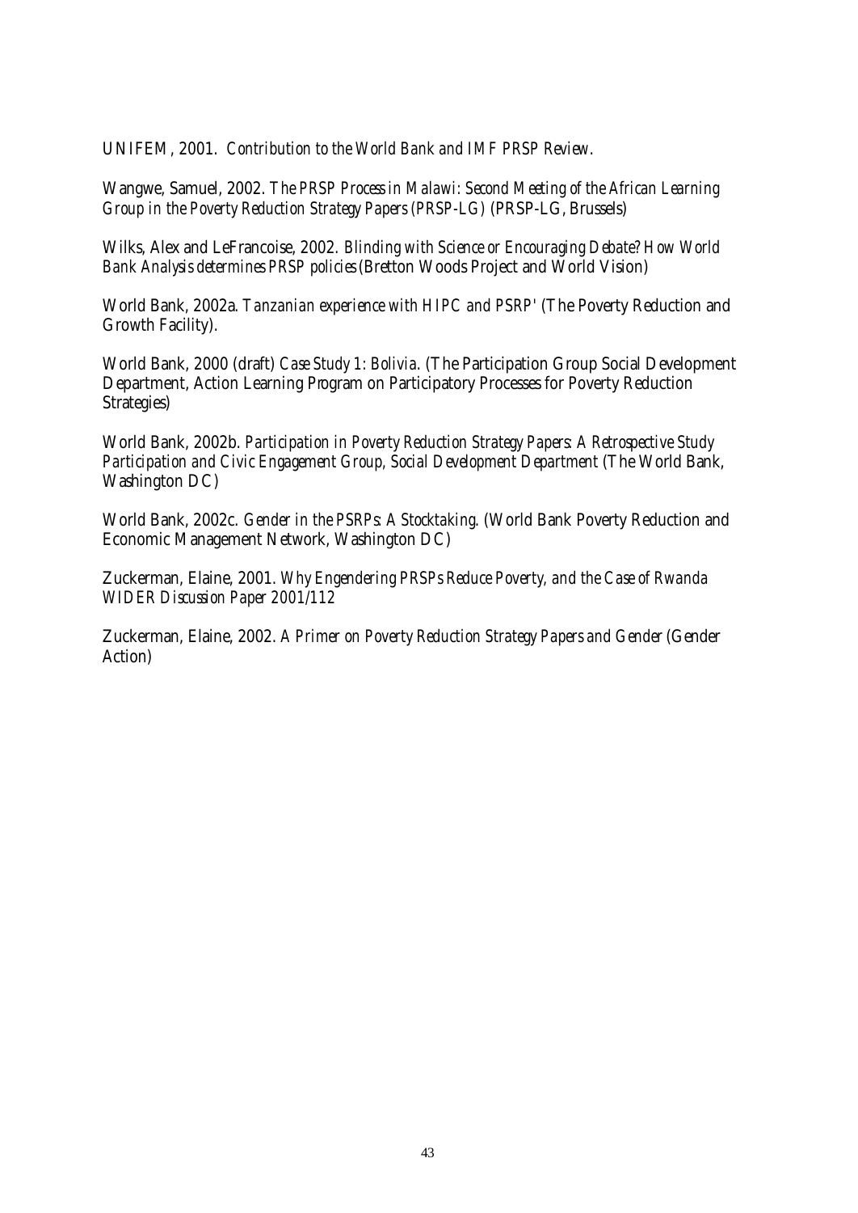UNIFEM, 2001. *Contribution to the World Bank and IMF PRSP Review.*

Wangwe, Samuel, 2002. *The PRSP Process in Malawi: Second Meeting of the African Learning Group in the Poverty Reduction Strategy Papers (PRSP-LG)* (PRSP-LG, Brussels)

Wilks, Alex and LeFrancoise, 2002. *Blinding with Science or Encouraging Debate? How World Bank Analysis determines PRSP policies* (Bretton Woods Project and World Vision)

World Bank, 2002a. *Tanzanian experience with HIPC and PSRP'* (The Poverty Reduction and Growth Facility).

World Bank, 2000 (draft) *Case Study 1: Bolivia.* (The Participation Group Social Development Department, Action Learning Program on Participatory Processes for Poverty Reduction Strategies)

World Bank, 2002b. *Participation in Poverty Reduction Strategy Papers: A Retrospective Study Participation and Civic Engagement Group, Social Development Department* (The World Bank, Washington DC)

World Bank, 2002c. *Gender in the PSRPs: A Stocktaking.* (World Bank Poverty Reduction and Economic Management Network, Washington DC)

Zuckerman, Elaine, 2001. *Why Engendering PRSPs Reduce Poverty, and the Case of Rwanda WIDER Discussion Paper 2001/112*

Zuckerman, Elaine, 2002. *A Primer on Poverty Reduction Strategy Papers and Gender* (Gender Action)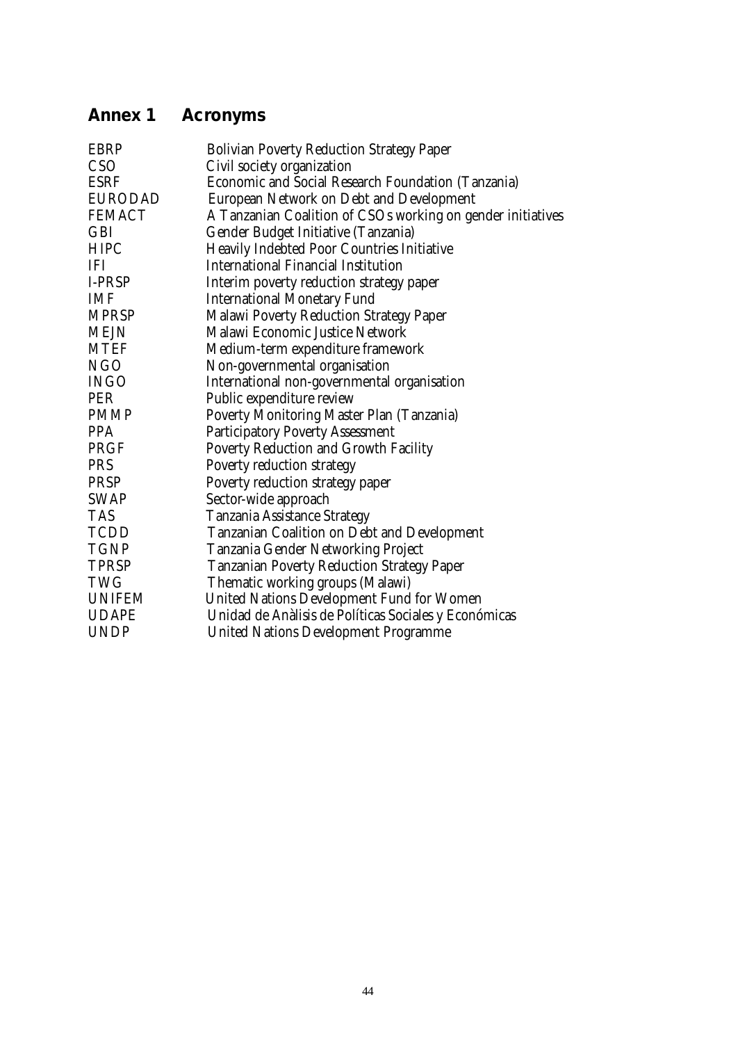## Annex 1 Acronyms

| | |
|---|---|
| EBRP | Bolivian Poverty Reduction Strategy Paper |
| CSO | Civil society organization |
| ESRF | Economic and Social Research Foundation (Tanzania) |
| EURODAD | European Network on Debt and Development |
| FEMACT | A Tanzanian Coalition of CSOs working on gender initiatives |
| GBI | Gender Budget Initiative (Tanzania) |
| HIPC | Heavily Indebted Poor Countries Initiative |
| IFI | International Financial Institution |
| I-PRSP | Interim poverty reduction strategy paper |
| IMF | International Monetary Fund |
| MPRSP | Malawi Poverty Reduction Strategy Paper |
| MEJN | Malawi Economic Justice Network |
| MTEF | Medium-term expenditure framework |
| NGO | Non-governmental organisation |
| INGO | International non-governmental organisation |
| PER | Public expenditure review |
| PMMP | Poverty Monitoring Master Plan (Tanzania) |
| PPA | Participatory Poverty Assessment |
| PRGF | Poverty Reduction and Growth Facility |
| PRS | Poverty reduction strategy |
| PRSP | Poverty reduction strategy paper |
| SWAP | Sector-wide approach |
| TAS | Tanzania Assistance Strategy |
| TCDD | Tanzanian Coalition on Debt and Development |
| TGNP | Tanzania Gender Networking Project |
| TPRSP | Tanzanian Poverty Reduction Strategy Paper |
| TWG | Thematic working groups (Malawi) |
| UNIFEM | United Nations Development Fund for Women |
| UDAPE | Unidad de Anàlisis de Políticas Sociales y Económicas |
| UNDP | United Nations Development Programme |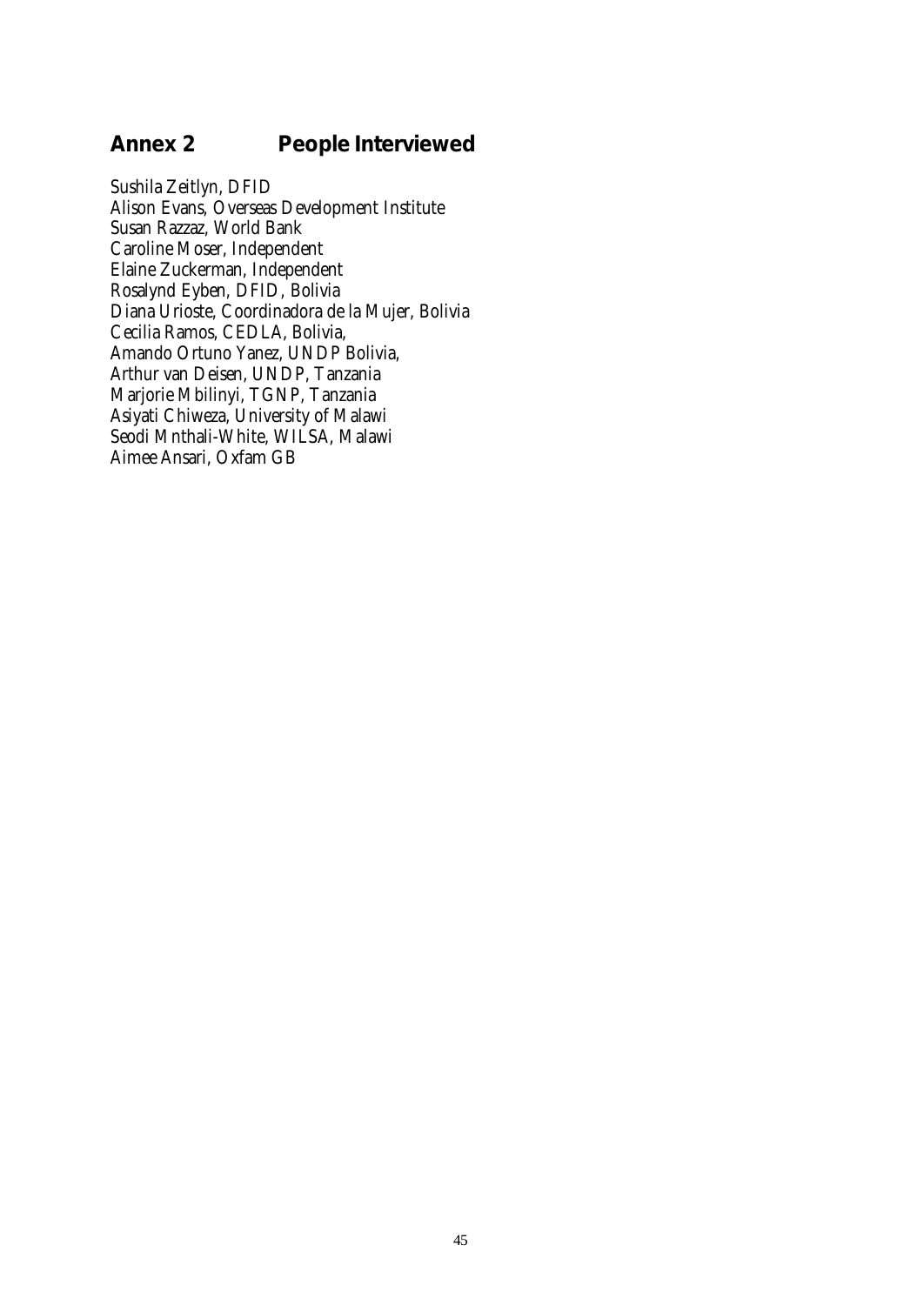## Annex 2 People Interviewed

Sushila Zeitlyn, DFID
Alison Evans, Overseas Development Institute
Susan Razzaz, World Bank
Caroline Moser, Independent
Elaine Zuckerman, Independent
Rosalynd Eyben, DFID, Bolivia
Diana Urioste, Coordinadora de la Mujer, Bolivia
Cecilia Ramos, CEDLA, Bolivia,
Amando Ortuno Yanez, UNDP Bolivia,
Arthur van Deisen, UNDP, Tanzania
Marjorie Mbilinyi, TGNP, Tanzania
Asiyati Chiweza, University of Malawi
Seodi Mnthali-White, WILSA, Malawi
Aimee Ansari, Oxfam GB